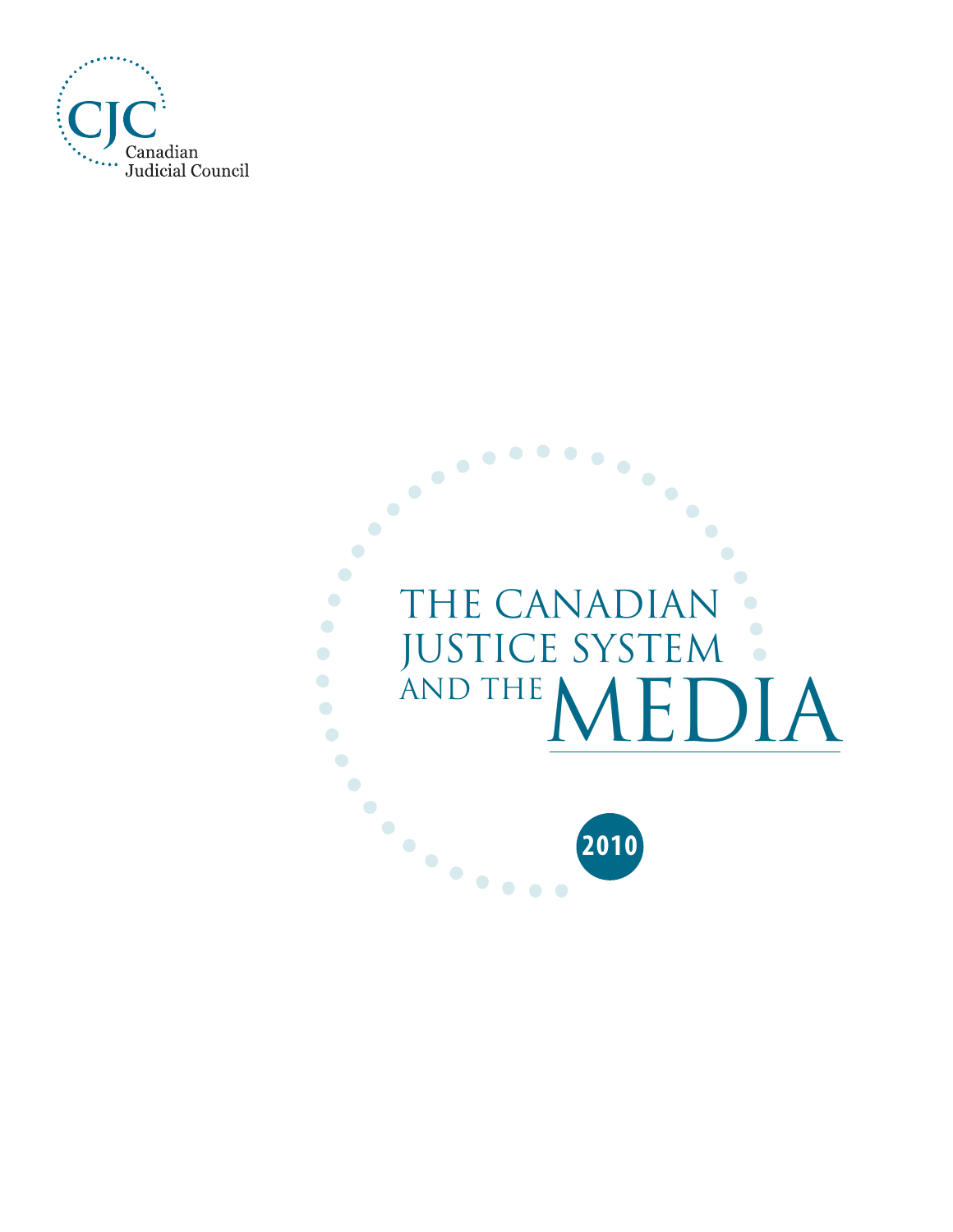CJC
Canadian
Judicial Council

# THE CANADIAN JUSTICE SYSTEM AND THE MEDIA

2010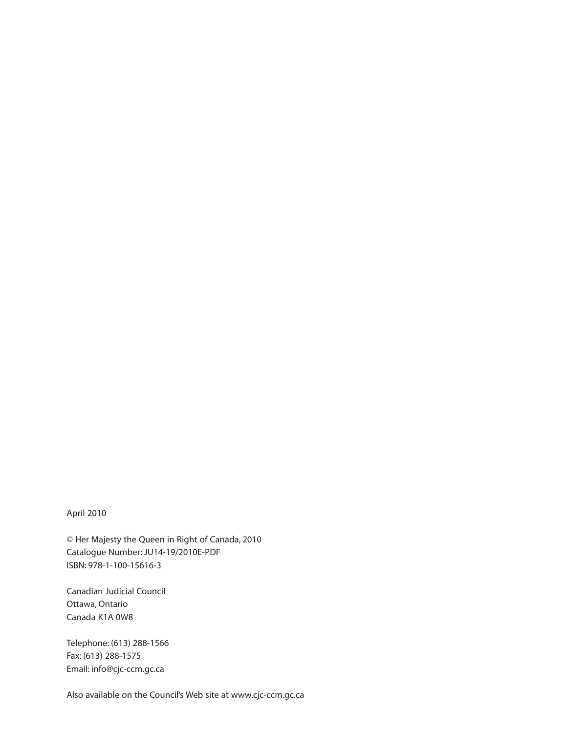April 2010

© Her Majesty the Queen in Right of Canada, 2010
Catalogue Number: JU14-19/2010E-PDF
ISBN: 978-1-100-15616-3

Canadian Judicial Council
Ottawa, Ontario
Canada K1A 0W8

Telephone: (613) 288-1566
Fax: (613) 288-1575
Email: info@cjc-ccm.gc.ca

Also available on the Council's Web site at www.cjc-ccm.gc.ca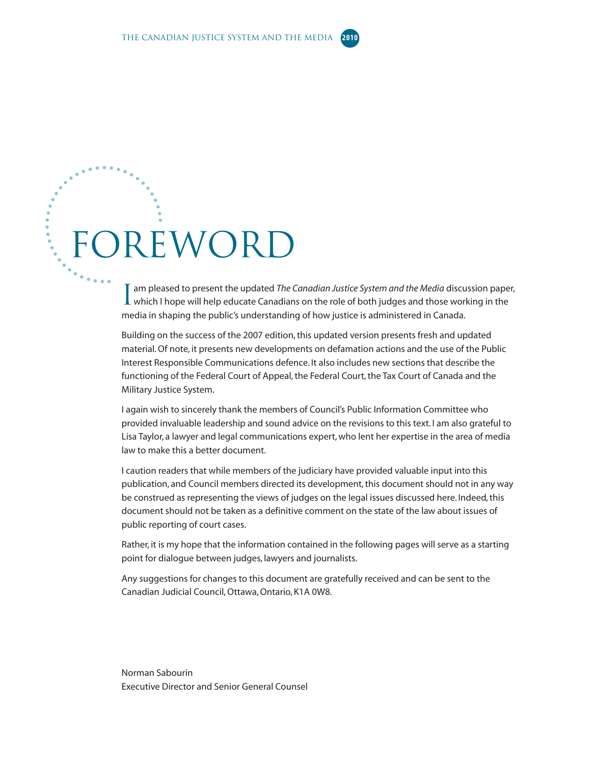# FOREWORD

I am pleased to present the updated *The Canadian Justice System and the Media* discussion paper, which I hope will help educate Canadians on the role of both judges and those working in the media in shaping the public's understanding of how justice is administered in Canada.

Building on the success of the 2007 edition, this updated version presents fresh and updated material. Of note, it presents new developments on defamation actions and the use of the Public Interest Responsible Communications defence. It also includes new sections that describe the functioning of the Federal Court of Appeal, the Federal Court, the Tax Court of Canada and the Military Justice System.

I again wish to sincerely thank the members of Council's Public Information Committee who provided invaluable leadership and sound advice on the revisions to this text. I am also grateful to Lisa Taylor, a lawyer and legal communications expert, who lent her expertise in the area of media law to make this a better document.

I caution readers that while members of the judiciary have provided valuable input into this publication, and Council members directed its development, this document should not in any way be construed as representing the views of judges on the legal issues discussed here. Indeed, this document should not be taken as a definitive comment on the state of the law about issues of public reporting of court cases.

Rather, it is my hope that the information contained in the following pages will serve as a starting point for dialogue between judges, lawyers and journalists.

Any suggestions for changes to this document are gratefully received and can be sent to the Canadian Judicial Council, Ottawa, Ontario, K1A 0W8.

Norman Sabourin
Executive Director and Senior General Counsel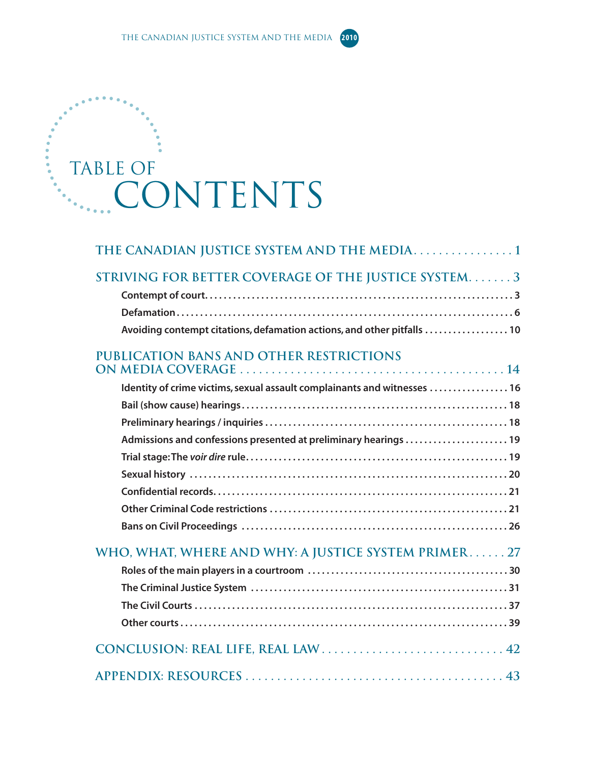# TABLE OF CONTENTS

**THE CANADIAN JUSTICE SYSTEM AND THE MEDIA** . . . . . . . . . . . . . . . . 1

**STRIVING FOR BETTER COVERAGE OF THE JUSTICE SYSTEM** . . . . . . . 3

- Contempt of court. . . . . . . . . . . . . . . . . . . . . . . . . . . . . . . . . . . . . . . . . . . . . . . . . . . . . . . . . . . . . . . . . 3
- Defamation . . . . . . . . . . . . . . . . . . . . . . . . . . . . . . . . . . . . . . . . . . . . . . . . . . . . . . . . . . . . . . . . . . . . . 6
- Avoiding contempt citations, defamation actions, and other pitfalls . . . . . . . . . . . . . . . . . . 10

**PUBLICATION BANS AND OTHER RESTRICTIONS ON MEDIA COVERAGE** . . . . . . . . . . . . . . . . . . . . . . . . . . . . . . . . . . . . . . . . . . . 14

- Identity of crime victims, sexual assault complainants and witnesses . . . . . . . . . . . . . . . . . 16
- Bail (show cause) hearings . . . . . . . . . . . . . . . . . . . . . . . . . . . . . . . . . . . . . . . . . . . . . . . . . . . . . . 18
- Preliminary hearings / inquiries . . . . . . . . . . . . . . . . . . . . . . . . . . . . . . . . . . . . . . . . . . . . . . . . . . 18
- Admissions and confessions presented at preliminary hearings . . . . . . . . . . . . . . . . . . . . . . 19
- Trial stage: The *voir dire* rule . . . . . . . . . . . . . . . . . . . . . . . . . . . . . . . . . . . . . . . . . . . . . . . . . . . . 19
- Sexual history . . . . . . . . . . . . . . . . . . . . . . . . . . . . . . . . . . . . . . . . . . . . . . . . . . . . . . . . . . . . . . . . . 20
- Confidential records. . . . . . . . . . . . . . . . . . . . . . . . . . . . . . . . . . . . . . . . . . . . . . . . . . . . . . . . . . . . . 21
- Other Criminal Code restrictions . . . . . . . . . . . . . . . . . . . . . . . . . . . . . . . . . . . . . . . . . . . . . . . . . . 21
- Bans on Civil Proceedings . . . . . . . . . . . . . . . . . . . . . . . . . . . . . . . . . . . . . . . . . . . . . . . . . . . . . . . 26

**WHO, WHAT, WHERE AND WHY: A JUSTICE SYSTEM PRIMER** . . . . . . 27

- Roles of the main players in a courtroom . . . . . . . . . . . . . . . . . . . . . . . . . . . . . . . . . . . . . . . . . . 30
- The Criminal Justice System . . . . . . . . . . . . . . . . . . . . . . . . . . . . . . . . . . . . . . . . . . . . . . . . . . . . . 31
- The Civil Courts . . . . . . . . . . . . . . . . . . . . . . . . . . . . . . . . . . . . . . . . . . . . . . . . . . . . . . . . . . . . . . . . 37
- Other courts . . . . . . . . . . . . . . . . . . . . . . . . . . . . . . . . . . . . . . . . . . . . . . . . . . . . . . . . . . . . . . . . . . . . 39

**CONCLUSION: REAL LIFE, REAL LAW** . . . . . . . . . . . . . . . . . . . . . . . . . . . . . 42

**APPENDIX: RESOURCES** . . . . . . . . . . . . . . . . . . . . . . . . . . . . . . . . . . . . . . . . . . 43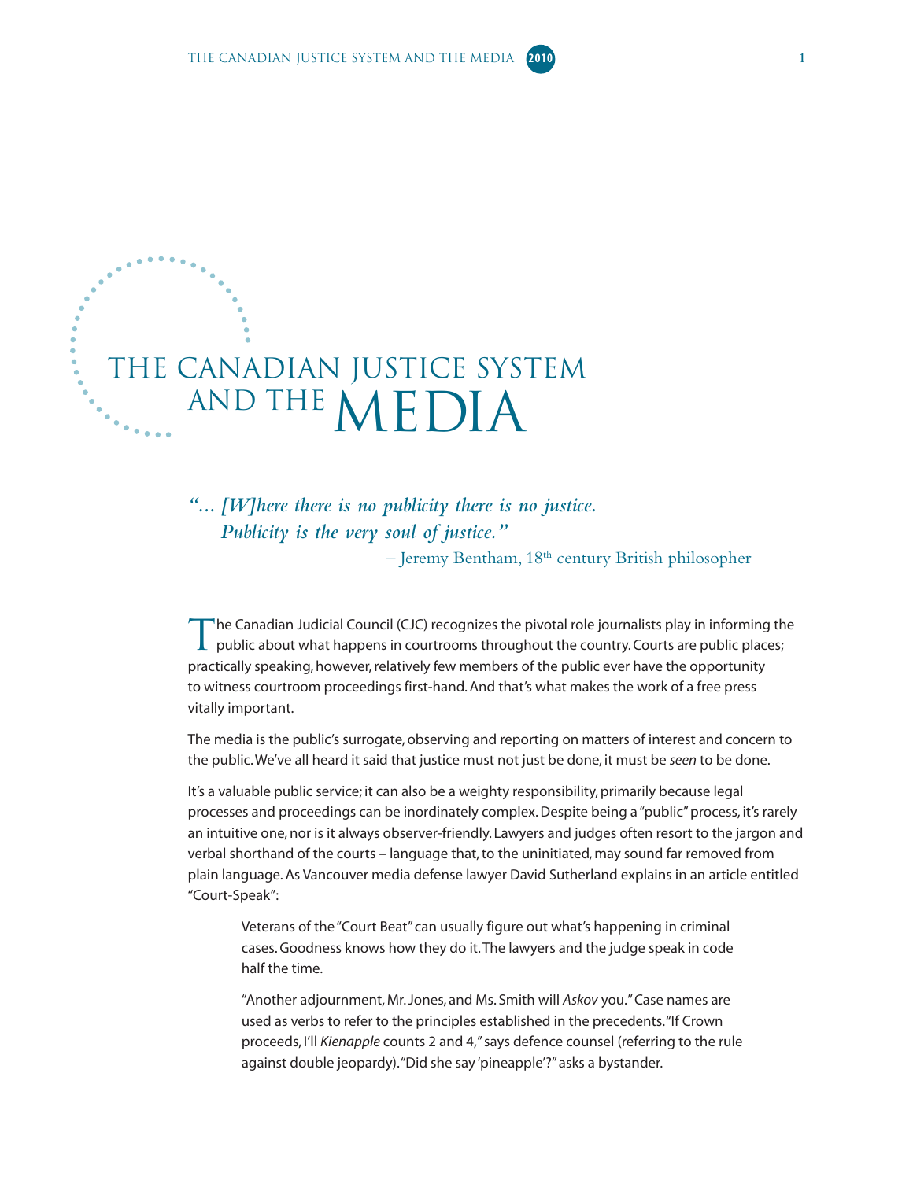# THE CANADIAN JUSTICE SYSTEM AND THE MEDIA

*"... [W]here there is no publicity there is no justice. Publicity is the very soul of justice."*

– Jeremy Bentham, 18th century British philosopher

The Canadian Judicial Council (CJC) recognizes the pivotal role journalists play in informing the public about what happens in courtrooms throughout the country. Courts are public places; practically speaking, however, relatively few members of the public ever have the opportunity to witness courtroom proceedings first-hand. And that's what makes the work of a free press vitally important.

The media is the public's surrogate, observing and reporting on matters of interest and concern to the public. We've all heard it said that justice must not just be done, it must be *seen* to be done.

It's a valuable public service; it can also be a weighty responsibility, primarily because legal processes and proceedings can be inordinately complex. Despite being a "public" process, it's rarely an intuitive one, nor is it always observer-friendly. Lawyers and judges often resort to the jargon and verbal shorthand of the courts – language that, to the uninitiated, may sound far removed from plain language. As Vancouver media defense lawyer David Sutherland explains in an article entitled "Court-Speak":

> Veterans of the "Court Beat" can usually figure out what's happening in criminal cases. Goodness knows how they do it. The lawyers and the judge speak in code half the time.
>
> "Another adjournment, Mr. Jones, and Ms. Smith will *Askov* you." Case names are used as verbs to refer to the principles established in the precedents. "If Crown proceeds, I'll *Kienapple* counts 2 and 4," says defence counsel (referring to the rule against double jeopardy). "Did she say 'pineapple'?" asks a bystander.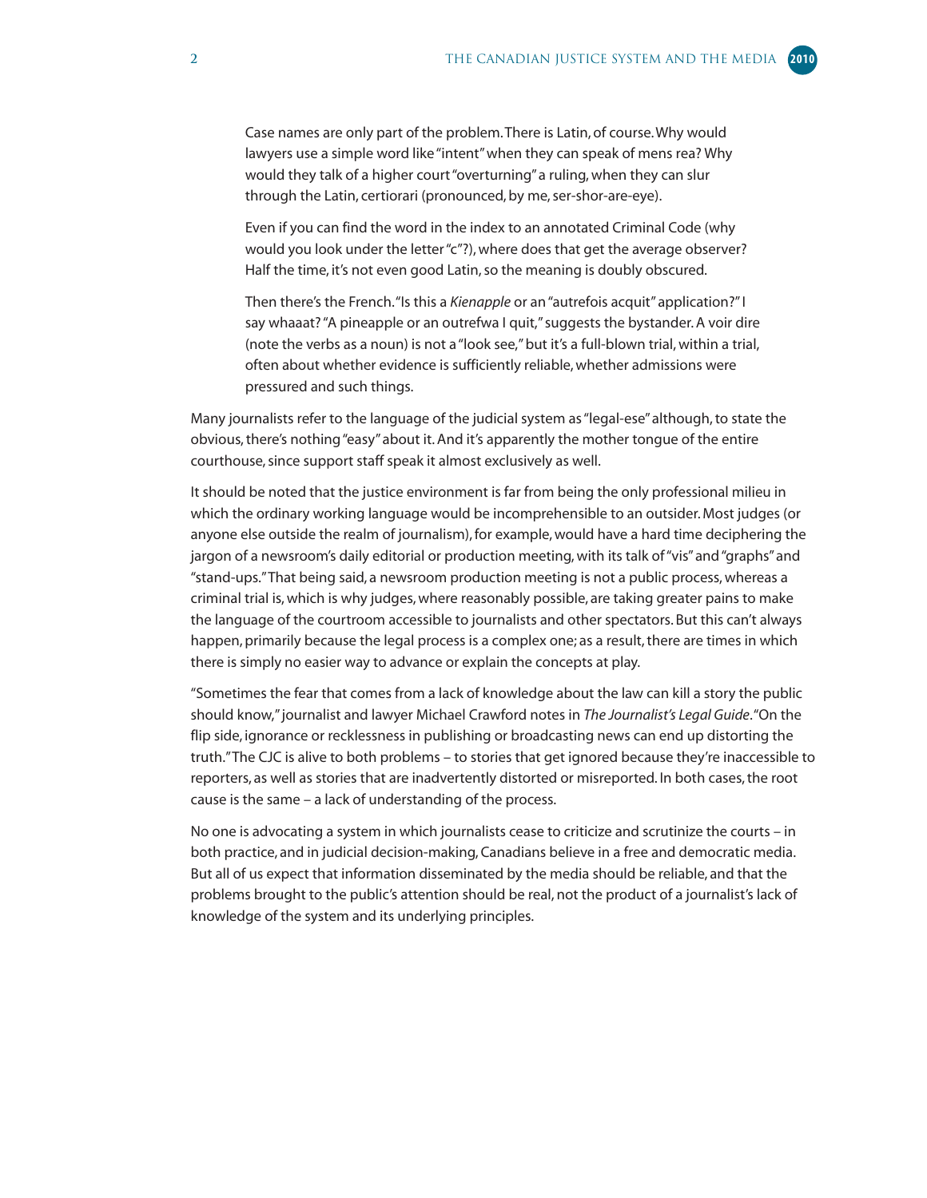> Case names are only part of the problem. There is Latin, of course. Why would lawyers use a simple word like "intent" when they can speak of mens rea? Why would they talk of a higher court "overturning" a ruling, when they can slur through the Latin, certiorari (pronounced, by me, ser-shor-are-eye).
>
> Even if you can find the word in the index to an annotated Criminal Code (why would you look under the letter "c"?), where does that get the average observer? Half the time, it's not even good Latin, so the meaning is doubly obscured.
>
> Then there's the French. "Is this a *Kienapple* or an "autrefois acquit" application?" I say whaaat? "A pineapple or an outrefwa I quit," suggests the bystander. A voir dire (note the verbs as a noun) is not a "look see," but it's a full-blown trial, within a trial, often about whether evidence is sufficiently reliable, whether admissions were pressured and such things.

Many journalists refer to the language of the judicial system as "legal-ese" although, to state the obvious, there's nothing "easy" about it. And it's apparently the mother tongue of the entire courthouse, since support staff speak it almost exclusively as well.

It should be noted that the justice environment is far from being the only professional milieu in which the ordinary working language would be incomprehensible to an outsider. Most judges (or anyone else outside the realm of journalism), for example, would have a hard time deciphering the jargon of a newsroom's daily editorial or production meeting, with its talk of "vis" and "graphs" and "stand-ups." That being said, a newsroom production meeting is not a public process, whereas a criminal trial is, which is why judges, where reasonably possible, are taking greater pains to make the language of the courtroom accessible to journalists and other spectators. But this can't always happen, primarily because the legal process is a complex one; as a result, there are times in which there is simply no easier way to advance or explain the concepts at play.

"Sometimes the fear that comes from a lack of knowledge about the law can kill a story the public should know," journalist and lawyer Michael Crawford notes in *The Journalist's Legal Guide*. "On the flip side, ignorance or recklessness in publishing or broadcasting news can end up distorting the truth." The CJC is alive to both problems – to stories that get ignored because they're inaccessible to reporters, as well as stories that are inadvertently distorted or misreported. In both cases, the root cause is the same – a lack of understanding of the process.

No one is advocating a system in which journalists cease to criticize and scrutinize the courts – in both practice, and in judicial decision-making, Canadians believe in a free and democratic media. But all of us expect that information disseminated by the media should be reliable, and that the problems brought to the public's attention should be real, not the product of a journalist's lack of knowledge of the system and its underlying principles.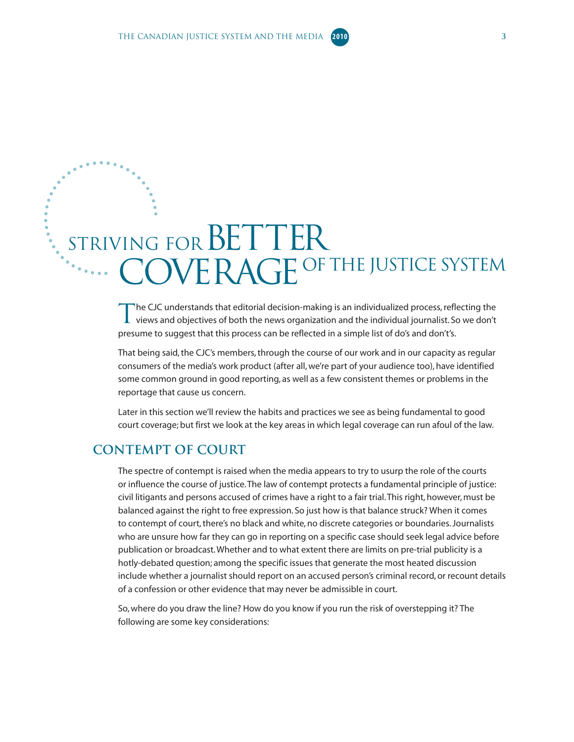# STRIVING FOR BETTER COVERAGE OF THE JUSTICE SYSTEM

The CJC understands that editorial decision-making is an individualized process, reflecting the views and objectives of both the news organization and the individual journalist. So we don't presume to suggest that this process can be reflected in a simple list of do's and don't's.

That being said, the CJC's members, through the course of our work and in our capacity as regular consumers of the media's work product (after all, we're part of your audience too), have identified some common ground in good reporting, as well as a few consistent themes or problems in the reportage that cause us concern.

Later in this section we'll review the habits and practices we see as being fundamental to good court coverage; but first we look at the key areas in which legal coverage can run afoul of the law.

## CONTEMPT OF COURT

The spectre of contempt is raised when the media appears to try to usurp the role of the courts or influence the course of justice. The law of contempt protects a fundamental principle of justice: civil litigants and persons accused of crimes have a right to a fair trial. This right, however, must be balanced against the right to free expression. So just how is that balance struck? When it comes to contempt of court, there's no black and white, no discrete categories or boundaries. Journalists who are unsure how far they can go in reporting on a specific case should seek legal advice before publication or broadcast. Whether and to what extent there are limits on pre-trial publicity is a hotly-debated question; among the specific issues that generate the most heated discussion include whether a journalist should report on an accused person's criminal record, or recount details of a confession or other evidence that may never be admissible in court.

So, where do you draw the line? How do you know if you run the risk of overstepping it? The following are some key considerations: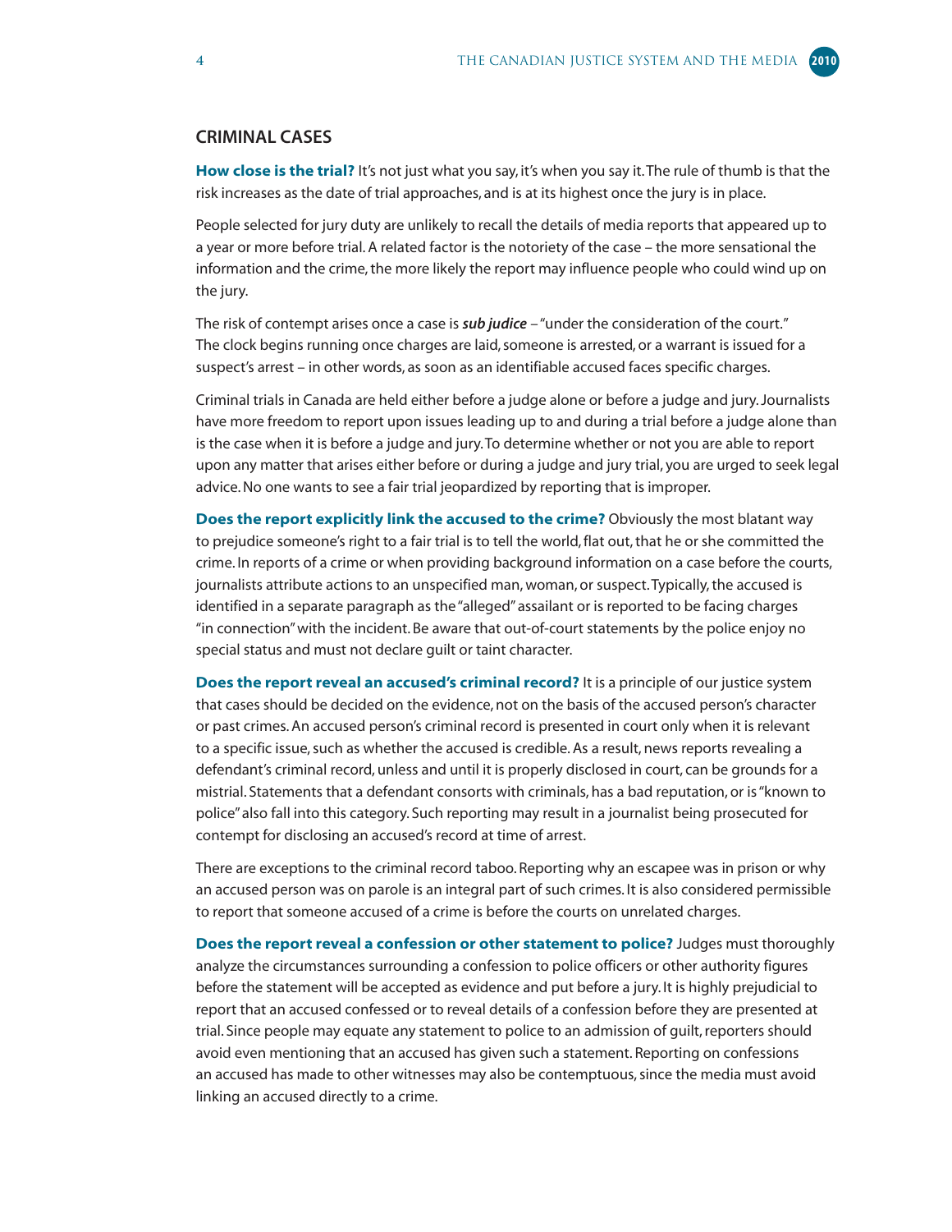## CRIMINAL CASES

**How close is the trial?** It's not just what you say, it's when you say it. The rule of thumb is that the risk increases as the date of trial approaches, and is at its highest once the jury is in place.

People selected for jury duty are unlikely to recall the details of media reports that appeared up to a year or more before trial. A related factor is the notoriety of the case – the more sensational the information and the crime, the more likely the report may influence people who could wind up on the jury.

The risk of contempt arises once a case is ***sub judice*** – "under the consideration of the court." The clock begins running once charges are laid, someone is arrested, or a warrant is issued for a suspect's arrest – in other words, as soon as an identifiable accused faces specific charges.

Criminal trials in Canada are held either before a judge alone or before a judge and jury. Journalists have more freedom to report upon issues leading up to and during a trial before a judge alone than is the case when it is before a judge and jury. To determine whether or not you are able to report upon any matter that arises either before or during a judge and jury trial, you are urged to seek legal advice. No one wants to see a fair trial jeopardized by reporting that is improper.

**Does the report explicitly link the accused to the crime?** Obviously the most blatant way to prejudice someone's right to a fair trial is to tell the world, flat out, that he or she committed the crime. In reports of a crime or when providing background information on a case before the courts, journalists attribute actions to an unspecified man, woman, or suspect. Typically, the accused is identified in a separate paragraph as the "alleged" assailant or is reported to be facing charges "in connection" with the incident. Be aware that out-of-court statements by the police enjoy no special status and must not declare guilt or taint character.

**Does the report reveal an accused's criminal record?** It is a principle of our justice system that cases should be decided on the evidence, not on the basis of the accused person's character or past crimes. An accused person's criminal record is presented in court only when it is relevant to a specific issue, such as whether the accused is credible. As a result, news reports revealing a defendant's criminal record, unless and until it is properly disclosed in court, can be grounds for a mistrial. Statements that a defendant consorts with criminals, has a bad reputation, or is "known to police" also fall into this category. Such reporting may result in a journalist being prosecuted for contempt for disclosing an accused's record at time of arrest.

There are exceptions to the criminal record taboo. Reporting why an escapee was in prison or why an accused person was on parole is an integral part of such crimes. It is also considered permissible to report that someone accused of a crime is before the courts on unrelated charges.

**Does the report reveal a confession or other statement to police?** Judges must thoroughly analyze the circumstances surrounding a confession to police officers or other authority figures before the statement will be accepted as evidence and put before a jury. It is highly prejudicial to report that an accused confessed or to reveal details of a confession before they are presented at trial. Since people may equate any statement to police to an admission of guilt, reporters should avoid even mentioning that an accused has given such a statement. Reporting on confessions an accused has made to other witnesses may also be contemptuous, since the media must avoid linking an accused directly to a crime.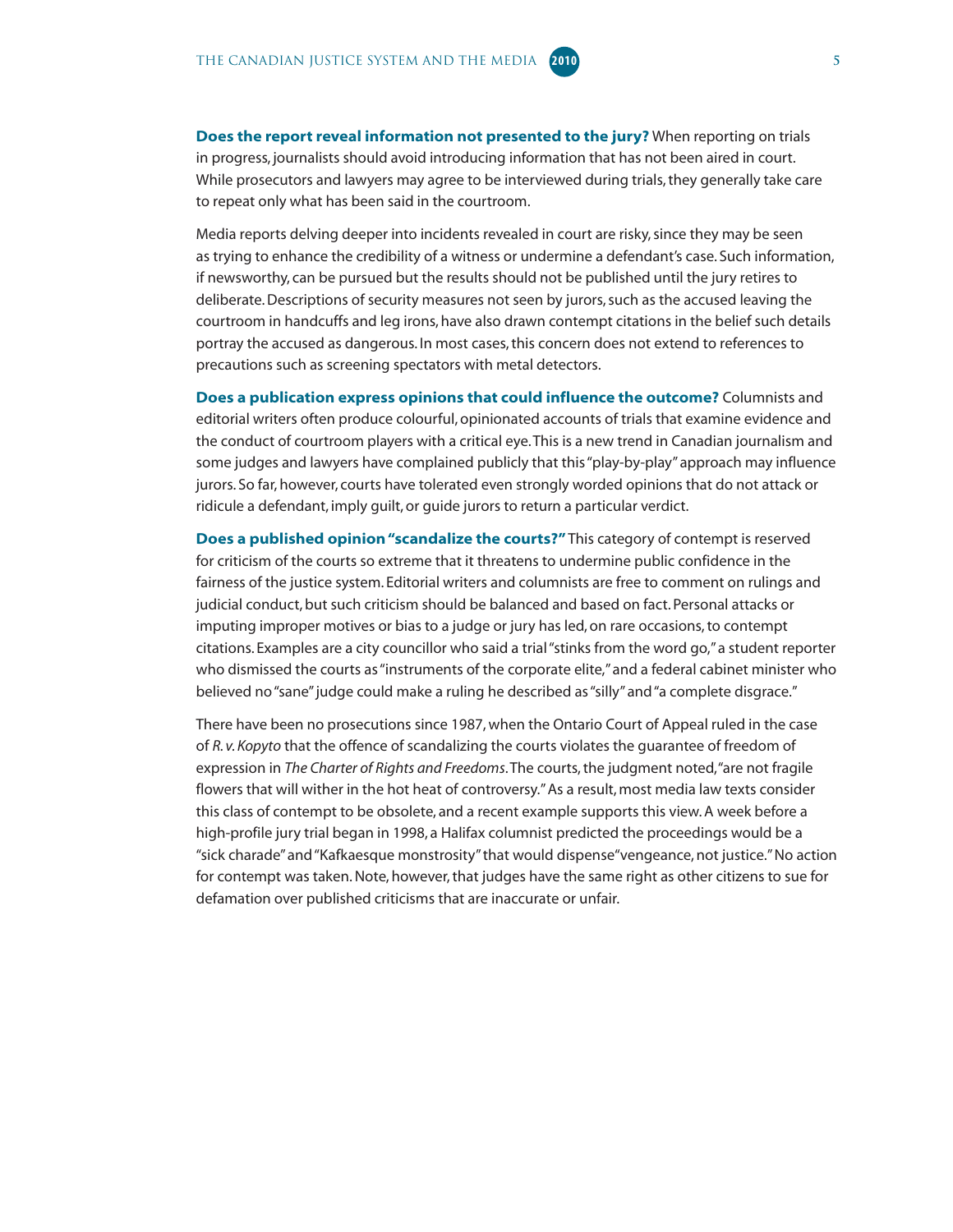**Does the report reveal information not presented to the jury?** When reporting on trials in progress, journalists should avoid introducing information that has not been aired in court. While prosecutors and lawyers may agree to be interviewed during trials, they generally take care to repeat only what has been said in the courtroom.

Media reports delving deeper into incidents revealed in court are risky, since they may be seen as trying to enhance the credibility of a witness or undermine a defendant's case. Such information, if newsworthy, can be pursued but the results should not be published until the jury retires to deliberate. Descriptions of security measures not seen by jurors, such as the accused leaving the courtroom in handcuffs and leg irons, have also drawn contempt citations in the belief such details portray the accused as dangerous. In most cases, this concern does not extend to references to precautions such as screening spectators with metal detectors.

**Does a publication express opinions that could influence the outcome?** Columnists and editorial writers often produce colourful, opinionated accounts of trials that examine evidence and the conduct of courtroom players with a critical eye. This is a new trend in Canadian journalism and some judges and lawyers have complained publicly that this "play-by-play" approach may influence jurors. So far, however, courts have tolerated even strongly worded opinions that do not attack or ridicule a defendant, imply guilt, or guide jurors to return a particular verdict.

**Does a published opinion "scandalize the courts?"** This category of contempt is reserved for criticism of the courts so extreme that it threatens to undermine public confidence in the fairness of the justice system. Editorial writers and columnists are free to comment on rulings and judicial conduct, but such criticism should be balanced and based on fact. Personal attacks or imputing improper motives or bias to a judge or jury has led, on rare occasions, to contempt citations. Examples are a city councillor who said a trial "stinks from the word go," a student reporter who dismissed the courts as "instruments of the corporate elite," and a federal cabinet minister who believed no "sane" judge could make a ruling he described as "silly" and "a complete disgrace."

There have been no prosecutions since 1987, when the Ontario Court of Appeal ruled in the case of *R. v. Kopyto* that the offence of scandalizing the courts violates the guarantee of freedom of expression in *The Charter of Rights and Freedoms*. The courts, the judgment noted, "are not fragile flowers that will wither in the hot heat of controversy." As a result, most media law texts consider this class of contempt to be obsolete, and a recent example supports this view. A week before a high-profile jury trial began in 1998, a Halifax columnist predicted the proceedings would be a "sick charade" and "Kafkaesque monstrosity" that would dispense "vengeance, not justice." No action for contempt was taken. Note, however, that judges have the same right as other citizens to sue for defamation over published criticisms that are inaccurate or unfair.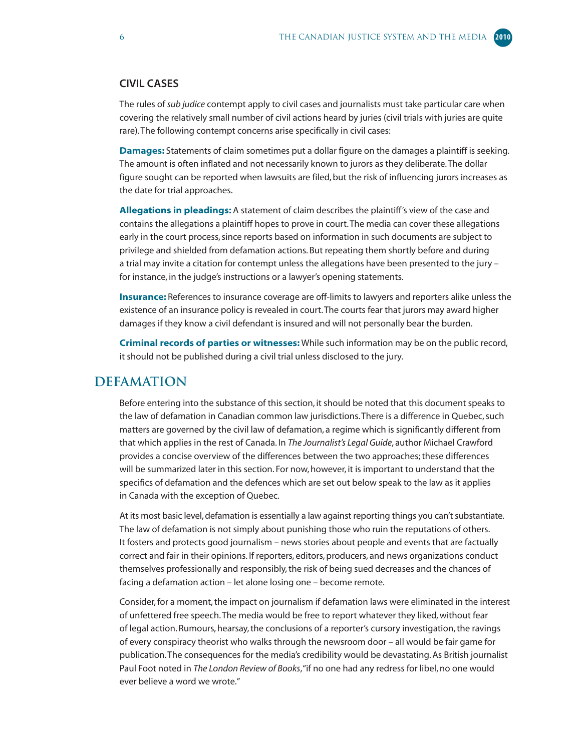### CIVIL CASES

The rules of *sub judice* contempt apply to civil cases and journalists must take particular care when covering the relatively small number of civil actions heard by juries (civil trials with juries are quite rare). The following contempt concerns arise specifically in civil cases:

**Damages:** Statements of claim sometimes put a dollar figure on the damages a plaintiff is seeking. The amount is often inflated and not necessarily known to jurors as they deliberate. The dollar figure sought can be reported when lawsuits are filed, but the risk of influencing jurors increases as the date for trial approaches.

**Allegations in pleadings:** A statement of claim describes the plaintiff's view of the case and contains the allegations a plaintiff hopes to prove in court. The media can cover these allegations early in the court process, since reports based on information in such documents are subject to privilege and shielded from defamation actions. But repeating them shortly before and during a trial may invite a citation for contempt unless the allegations have been presented to the jury – for instance, in the judge's instructions or a lawyer's opening statements.

**Insurance:** References to insurance coverage are off-limits to lawyers and reporters alike unless the existence of an insurance policy is revealed in court. The courts fear that jurors may award higher damages if they know a civil defendant is insured and will not personally bear the burden.

**Criminal records of parties or witnesses:** While such information may be on the public record, it should not be published during a civil trial unless disclosed to the jury.

## DEFAMATION

Before entering into the substance of this section, it should be noted that this document speaks to the law of defamation in Canadian common law jurisdictions. There is a difference in Quebec, such matters are governed by the civil law of defamation, a regime which is significantly different from that which applies in the rest of Canada. In *The Journalist's Legal Guide*, author Michael Crawford provides a concise overview of the differences between the two approaches; these differences will be summarized later in this section. For now, however, it is important to understand that the specifics of defamation and the defences which are set out below speak to the law as it applies in Canada with the exception of Quebec.

At its most basic level, defamation is essentially a law against reporting things you can't substantiate. The law of defamation is not simply about punishing those who ruin the reputations of others. It fosters and protects good journalism – news stories about people and events that are factually correct and fair in their opinions. If reporters, editors, producers, and news organizations conduct themselves professionally and responsibly, the risk of being sued decreases and the chances of facing a defamation action – let alone losing one – become remote.

Consider, for a moment, the impact on journalism if defamation laws were eliminated in the interest of unfettered free speech. The media would be free to report whatever they liked, without fear of legal action. Rumours, hearsay, the conclusions of a reporter's cursory investigation, the ravings of every conspiracy theorist who walks through the newsroom door – all would be fair game for publication. The consequences for the media's credibility would be devastating. As British journalist Paul Foot noted in *The London Review of Books*, "if no one had any redress for libel, no one would ever believe a word we wrote."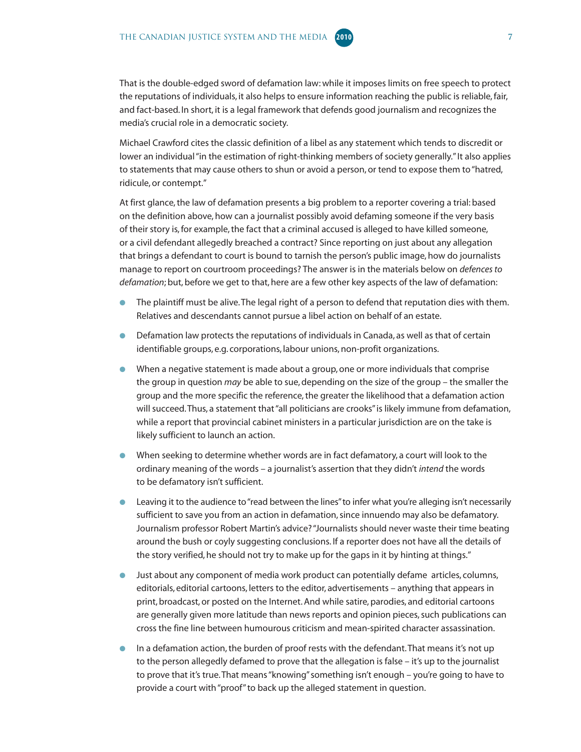That is the double-edged sword of defamation law: while it imposes limits on free speech to protect the reputations of individuals, it also helps to ensure information reaching the public is reliable, fair, and fact-based. In short, it is a legal framework that defends good journalism and recognizes the media's crucial role in a democratic society.

Michael Crawford cites the classic definition of a libel as any statement which tends to discredit or lower an individual "in the estimation of right-thinking members of society generally." It also applies to statements that may cause others to shun or avoid a person, or tend to expose them to "hatred, ridicule, or contempt."

At first glance, the law of defamation presents a big problem to a reporter covering a trial: based on the definition above, how can a journalist possibly avoid defaming someone if the very basis of their story is, for example, the fact that a criminal accused is alleged to have killed someone, or a civil defendant allegedly breached a contract? Since reporting on just about any allegation that brings a defendant to court is bound to tarnish the person's public image, how do journalists manage to report on courtroom proceedings? The answer is in the materials below on *defences to defamation*; but, before we get to that, here are a few other key aspects of the law of defamation:

- The plaintiff must be alive. The legal right of a person to defend that reputation dies with them. Relatives and descendants cannot pursue a libel action on behalf of an estate.
- Defamation law protects the reputations of individuals in Canada, as well as that of certain identifiable groups, e.g. corporations, labour unions, non-profit organizations.
- When a negative statement is made about a group, one or more individuals that comprise the group in question *may* be able to sue, depending on the size of the group – the smaller the group and the more specific the reference, the greater the likelihood that a defamation action will succeed. Thus, a statement that "all politicians are crooks" is likely immune from defamation, while a report that provincial cabinet ministers in a particular jurisdiction are on the take is likely sufficient to launch an action.
- When seeking to determine whether words are in fact defamatory, a court will look to the ordinary meaning of the words – a journalist's assertion that they didn't *intend* the words to be defamatory isn't sufficient.
- Leaving it to the audience to "read between the lines" to infer what you're alleging isn't necessarily sufficient to save you from an action in defamation, since innuendo may also be defamatory. Journalism professor Robert Martin's advice? "Journalists should never waste their time beating around the bush or coyly suggesting conclusions. If a reporter does not have all the details of the story verified, he should not try to make up for the gaps in it by hinting at things."
- Just about any component of media work product can potentially defame articles, columns, editorials, editorial cartoons, letters to the editor, advertisements – anything that appears in print, broadcast, or posted on the Internet. And while satire, parodies, and editorial cartoons are generally given more latitude than news reports and opinion pieces, such publications can cross the fine line between humourous criticism and mean-spirited character assassination.
- In a defamation action, the burden of proof rests with the defendant. That means it's not up to the person allegedly defamed to prove that the allegation is false – it's up to the journalist to prove that it's true. That means "knowing" something isn't enough – you're going to have to provide a court with "proof" to back up the alleged statement in question.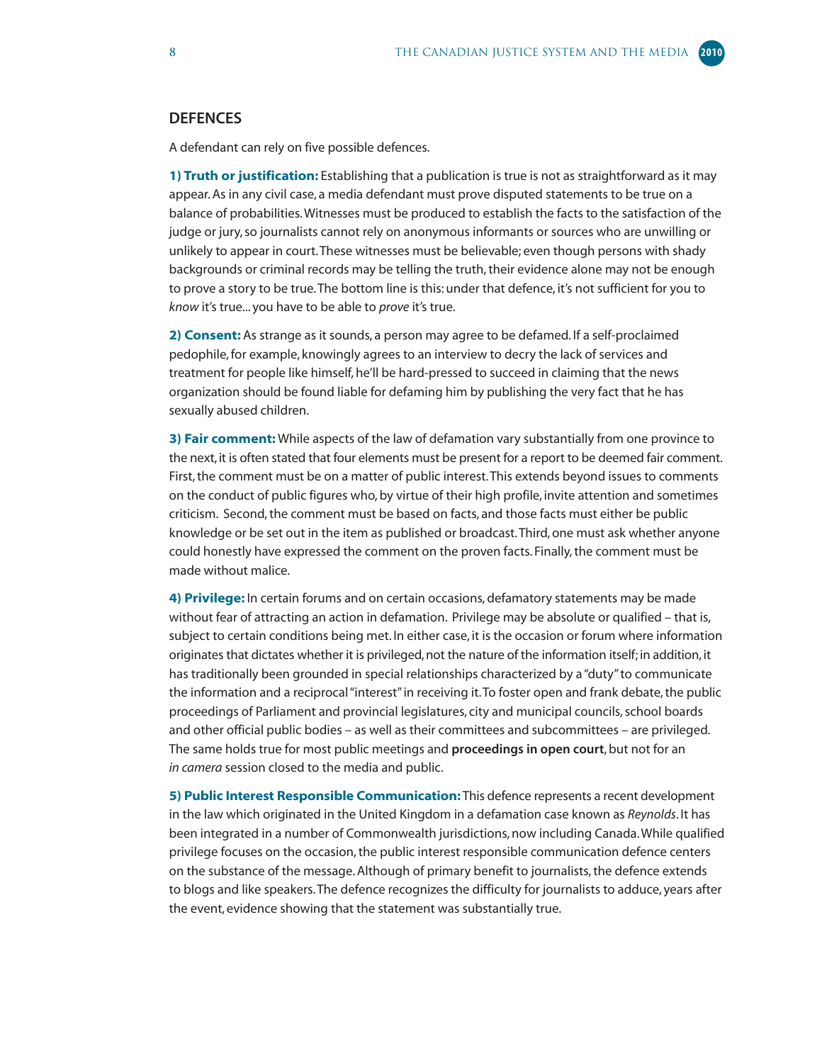## DEFENCES

A defendant can rely on five possible defences.

**1) Truth or justification:** Establishing that a publication is true is not as straightforward as it may appear. As in any civil case, a media defendant must prove disputed statements to be true on a balance of probabilities. Witnesses must be produced to establish the facts to the satisfaction of the judge or jury, so journalists cannot rely on anonymous informants or sources who are unwilling or unlikely to appear in court. These witnesses must be believable; even though persons with shady backgrounds or criminal records may be telling the truth, their evidence alone may not be enough to prove a story to be true. The bottom line is this: under that defence, it's not sufficient for you to *know* it's true... you have to be able to *prove* it's true.

**2) Consent:** As strange as it sounds, a person may agree to be defamed. If a self-proclaimed pedophile, for example, knowingly agrees to an interview to decry the lack of services and treatment for people like himself, he'll be hard-pressed to succeed in claiming that the news organization should be found liable for defaming him by publishing the very fact that he has sexually abused children.

**3) Fair comment:** While aspects of the law of defamation vary substantially from one province to the next, it is often stated that four elements must be present for a report to be deemed fair comment. First, the comment must be on a matter of public interest. This extends beyond issues to comments on the conduct of public figures who, by virtue of their high profile, invite attention and sometimes criticism. Second, the comment must be based on facts, and those facts must either be public knowledge or be set out in the item as published or broadcast. Third, one must ask whether anyone could honestly have expressed the comment on the proven facts. Finally, the comment must be made without malice.

**4) Privilege:** In certain forums and on certain occasions, defamatory statements may be made without fear of attracting an action in defamation. Privilege may be absolute or qualified – that is, subject to certain conditions being met. In either case, it is the occasion or forum where information originates that dictates whether it is privileged, not the nature of the information itself; in addition, it has traditionally been grounded in special relationships characterized by a "duty" to communicate the information and a reciprocal "interest" in receiving it. To foster open and frank debate, the public proceedings of Parliament and provincial legislatures, city and municipal councils, school boards and other official public bodies – as well as their committees and subcommittees – are privileged. The same holds true for most public meetings and **proceedings in open court**, but not for an *in camera* session closed to the media and public.

**5) Public Interest Responsible Communication:** This defence represents a recent development in the law which originated in the United Kingdom in a defamation case known as *Reynolds*. It has been integrated in a number of Commonwealth jurisdictions, now including Canada. While qualified privilege focuses on the occasion, the public interest responsible communication defence centers on the substance of the message. Although of primary benefit to journalists, the defence extends to blogs and like speakers. The defence recognizes the difficulty for journalists to adduce, years after the event, evidence showing that the statement was substantially true.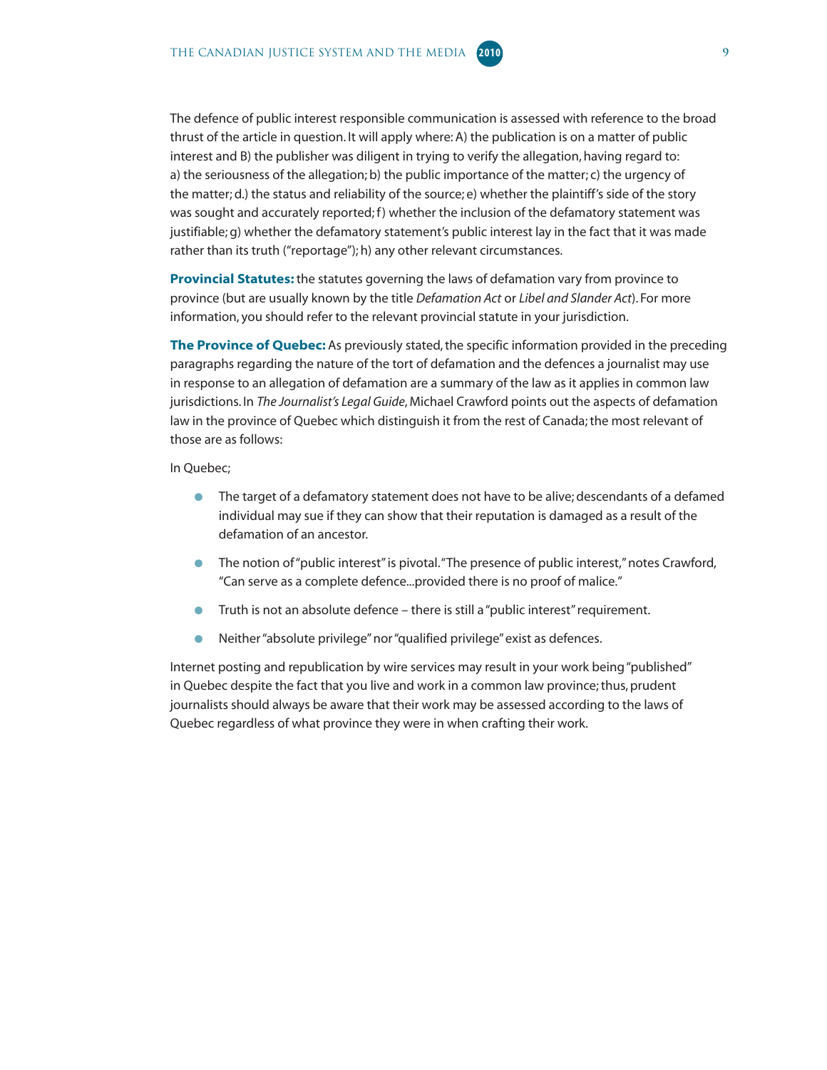The defence of public interest responsible communication is assessed with reference to the broad thrust of the article in question. It will apply where: A) the publication is on a matter of public interest and B) the publisher was diligent in trying to verify the allegation, having regard to: a) the seriousness of the allegation; b) the public importance of the matter; c) the urgency of the matter; d.) the status and reliability of the source; e) whether the plaintiff's side of the story was sought and accurately reported; f) whether the inclusion of the defamatory statement was justifiable; g) whether the defamatory statement's public interest lay in the fact that it was made rather than its truth ("reportage"); h) any other relevant circumstances.

**Provincial Statutes:** the statutes governing the laws of defamation vary from province to province (but are usually known by the title *Defamation Act* or *Libel and Slander Act*). For more information, you should refer to the relevant provincial statute in your jurisdiction.

**The Province of Quebec:** As previously stated, the specific information provided in the preceding paragraphs regarding the nature of the tort of defamation and the defences a journalist may use in response to an allegation of defamation are a summary of the law as it applies in common law jurisdictions. In *The Journalist's Legal Guide*, Michael Crawford points out the aspects of defamation law in the province of Quebec which distinguish it from the rest of Canada; the most relevant of those are as follows:

In Quebec;

- The target of a defamatory statement does not have to be alive; descendants of a defamed individual may sue if they can show that their reputation is damaged as a result of the defamation of an ancestor.
- The notion of "public interest" is pivotal. "The presence of public interest," notes Crawford, "Can serve as a complete defence...provided there is no proof of malice."
- Truth is not an absolute defence – there is still a "public interest" requirement.
- Neither "absolute privilege" nor "qualified privilege" exist as defences.

Internet posting and republication by wire services may result in your work being "published" in Quebec despite the fact that you live and work in a common law province; thus, prudent journalists should always be aware that their work may be assessed according to the laws of Quebec regardless of what province they were in when crafting their work.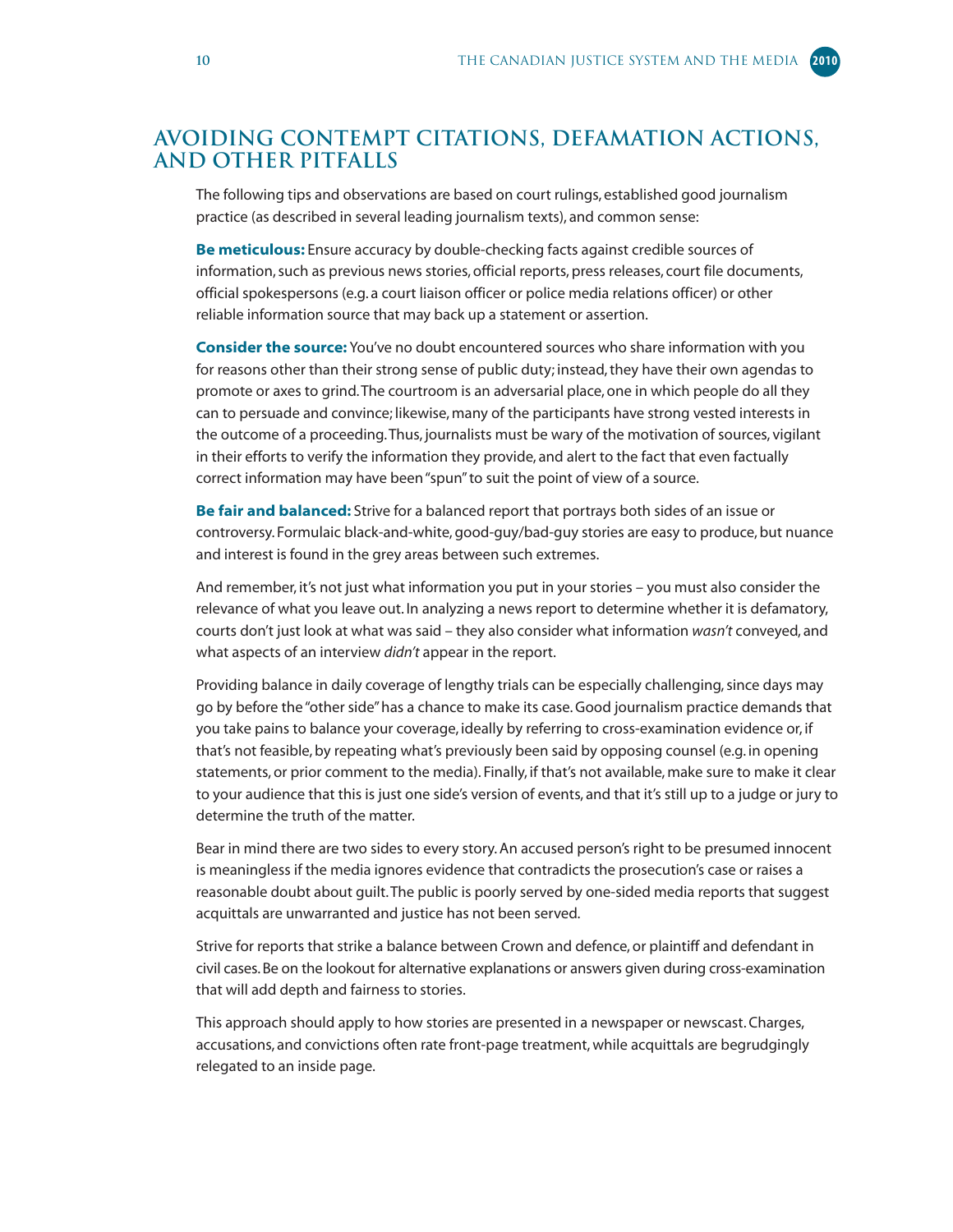## AVOIDING CONTEMPT CITATIONS, DEFAMATION ACTIONS, AND OTHER PITFALLS

The following tips and observations are based on court rulings, established good journalism practice (as described in several leading journalism texts), and common sense:

**Be meticulous:** Ensure accuracy by double-checking facts against credible sources of information, such as previous news stories, official reports, press releases, court file documents, official spokespersons (e.g. a court liaison officer or police media relations officer) or other reliable information source that may back up a statement or assertion.

**Consider the source:** You've no doubt encountered sources who share information with you for reasons other than their strong sense of public duty; instead, they have their own agendas to promote or axes to grind. The courtroom is an adversarial place, one in which people do all they can to persuade and convince; likewise, many of the participants have strong vested interests in the outcome of a proceeding. Thus, journalists must be wary of the motivation of sources, vigilant in their efforts to verify the information they provide, and alert to the fact that even factually correct information may have been "spun" to suit the point of view of a source.

**Be fair and balanced:** Strive for a balanced report that portrays both sides of an issue or controversy. Formulaic black-and-white, good-guy/bad-guy stories are easy to produce, but nuance and interest is found in the grey areas between such extremes.

And remember, it's not just what information you put in your stories – you must also consider the relevance of what you leave out. In analyzing a news report to determine whether it is defamatory, courts don't just look at what was said – they also consider what information *wasn't* conveyed, and what aspects of an interview *didn't* appear in the report.

Providing balance in daily coverage of lengthy trials can be especially challenging, since days may go by before the "other side" has a chance to make its case. Good journalism practice demands that you take pains to balance your coverage, ideally by referring to cross-examination evidence or, if that's not feasible, by repeating what's previously been said by opposing counsel (e.g. in opening statements, or prior comment to the media). Finally, if that's not available, make sure to make it clear to your audience that this is just one side's version of events, and that it's still up to a judge or jury to determine the truth of the matter.

Bear in mind there are two sides to every story. An accused person's right to be presumed innocent is meaningless if the media ignores evidence that contradicts the prosecution's case or raises a reasonable doubt about guilt. The public is poorly served by one-sided media reports that suggest acquittals are unwarranted and justice has not been served.

Strive for reports that strike a balance between Crown and defence, or plaintiff and defendant in civil cases. Be on the lookout for alternative explanations or answers given during cross-examination that will add depth and fairness to stories.

This approach should apply to how stories are presented in a newspaper or newscast. Charges, accusations, and convictions often rate front-page treatment, while acquittals are begrudgingly relegated to an inside page.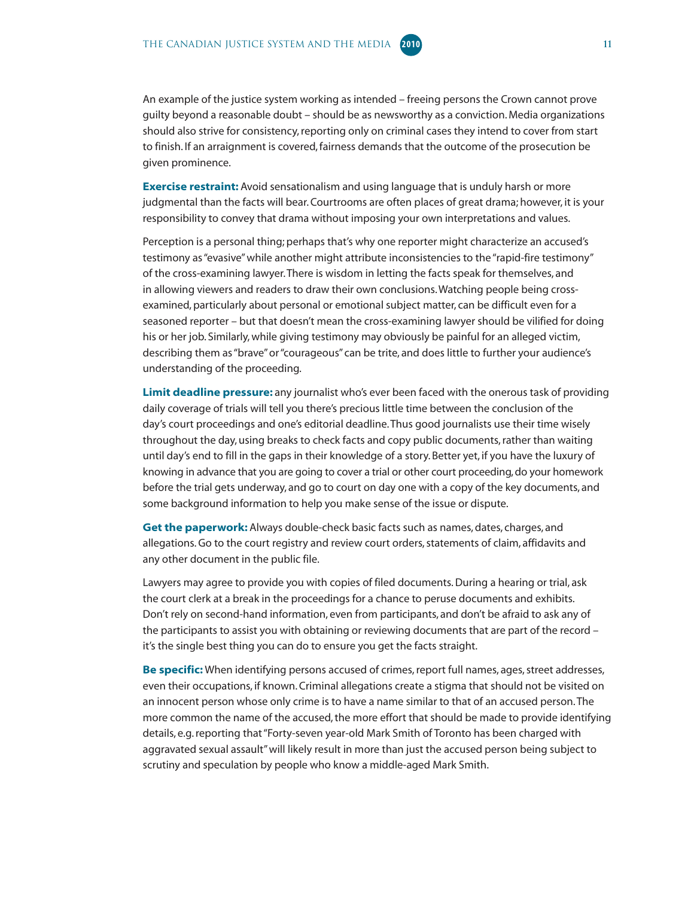An example of the justice system working as intended – freeing persons the Crown cannot prove guilty beyond a reasonable doubt – should be as newsworthy as a conviction. Media organizations should also strive for consistency, reporting only on criminal cases they intend to cover from start to finish. If an arraignment is covered, fairness demands that the outcome of the prosecution be given prominence.

**Exercise restraint:** Avoid sensationalism and using language that is unduly harsh or more judgmental than the facts will bear. Courtrooms are often places of great drama; however, it is your responsibility to convey that drama without imposing your own interpretations and values.

Perception is a personal thing; perhaps that's why one reporter might characterize an accused's testimony as "evasive" while another might attribute inconsistencies to the "rapid-fire testimony" of the cross-examining lawyer. There is wisdom in letting the facts speak for themselves, and in allowing viewers and readers to draw their own conclusions. Watching people being cross-examined, particularly about personal or emotional subject matter, can be difficult even for a seasoned reporter – but that doesn't mean the cross-examining lawyer should be vilified for doing his or her job. Similarly, while giving testimony may obviously be painful for an alleged victim, describing them as "brave" or "courageous" can be trite, and does little to further your audience's understanding of the proceeding.

**Limit deadline pressure:** any journalist who's ever been faced with the onerous task of providing daily coverage of trials will tell you there's precious little time between the conclusion of the day's court proceedings and one's editorial deadline. Thus good journalists use their time wisely throughout the day, using breaks to check facts and copy public documents, rather than waiting until day's end to fill in the gaps in their knowledge of a story. Better yet, if you have the luxury of knowing in advance that you are going to cover a trial or other court proceeding, do your homework before the trial gets underway, and go to court on day one with a copy of the key documents, and some background information to help you make sense of the issue or dispute.

**Get the paperwork:** Always double-check basic facts such as names, dates, charges, and allegations. Go to the court registry and review court orders, statements of claim, affidavits and any other document in the public file.

Lawyers may agree to provide you with copies of filed documents. During a hearing or trial, ask the court clerk at a break in the proceedings for a chance to peruse documents and exhibits. Don't rely on second-hand information, even from participants, and don't be afraid to ask any of the participants to assist you with obtaining or reviewing documents that are part of the record – it's the single best thing you can do to ensure you get the facts straight.

**Be specific:** When identifying persons accused of crimes, report full names, ages, street addresses, even their occupations, if known. Criminal allegations create a stigma that should not be visited on an innocent person whose only crime is to have a name similar to that of an accused person. The more common the name of the accused, the more effort that should be made to provide identifying details, e.g. reporting that "Forty-seven year-old Mark Smith of Toronto has been charged with aggravated sexual assault" will likely result in more than just the accused person being subject to scrutiny and speculation by people who know a middle-aged Mark Smith.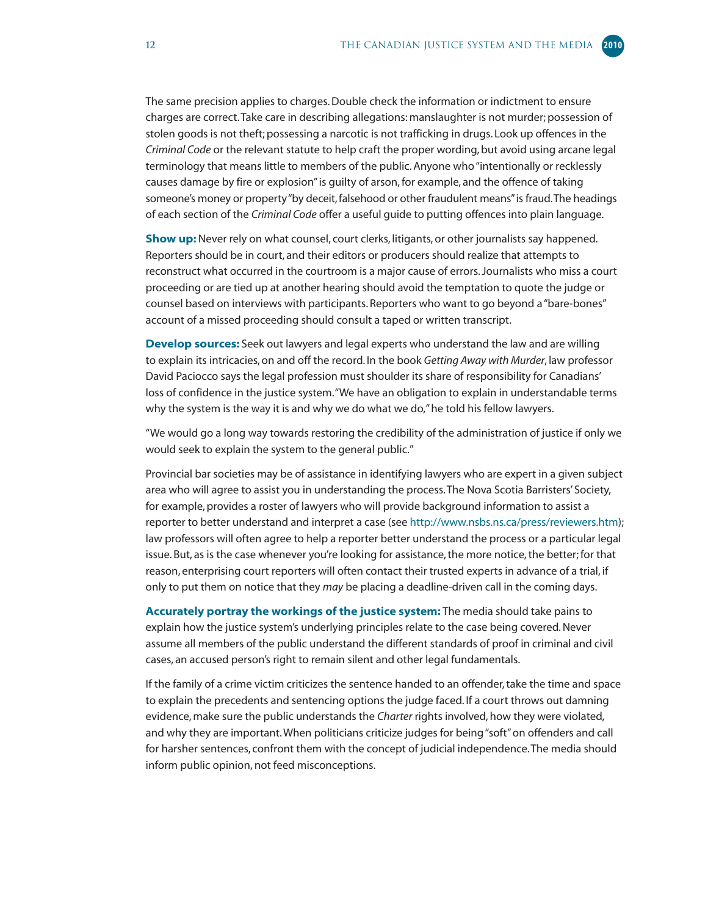The same precision applies to charges. Double check the information or indictment to ensure charges are correct. Take care in describing allegations: manslaughter is not murder; possession of stolen goods is not theft; possessing a narcotic is not trafficking in drugs. Look up offences in the *Criminal Code* or the relevant statute to help craft the proper wording, but avoid using arcane legal terminology that means little to members of the public. Anyone who "intentionally or recklessly causes damage by fire or explosion" is guilty of arson, for example, and the offence of taking someone's money or property "by deceit, falsehood or other fraudulent means" is fraud. The headings of each section of the *Criminal Code* offer a useful guide to putting offences into plain language.

**Show up:** Never rely on what counsel, court clerks, litigants, or other journalists say happened. Reporters should be in court, and their editors or producers should realize that attempts to reconstruct what occurred in the courtroom is a major cause of errors. Journalists who miss a court proceeding or are tied up at another hearing should avoid the temptation to quote the judge or counsel based on interviews with participants. Reporters who want to go beyond a "bare-bones" account of a missed proceeding should consult a taped or written transcript.

**Develop sources:** Seek out lawyers and legal experts who understand the law and are willing to explain its intricacies, on and off the record. In the book *Getting Away with Murder*, law professor David Paciocco says the legal profession must shoulder its share of responsibility for Canadians' loss of confidence in the justice system. "We have an obligation to explain in understandable terms why the system is the way it is and why we do what we do," he told his fellow lawyers.

"We would go a long way towards restoring the credibility of the administration of justice if only we would seek to explain the system to the general public."

Provincial bar societies may be of assistance in identifying lawyers who are expert in a given subject area who will agree to assist you in understanding the process. The Nova Scotia Barristers' Society, for example, provides a roster of lawyers who will provide background information to assist a reporter to better understand and interpret a case (see http://www.nsbs.ns.ca/press/reviewers.htm); law professors will often agree to help a reporter better understand the process or a particular legal issue. But, as is the case whenever you're looking for assistance, the more notice, the better; for that reason, enterprising court reporters will often contact their trusted experts in advance of a trial, if only to put them on notice that they *may* be placing a deadline-driven call in the coming days.

**Accurately portray the workings of the justice system:** The media should take pains to explain how the justice system's underlying principles relate to the case being covered. Never assume all members of the public understand the different standards of proof in criminal and civil cases, an accused person's right to remain silent and other legal fundamentals.

If the family of a crime victim criticizes the sentence handed to an offender, take the time and space to explain the precedents and sentencing options the judge faced. If a court throws out damning evidence, make sure the public understands the *Charter* rights involved, how they were violated, and why they are important. When politicians criticize judges for being "soft" on offenders and call for harsher sentences, confront them with the concept of judicial independence. The media should inform public opinion, not feed misconceptions.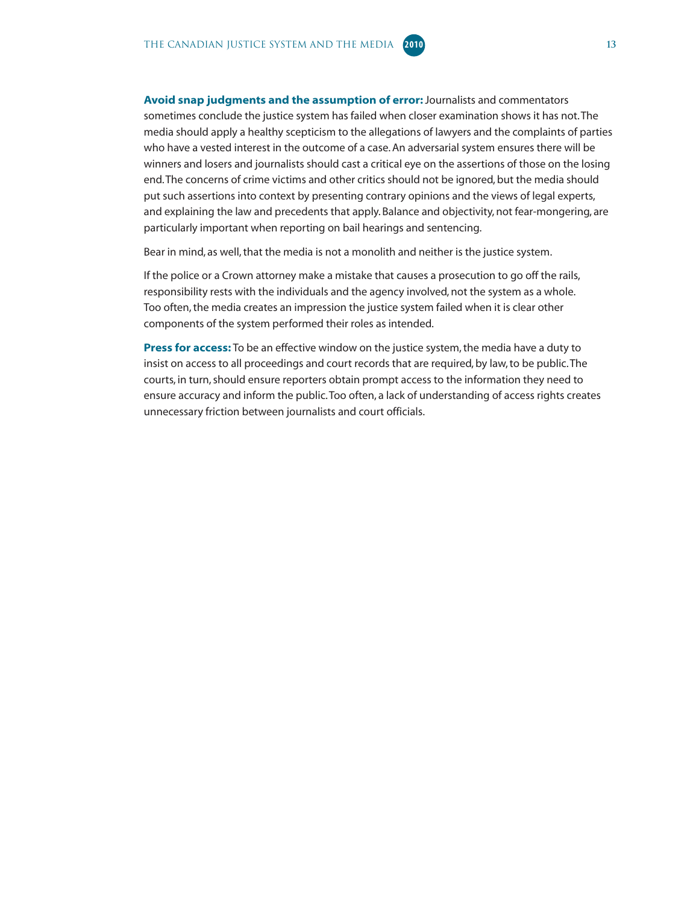**Avoid snap judgments and the assumption of error:** Journalists and commentators sometimes conclude the justice system has failed when closer examination shows it has not. The media should apply a healthy scepticism to the allegations of lawyers and the complaints of parties who have a vested interest in the outcome of a case. An adversarial system ensures there will be winners and losers and journalists should cast a critical eye on the assertions of those on the losing end. The concerns of crime victims and other critics should not be ignored, but the media should put such assertions into context by presenting contrary opinions and the views of legal experts, and explaining the law and precedents that apply. Balance and objectivity, not fear-mongering, are particularly important when reporting on bail hearings and sentencing.

Bear in mind, as well, that the media is not a monolith and neither is the justice system.

If the police or a Crown attorney make a mistake that causes a prosecution to go off the rails, responsibility rests with the individuals and the agency involved, not the system as a whole. Too often, the media creates an impression the justice system failed when it is clear other components of the system performed their roles as intended.

**Press for access:** To be an effective window on the justice system, the media have a duty to insist on access to all proceedings and court records that are required, by law, to be public. The courts, in turn, should ensure reporters obtain prompt access to the information they need to ensure accuracy and inform the public. Too often, a lack of understanding of access rights creates unnecessary friction between journalists and court officials.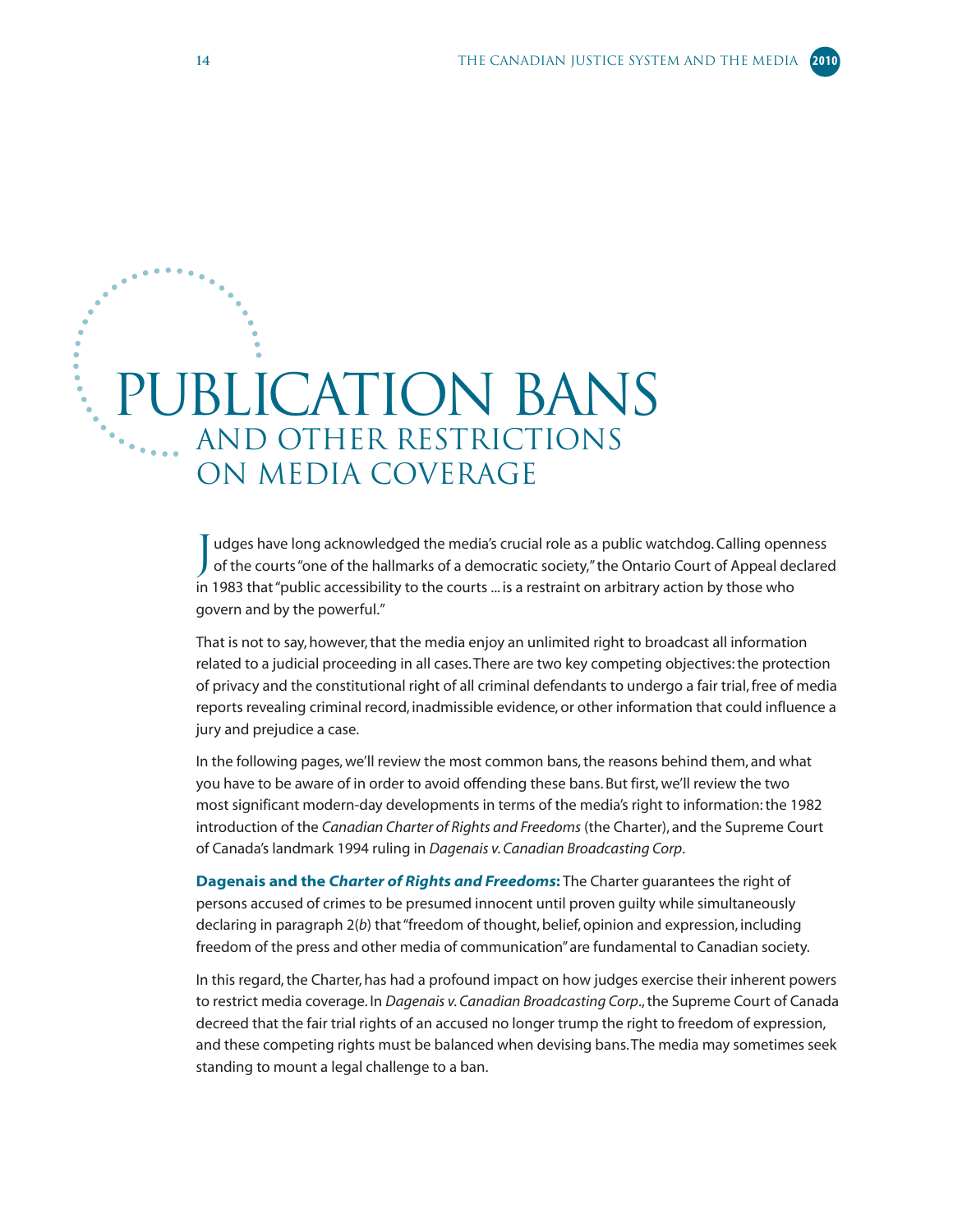# PUBLICATION BANS
## AND OTHER RESTRICTIONS ON MEDIA COVERAGE

Judges have long acknowledged the media's crucial role as a public watchdog. Calling openness of the courts "one of the hallmarks of a democratic society," the Ontario Court of Appeal declared in 1983 that "public accessibility to the courts ... is a restraint on arbitrary action by those who govern and by the powerful."

That is not to say, however, that the media enjoy an unlimited right to broadcast all information related to a judicial proceeding in all cases. There are two key competing objectives: the protection of privacy and the constitutional right of all criminal defendants to undergo a fair trial, free of media reports revealing criminal record, inadmissible evidence, or other information that could influence a jury and prejudice a case.

In the following pages, we'll review the most common bans, the reasons behind them, and what you have to be aware of in order to avoid offending these bans. But first, we'll review the two most significant modern-day developments in terms of the media's right to information: the 1982 introduction of the *Canadian Charter of Rights and Freedoms* (the Charter), and the Supreme Court of Canada's landmark 1994 ruling in *Dagenais v. Canadian Broadcasting Corp*.

**Dagenais and the *Charter of Rights and Freedoms*:** The Charter guarantees the right of persons accused of crimes to be presumed innocent until proven guilty while simultaneously declaring in paragraph 2(*b*) that "freedom of thought, belief, opinion and expression, including freedom of the press and other media of communication" are fundamental to Canadian society.

In this regard, the Charter, has had a profound impact on how judges exercise their inherent powers to restrict media coverage. In *Dagenais v. Canadian Broadcasting Corp*., the Supreme Court of Canada decreed that the fair trial rights of an accused no longer trump the right to freedom of expression, and these competing rights must be balanced when devising bans. The media may sometimes seek standing to mount a legal challenge to a ban.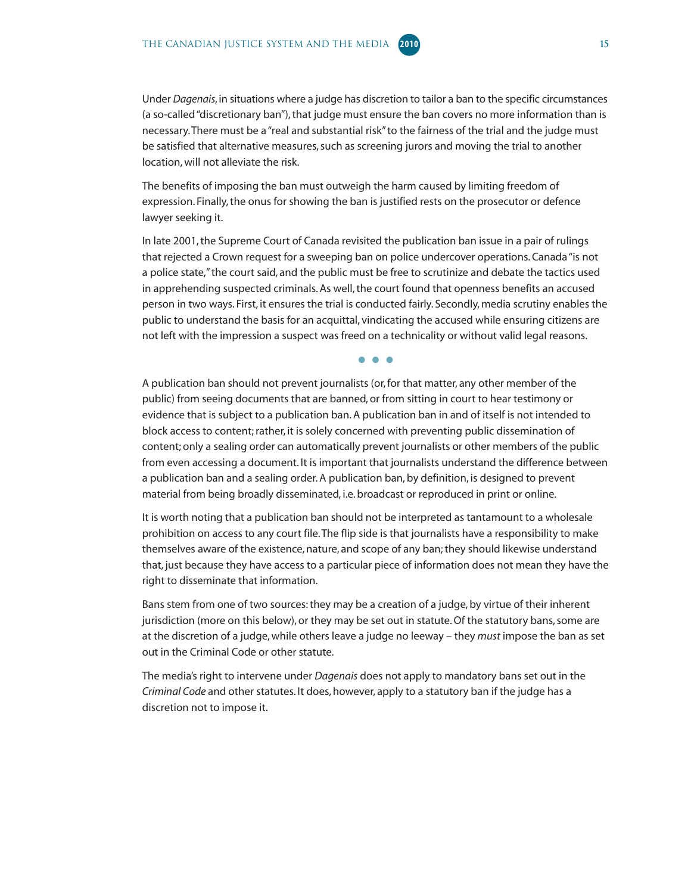Under *Dagenais*, in situations where a judge has discretion to tailor a ban to the specific circumstances (a so-called "discretionary ban"), that judge must ensure the ban covers no more information than is necessary. There must be a "real and substantial risk" to the fairness of the trial and the judge must be satisfied that alternative measures, such as screening jurors and moving the trial to another location, will not alleviate the risk.

The benefits of imposing the ban must outweigh the harm caused by limiting freedom of expression. Finally, the onus for showing the ban is justified rests on the prosecutor or defence lawyer seeking it.

In late 2001, the Supreme Court of Canada revisited the publication ban issue in a pair of rulings that rejected a Crown request for a sweeping ban on police undercover operations. Canada "is not a police state," the court said, and the public must be free to scrutinize and debate the tactics used in apprehending suspected criminals. As well, the court found that openness benefits an accused person in two ways. First, it ensures the trial is conducted fairly. Secondly, media scrutiny enables the public to understand the basis for an acquittal, vindicating the accused while ensuring citizens are not left with the impression a suspect was freed on a technicality or without valid legal reasons.

• • •

A publication ban should not prevent journalists (or, for that matter, any other member of the public) from seeing documents that are banned, or from sitting in court to hear testimony or evidence that is subject to a publication ban. A publication ban in and of itself is not intended to block access to content; rather, it is solely concerned with preventing public dissemination of content; only a sealing order can automatically prevent journalists or other members of the public from even accessing a document. It is important that journalists understand the difference between a publication ban and a sealing order. A publication ban, by definition, is designed to prevent material from being broadly disseminated, i.e. broadcast or reproduced in print or online.

It is worth noting that a publication ban should not be interpreted as tantamount to a wholesale prohibition on access to any court file. The flip side is that journalists have a responsibility to make themselves aware of the existence, nature, and scope of any ban; they should likewise understand that, just because they have access to a particular piece of information does not mean they have the right to disseminate that information.

Bans stem from one of two sources: they may be a creation of a judge, by virtue of their inherent jurisdiction (more on this below), or they may be set out in statute. Of the statutory bans, some are at the discretion of a judge, while others leave a judge no leeway – they *must* impose the ban as set out in the Criminal Code or other statute.

The media's right to intervene under *Dagenais* does not apply to mandatory bans set out in the *Criminal Code* and other statutes. It does, however, apply to a statutory ban if the judge has a discretion not to impose it.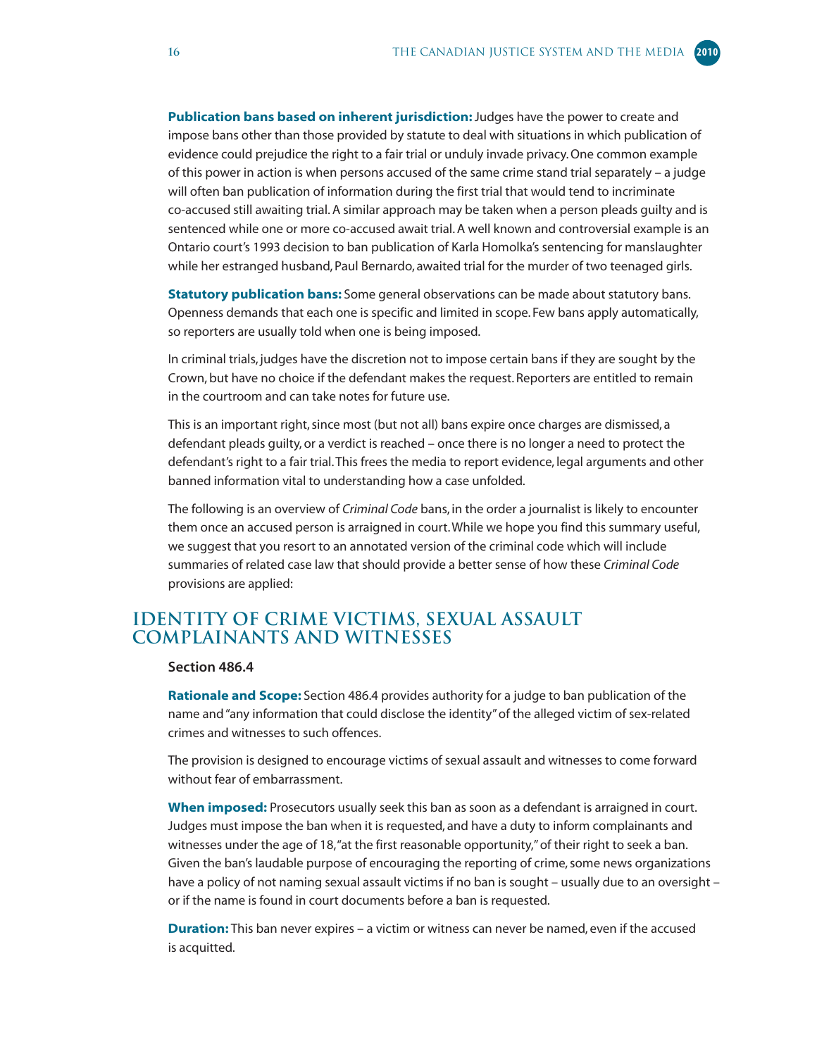**Publication bans based on inherent jurisdiction:** Judges have the power to create and impose bans other than those provided by statute to deal with situations in which publication of evidence could prejudice the right to a fair trial or unduly invade privacy. One common example of this power in action is when persons accused of the same crime stand trial separately – a judge will often ban publication of information during the first trial that would tend to incriminate co-accused still awaiting trial. A similar approach may be taken when a person pleads guilty and is sentenced while one or more co-accused await trial. A well known and controversial example is an Ontario court's 1993 decision to ban publication of Karla Homolka's sentencing for manslaughter while her estranged husband, Paul Bernardo, awaited trial for the murder of two teenaged girls.

**Statutory publication bans:** Some general observations can be made about statutory bans. Openness demands that each one is specific and limited in scope. Few bans apply automatically, so reporters are usually told when one is being imposed.

In criminal trials, judges have the discretion not to impose certain bans if they are sought by the Crown, but have no choice if the defendant makes the request. Reporters are entitled to remain in the courtroom and can take notes for future use.

This is an important right, since most (but not all) bans expire once charges are dismissed, a defendant pleads guilty, or a verdict is reached – once there is no longer a need to protect the defendant's right to a fair trial. This frees the media to report evidence, legal arguments and other banned information vital to understanding how a case unfolded.

The following is an overview of *Criminal Code* bans, in the order a journalist is likely to encounter them once an accused person is arraigned in court. While we hope you find this summary useful, we suggest that you resort to an annotated version of the criminal code which will include summaries of related case law that should provide a better sense of how these *Criminal Code* provisions are applied:

## IDENTITY OF CRIME VICTIMS, SEXUAL ASSAULT COMPLAINANTS AND WITNESSES

**Section 486.4**

**Rationale and Scope:** Section 486.4 provides authority for a judge to ban publication of the name and "any information that could disclose the identity" of the alleged victim of sex-related crimes and witnesses to such offences.

The provision is designed to encourage victims of sexual assault and witnesses to come forward without fear of embarrassment.

**When imposed:** Prosecutors usually seek this ban as soon as a defendant is arraigned in court. Judges must impose the ban when it is requested, and have a duty to inform complainants and witnesses under the age of 18, "at the first reasonable opportunity," of their right to seek a ban. Given the ban's laudable purpose of encouraging the reporting of crime, some news organizations have a policy of not naming sexual assault victims if no ban is sought – usually due to an oversight – or if the name is found in court documents before a ban is requested.

**Duration:** This ban never expires – a victim or witness can never be named, even if the accused is acquitted.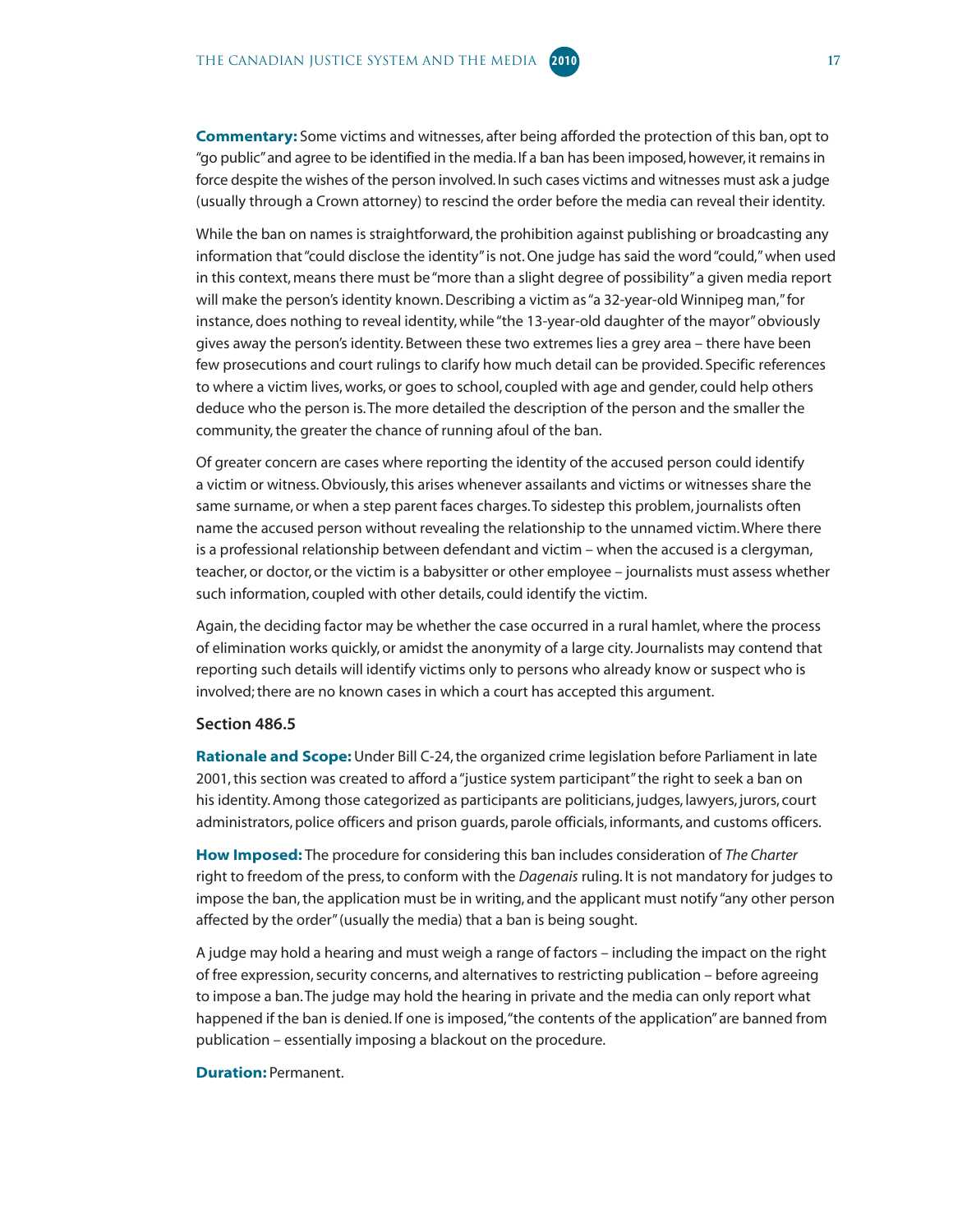**Commentary:** Some victims and witnesses, after being afforded the protection of this ban, opt to "go public" and agree to be identified in the media. If a ban has been imposed, however, it remains in force despite the wishes of the person involved. In such cases victims and witnesses must ask a judge (usually through a Crown attorney) to rescind the order before the media can reveal their identity.

While the ban on names is straightforward, the prohibition against publishing or broadcasting any information that "could disclose the identity" is not. One judge has said the word "could," when used in this context, means there must be "more than a slight degree of possibility" a given media report will make the person's identity known. Describing a victim as "a 32-year-old Winnipeg man," for instance, does nothing to reveal identity, while "the 13-year-old daughter of the mayor" obviously gives away the person's identity. Between these two extremes lies a grey area – there have been few prosecutions and court rulings to clarify how much detail can be provided. Specific references to where a victim lives, works, or goes to school, coupled with age and gender, could help others deduce who the person is. The more detailed the description of the person and the smaller the community, the greater the chance of running afoul of the ban.

Of greater concern are cases where reporting the identity of the accused person could identify a victim or witness. Obviously, this arises whenever assailants and victims or witnesses share the same surname, or when a step parent faces charges. To sidestep this problem, journalists often name the accused person without revealing the relationship to the unnamed victim. Where there is a professional relationship between defendant and victim – when the accused is a clergyman, teacher, or doctor, or the victim is a babysitter or other employee – journalists must assess whether such information, coupled with other details, could identify the victim.

Again, the deciding factor may be whether the case occurred in a rural hamlet, where the process of elimination works quickly, or amidst the anonymity of a large city. Journalists may contend that reporting such details will identify victims only to persons who already know or suspect who is involved; there are no known cases in which a court has accepted this argument.

### Section 486.5

**Rationale and Scope:** Under Bill C-24, the organized crime legislation before Parliament in late 2001, this section was created to afford a "justice system participant" the right to seek a ban on his identity. Among those categorized as participants are politicians, judges, lawyers, jurors, court administrators, police officers and prison guards, parole officials, informants, and customs officers.

**How Imposed:** The procedure for considering this ban includes consideration of *The Charter* right to freedom of the press, to conform with the *Dagenais* ruling. It is not mandatory for judges to impose the ban, the application must be in writing, and the applicant must notify "any other person affected by the order" (usually the media) that a ban is being sought.

A judge may hold a hearing and must weigh a range of factors – including the impact on the right of free expression, security concerns, and alternatives to restricting publication – before agreeing to impose a ban. The judge may hold the hearing in private and the media can only report what happened if the ban is denied. If one is imposed, "the contents of the application" are banned from publication – essentially imposing a blackout on the procedure.

**Duration:** Permanent.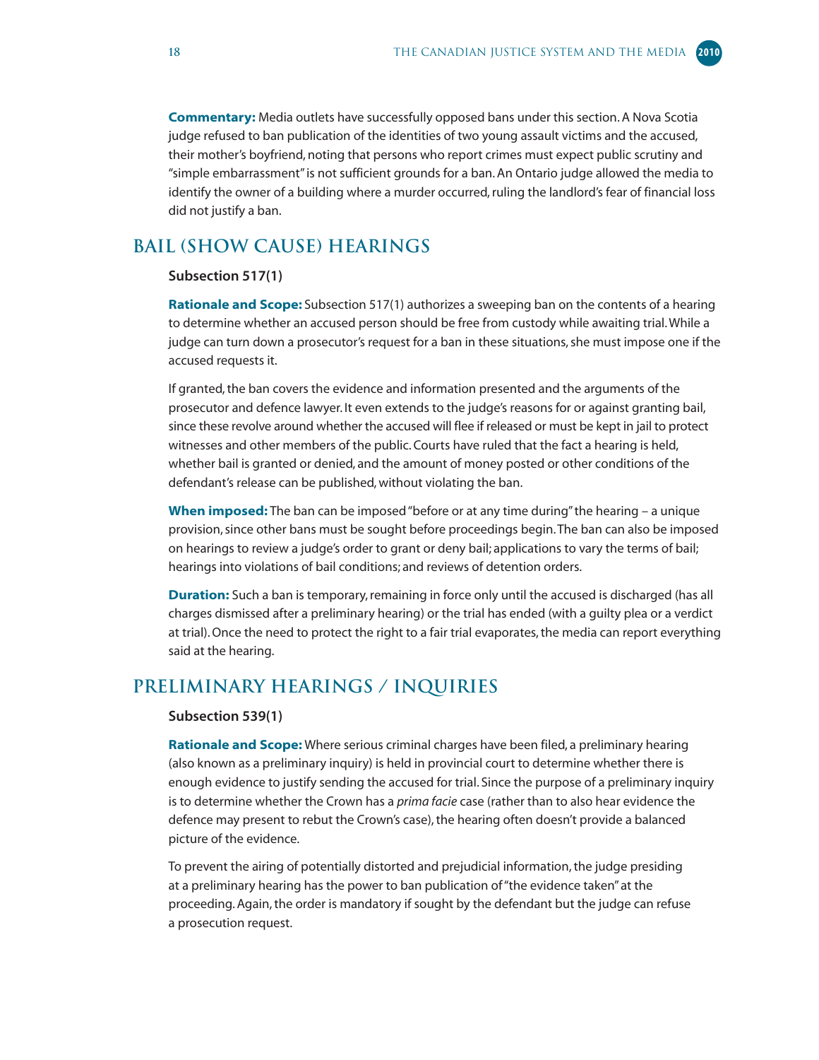**Commentary:** Media outlets have successfully opposed bans under this section. A Nova Scotia judge refused to ban publication of the identities of two young assault victims and the accused, their mother's boyfriend, noting that persons who report crimes must expect public scrutiny and "simple embarrassment" is not sufficient grounds for a ban. An Ontario judge allowed the media to identify the owner of a building where a murder occurred, ruling the landlord's fear of financial loss did not justify a ban.

## BAIL (SHOW CAUSE) HEARINGS

**Subsection 517(1)**

**Rationale and Scope:** Subsection 517(1) authorizes a sweeping ban on the contents of a hearing to determine whether an accused person should be free from custody while awaiting trial. While a judge can turn down a prosecutor's request for a ban in these situations, she must impose one if the accused requests it.

If granted, the ban covers the evidence and information presented and the arguments of the prosecutor and defence lawyer. It even extends to the judge's reasons for or against granting bail, since these revolve around whether the accused will flee if released or must be kept in jail to protect witnesses and other members of the public. Courts have ruled that the fact a hearing is held, whether bail is granted or denied, and the amount of money posted or other conditions of the defendant's release can be published, without violating the ban.

**When imposed:** The ban can be imposed "before or at any time during" the hearing – a unique provision, since other bans must be sought before proceedings begin. The ban can also be imposed on hearings to review a judge's order to grant or deny bail; applications to vary the terms of bail; hearings into violations of bail conditions; and reviews of detention orders.

**Duration:** Such a ban is temporary, remaining in force only until the accused is discharged (has all charges dismissed after a preliminary hearing) or the trial has ended (with a guilty plea or a verdict at trial). Once the need to protect the right to a fair trial evaporates, the media can report everything said at the hearing.

## PRELIMINARY HEARINGS / INQUIRIES

**Subsection 539(1)**

**Rationale and Scope:** Where serious criminal charges have been filed, a preliminary hearing (also known as a preliminary inquiry) is held in provincial court to determine whether there is enough evidence to justify sending the accused for trial. Since the purpose of a preliminary inquiry is to determine whether the Crown has a *prima facie* case (rather than to also hear evidence the defence may present to rebut the Crown's case), the hearing often doesn't provide a balanced picture of the evidence.

To prevent the airing of potentially distorted and prejudicial information, the judge presiding at a preliminary hearing has the power to ban publication of "the evidence taken" at the proceeding. Again, the order is mandatory if sought by the defendant but the judge can refuse a prosecution request.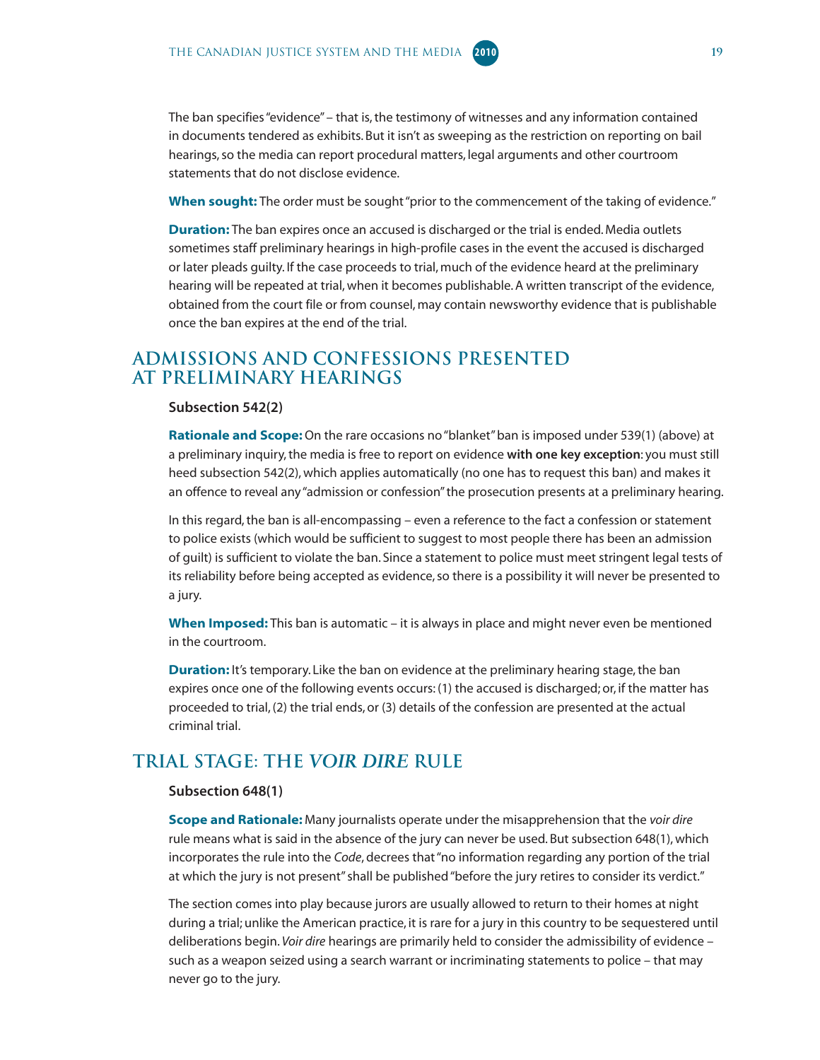The ban specifies "evidence" – that is, the testimony of witnesses and any information contained in documents tendered as exhibits. But it isn't as sweeping as the restriction on reporting on bail hearings, so the media can report procedural matters, legal arguments and other courtroom statements that do not disclose evidence.

**When sought:** The order must be sought "prior to the commencement of the taking of evidence."

**Duration:** The ban expires once an accused is discharged or the trial is ended. Media outlets sometimes staff preliminary hearings in high-profile cases in the event the accused is discharged or later pleads guilty. If the case proceeds to trial, much of the evidence heard at the preliminary hearing will be repeated at trial, when it becomes publishable. A written transcript of the evidence, obtained from the court file or from counsel, may contain newsworthy evidence that is publishable once the ban expires at the end of the trial.

## ADMISSIONS AND CONFESSIONS PRESENTED AT PRELIMINARY HEARINGS

**Subsection 542(2)**

**Rationale and Scope:** On the rare occasions no "blanket" ban is imposed under 539(1) (above) at a preliminary inquiry, the media is free to report on evidence **with one key exception**: you must still heed subsection 542(2), which applies automatically (no one has to request this ban) and makes it an offence to reveal any "admission or confession" the prosecution presents at a preliminary hearing.

In this regard, the ban is all-encompassing – even a reference to the fact a confession or statement to police exists (which would be sufficient to suggest to most people there has been an admission of guilt) is sufficient to violate the ban. Since a statement to police must meet stringent legal tests of its reliability before being accepted as evidence, so there is a possibility it will never be presented to a jury.

**When Imposed:** This ban is automatic – it is always in place and might never even be mentioned in the courtroom.

**Duration:** It's temporary. Like the ban on evidence at the preliminary hearing stage, the ban expires once one of the following events occurs: (1) the accused is discharged; or, if the matter has proceeded to trial, (2) the trial ends, or (3) details of the confession are presented at the actual criminal trial.

## TRIAL STAGE: THE *VOIR DIRE* RULE

**Subsection 648(1)**

**Scope and Rationale:** Many journalists operate under the misapprehension that the *voir dire* rule means what is said in the absence of the jury can never be used. But subsection 648(1), which incorporates the rule into the *Code*, decrees that "no information regarding any portion of the trial at which the jury is not present" shall be published "before the jury retires to consider its verdict."

The section comes into play because jurors are usually allowed to return to their homes at night during a trial; unlike the American practice, it is rare for a jury in this country to be sequestered until deliberations begin. *Voir dire* hearings are primarily held to consider the admissibility of evidence – such as a weapon seized using a search warrant or incriminating statements to police – that may never go to the jury.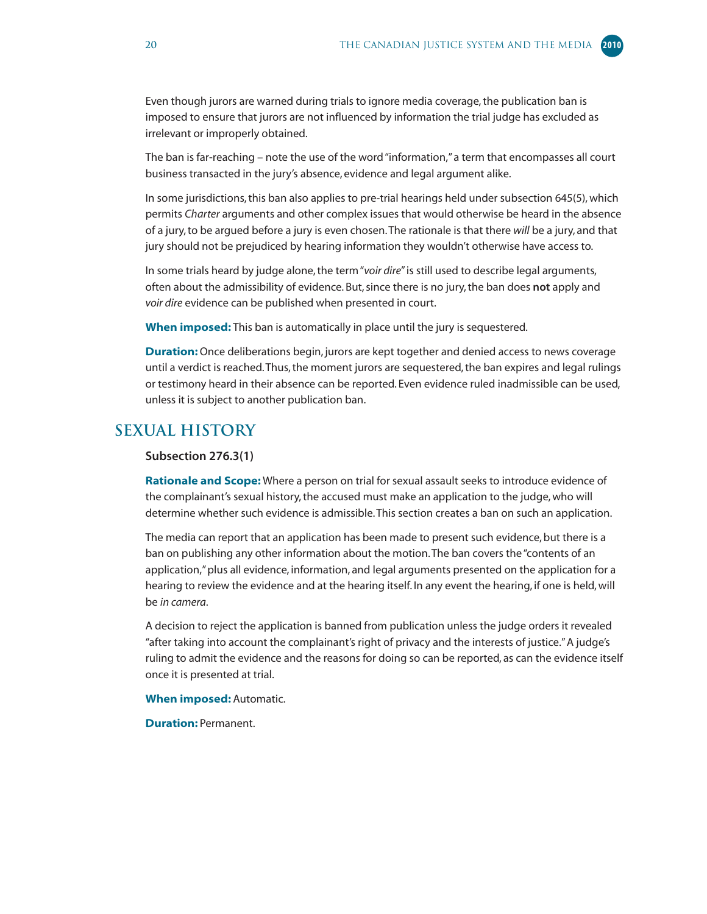Even though jurors are warned during trials to ignore media coverage, the publication ban is imposed to ensure that jurors are not influenced by information the trial judge has excluded as irrelevant or improperly obtained.

The ban is far-reaching – note the use of the word "information," a term that encompasses all court business transacted in the jury's absence, evidence and legal argument alike.

In some jurisdictions, this ban also applies to pre-trial hearings held under subsection 645(5), which permits *Charter* arguments and other complex issues that would otherwise be heard in the absence of a jury, to be argued before a jury is even chosen. The rationale is that there *will* be a jury, and that jury should not be prejudiced by hearing information they wouldn't otherwise have access to.

In some trials heard by judge alone, the term "*voir dire*" is still used to describe legal arguments, often about the admissibility of evidence. But, since there is no jury, the ban does **not** apply and *voir dire* evidence can be published when presented in court.

**When imposed:** This ban is automatically in place until the jury is sequestered.

**Duration:** Once deliberations begin, jurors are kept together and denied access to news coverage until a verdict is reached. Thus, the moment jurors are sequestered, the ban expires and legal rulings or testimony heard in their absence can be reported. Even evidence ruled inadmissible can be used, unless it is subject to another publication ban.

## SEXUAL HISTORY

**Subsection 276.3(1)**

**Rationale and Scope:** Where a person on trial for sexual assault seeks to introduce evidence of the complainant's sexual history, the accused must make an application to the judge, who will determine whether such evidence is admissible. This section creates a ban on such an application.

The media can report that an application has been made to present such evidence, but there is a ban on publishing any other information about the motion. The ban covers the "contents of an application," plus all evidence, information, and legal arguments presented on the application for a hearing to review the evidence and at the hearing itself. In any event the hearing, if one is held, will be *in camera*.

A decision to reject the application is banned from publication unless the judge orders it revealed "after taking into account the complainant's right of privacy and the interests of justice." A judge's ruling to admit the evidence and the reasons for doing so can be reported, as can the evidence itself once it is presented at trial.

**When imposed:** Automatic.

**Duration:** Permanent.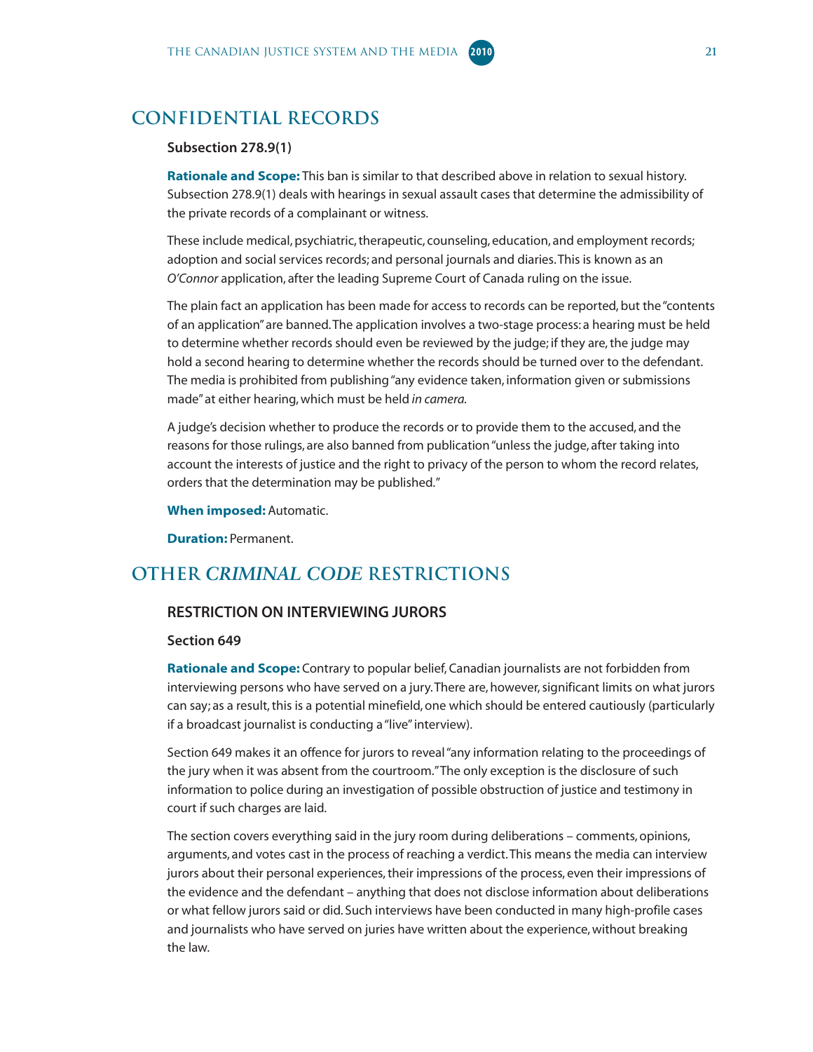## CONFIDENTIAL RECORDS

**Subsection 278.9(1)**

**Rationale and Scope:** This ban is similar to that described above in relation to sexual history. Subsection 278.9(1) deals with hearings in sexual assault cases that determine the admissibility of the private records of a complainant or witness.

These include medical, psychiatric, therapeutic, counseling, education, and employment records; adoption and social services records; and personal journals and diaries. This is known as an *O'Connor* application, after the leading Supreme Court of Canada ruling on the issue.

The plain fact an application has been made for access to records can be reported, but the "contents of an application" are banned. The application involves a two-stage process: a hearing must be held to determine whether records should even be reviewed by the judge; if they are, the judge may hold a second hearing to determine whether the records should be turned over to the defendant. The media is prohibited from publishing "any evidence taken, information given or submissions made" at either hearing, which must be held *in camera*.

A judge's decision whether to produce the records or to provide them to the accused, and the reasons for those rulings, are also banned from publication "unless the judge, after taking into account the interests of justice and the right to privacy of the person to whom the record relates, orders that the determination may be published."

**When imposed:** Automatic.

**Duration:** Permanent.

## OTHER *CRIMINAL CODE* RESTRICTIONS

### RESTRICTION ON INTERVIEWING JURORS

**Section 649**

**Rationale and Scope:** Contrary to popular belief, Canadian journalists are not forbidden from interviewing persons who have served on a jury. There are, however, significant limits on what jurors can say; as a result, this is a potential minefield, one which should be entered cautiously (particularly if a broadcast journalist is conducting a "live" interview).

Section 649 makes it an offence for jurors to reveal "any information relating to the proceedings of the jury when it was absent from the courtroom." The only exception is the disclosure of such information to police during an investigation of possible obstruction of justice and testimony in court if such charges are laid.

The section covers everything said in the jury room during deliberations – comments, opinions, arguments, and votes cast in the process of reaching a verdict. This means the media can interview jurors about their personal experiences, their impressions of the process, even their impressions of the evidence and the defendant – anything that does not disclose information about deliberations or what fellow jurors said or did. Such interviews have been conducted in many high-profile cases and journalists who have served on juries have written about the experience, without breaking the law.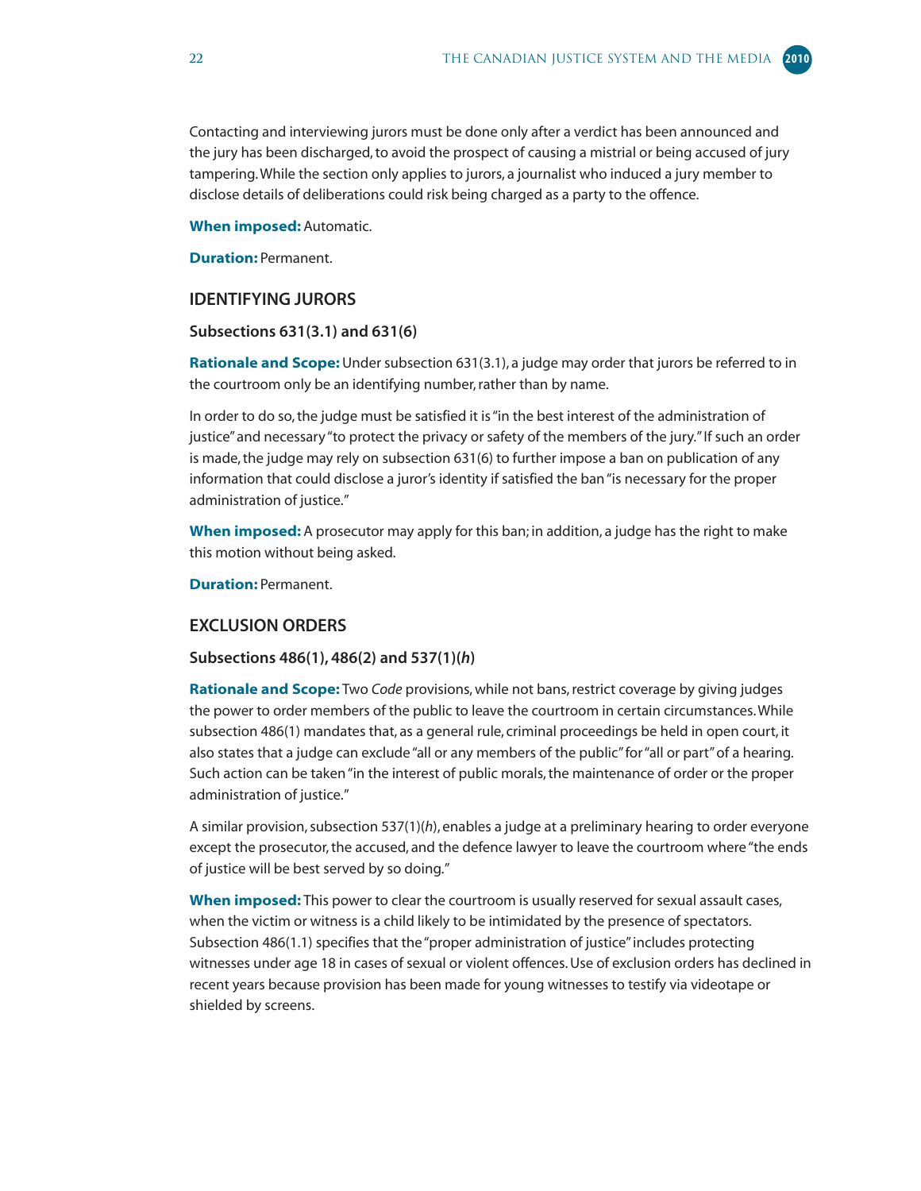Contacting and interviewing jurors must be done only after a verdict has been announced and the jury has been discharged, to avoid the prospect of causing a mistrial or being accused of jury tampering. While the section only applies to jurors, a journalist who induced a jury member to disclose details of deliberations could risk being charged as a party to the offence.

**When imposed:** Automatic.

**Duration:** Permanent.

## IDENTIFYING JURORS

### Subsections 631(3.1) and 631(6)

**Rationale and Scope:** Under subsection 631(3.1), a judge may order that jurors be referred to in the courtroom only be an identifying number, rather than by name.

In order to do so, the judge must be satisfied it is "in the best interest of the administration of justice" and necessary "to protect the privacy or safety of the members of the jury." If such an order is made, the judge may rely on subsection 631(6) to further impose a ban on publication of any information that could disclose a juror's identity if satisfied the ban "is necessary for the proper administration of justice."

**When imposed:** A prosecutor may apply for this ban; in addition, a judge has the right to make this motion without being asked.

**Duration:** Permanent.

## EXCLUSION ORDERS

### Subsections 486(1), 486(2) and 537(1)(*h*)

**Rationale and Scope:** Two *Code* provisions, while not bans, restrict coverage by giving judges the power to order members of the public to leave the courtroom in certain circumstances. While subsection 486(1) mandates that, as a general rule, criminal proceedings be held in open court, it also states that a judge can exclude "all or any members of the public" for "all or part" of a hearing. Such action can be taken "in the interest of public morals, the maintenance of order or the proper administration of justice."

A similar provision, subsection 537(1)(*h*), enables a judge at a preliminary hearing to order everyone except the prosecutor, the accused, and the defence lawyer to leave the courtroom where "the ends of justice will be best served by so doing."

**When imposed:** This power to clear the courtroom is usually reserved for sexual assault cases, when the victim or witness is a child likely to be intimidated by the presence of spectators. Subsection 486(1.1) specifies that the "proper administration of justice" includes protecting witnesses under age 18 in cases of sexual or violent offences. Use of exclusion orders has declined in recent years because provision has been made for young witnesses to testify via videotape or shielded by screens.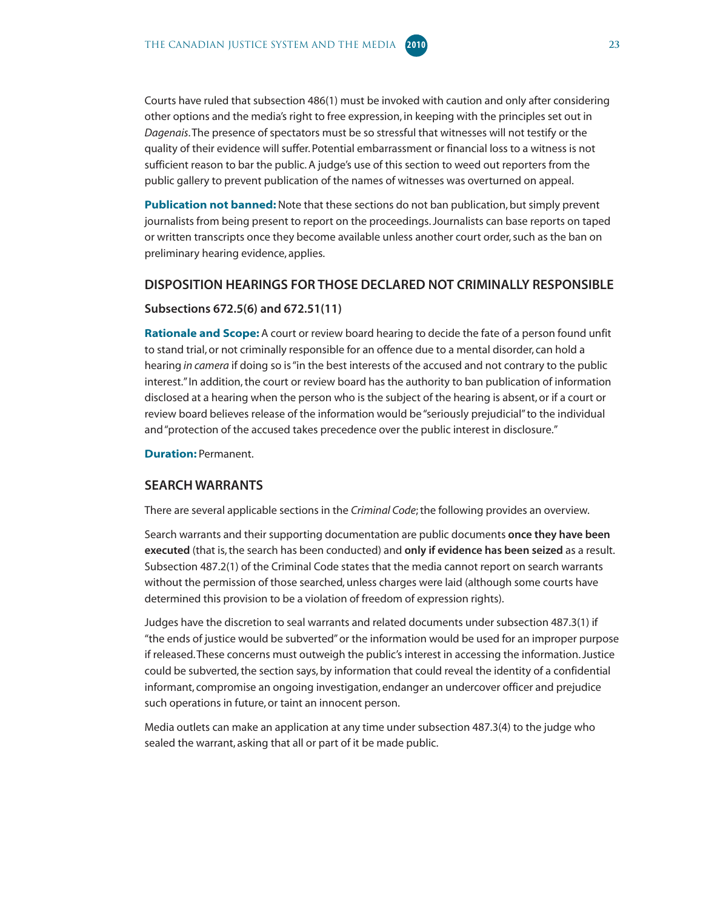Courts have ruled that subsection 486(1) must be invoked with caution and only after considering other options and the media's right to free expression, in keeping with the principles set out in *Dagenais*. The presence of spectators must be so stressful that witnesses will not testify or the quality of their evidence will suffer. Potential embarrassment or financial loss to a witness is not sufficient reason to bar the public. A judge's use of this section to weed out reporters from the public gallery to prevent publication of the names of witnesses was overturned on appeal.

**Publication not banned:** Note that these sections do not ban publication, but simply prevent journalists from being present to report on the proceedings. Journalists can base reports on taped or written transcripts once they become available unless another court order, such as the ban on preliminary hearing evidence, applies.

## DISPOSITION HEARINGS FOR THOSE DECLARED NOT CRIMINALLY RESPONSIBLE

### Subsections 672.5(6) and 672.51(11)

**Rationale and Scope:** A court or review board hearing to decide the fate of a person found unfit to stand trial, or not criminally responsible for an offence due to a mental disorder, can hold a hearing *in camera* if doing so is "in the best interests of the accused and not contrary to the public interest." In addition, the court or review board has the authority to ban publication of information disclosed at a hearing when the person who is the subject of the hearing is absent, or if a court or review board believes release of the information would be "seriously prejudicial" to the individual and "protection of the accused takes precedence over the public interest in disclosure."

**Duration:** Permanent.

## SEARCH WARRANTS

There are several applicable sections in the *Criminal Code*; the following provides an overview.

Search warrants and their supporting documentation are public documents **once they have been executed** (that is, the search has been conducted) and **only if evidence has been seized** as a result. Subsection 487.2(1) of the Criminal Code states that the media cannot report on search warrants without the permission of those searched, unless charges were laid (although some courts have determined this provision to be a violation of freedom of expression rights).

Judges have the discretion to seal warrants and related documents under subsection 487.3(1) if "the ends of justice would be subverted" or the information would be used for an improper purpose if released. These concerns must outweigh the public's interest in accessing the information. Justice could be subverted, the section says, by information that could reveal the identity of a confidential informant, compromise an ongoing investigation, endanger an undercover officer and prejudice such operations in future, or taint an innocent person.

Media outlets can make an application at any time under subsection 487.3(4) to the judge who sealed the warrant, asking that all or part of it be made public.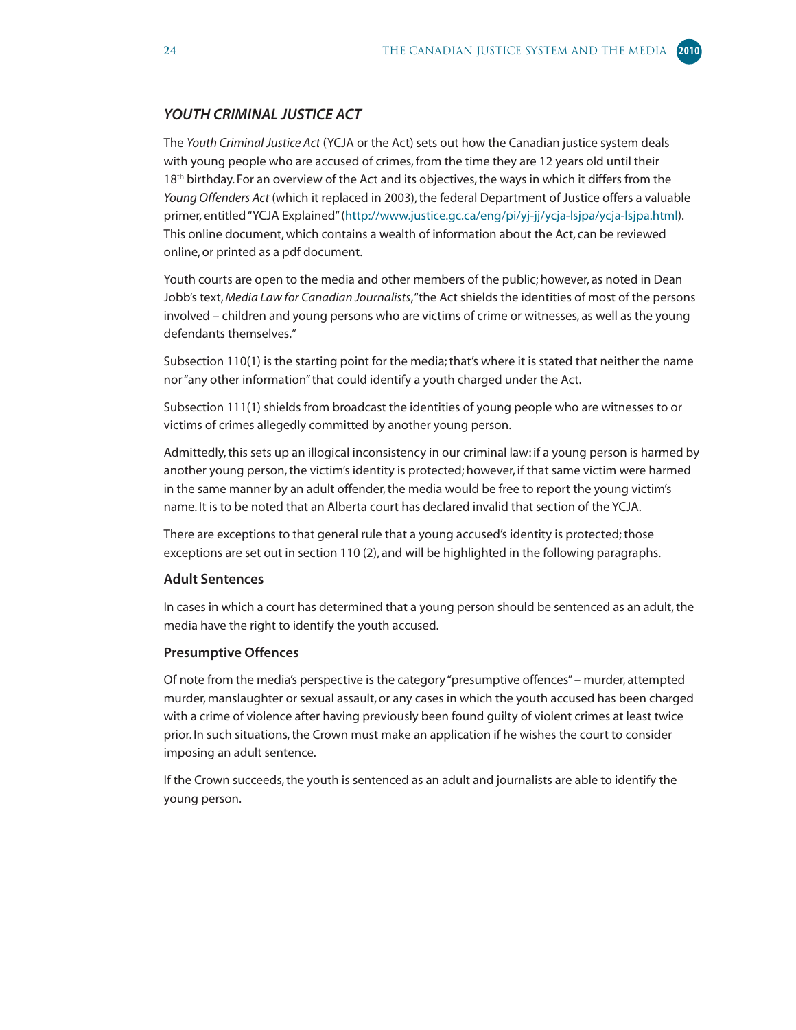## *YOUTH CRIMINAL JUSTICE ACT*

The *Youth Criminal Justice Act* (YCJA or the Act) sets out how the Canadian justice system deals with young people who are accused of crimes, from the time they are 12 years old until their 18th birthday. For an overview of the Act and its objectives, the ways in which it differs from the *Young Offenders Act* (which it replaced in 2003), the federal Department of Justice offers a valuable primer, entitled "YCJA Explained" (http://www.justice.gc.ca/eng/pi/yj-jj/ycja-lsjpa/ycja-lsjpa.html). This online document, which contains a wealth of information about the Act, can be reviewed online, or printed as a pdf document.

Youth courts are open to the media and other members of the public; however, as noted in Dean Jobb's text, *Media Law for Canadian Journalists*, "the Act shields the identities of most of the persons involved – children and young persons who are victims of crime or witnesses, as well as the young defendants themselves."

Subsection 110(1) is the starting point for the media; that's where it is stated that neither the name nor "any other information" that could identify a youth charged under the Act.

Subsection 111(1) shields from broadcast the identities of young people who are witnesses to or victims of crimes allegedly committed by another young person.

Admittedly, this sets up an illogical inconsistency in our criminal law: if a young person is harmed by another young person, the victim's identity is protected; however, if that same victim were harmed in the same manner by an adult offender, the media would be free to report the young victim's name. It is to be noted that an Alberta court has declared invalid that section of the YCJA.

There are exceptions to that general rule that a young accused's identity is protected; those exceptions are set out in section 110 (2), and will be highlighted in the following paragraphs.

### Adult Sentences

In cases in which a court has determined that a young person should be sentenced as an adult, the media have the right to identify the youth accused.

### Presumptive Offences

Of note from the media's perspective is the category "presumptive offences" – murder, attempted murder, manslaughter or sexual assault, or any cases in which the youth accused has been charged with a crime of violence after having previously been found guilty of violent crimes at least twice prior. In such situations, the Crown must make an application if he wishes the court to consider imposing an adult sentence.

If the Crown succeeds, the youth is sentenced as an adult and journalists are able to identify the young person.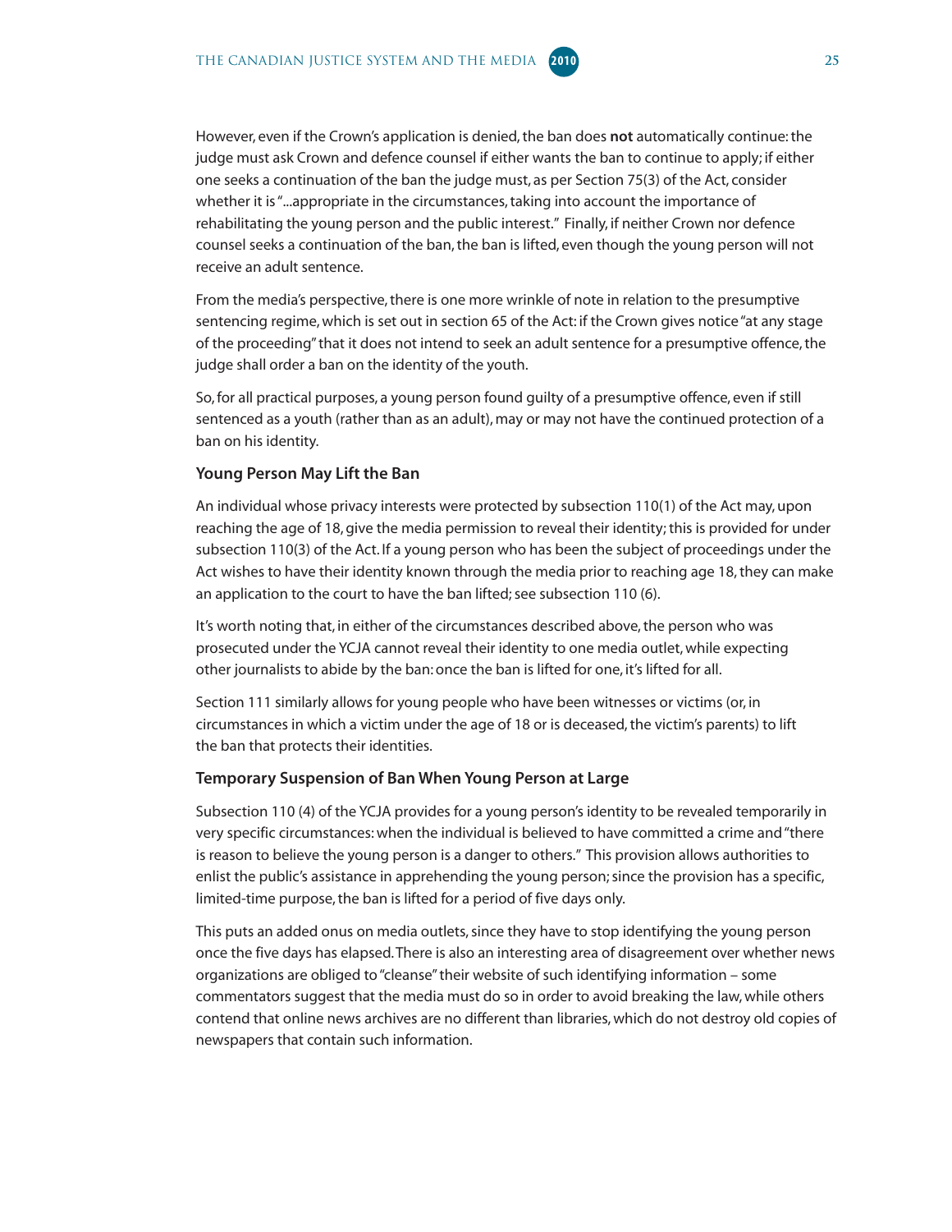However, even if the Crown's application is denied, the ban does **not** automatically continue: the judge must ask Crown and defence counsel if either wants the ban to continue to apply; if either one seeks a continuation of the ban the judge must, as per Section 75(3) of the Act, consider whether it is "...appropriate in the circumstances, taking into account the importance of rehabilitating the young person and the public interest." Finally, if neither Crown nor defence counsel seeks a continuation of the ban, the ban is lifted, even though the young person will not receive an adult sentence.

From the media's perspective, there is one more wrinkle of note in relation to the presumptive sentencing regime, which is set out in section 65 of the Act: if the Crown gives notice "at any stage of the proceeding" that it does not intend to seek an adult sentence for a presumptive offence, the judge shall order a ban on the identity of the youth.

So, for all practical purposes, a young person found guilty of a presumptive offence, even if still sentenced as a youth (rather than as an adult), may or may not have the continued protection of a ban on his identity.

### Young Person May Lift the Ban

An individual whose privacy interests were protected by subsection 110(1) of the Act may, upon reaching the age of 18, give the media permission to reveal their identity; this is provided for under subsection 110(3) of the Act. If a young person who has been the subject of proceedings under the Act wishes to have their identity known through the media prior to reaching age 18, they can make an application to the court to have the ban lifted; see subsection 110 (6).

It's worth noting that, in either of the circumstances described above, the person who was prosecuted under the YCJA cannot reveal their identity to one media outlet, while expecting other journalists to abide by the ban: once the ban is lifted for one, it's lifted for all.

Section 111 similarly allows for young people who have been witnesses or victims (or, in circumstances in which a victim under the age of 18 or is deceased, the victim's parents) to lift the ban that protects their identities.

### Temporary Suspension of Ban When Young Person at Large

Subsection 110 (4) of the YCJA provides for a young person's identity to be revealed temporarily in very specific circumstances: when the individual is believed to have committed a crime and "there is reason to believe the young person is a danger to others." This provision allows authorities to enlist the public's assistance in apprehending the young person; since the provision has a specific, limited-time purpose, the ban is lifted for a period of five days only.

This puts an added onus on media outlets, since they have to stop identifying the young person once the five days has elapsed. There is also an interesting area of disagreement over whether news organizations are obliged to "cleanse" their website of such identifying information – some commentators suggest that the media must do so in order to avoid breaking the law, while others contend that online news archives are no different than libraries, which do not destroy old copies of newspapers that contain such information.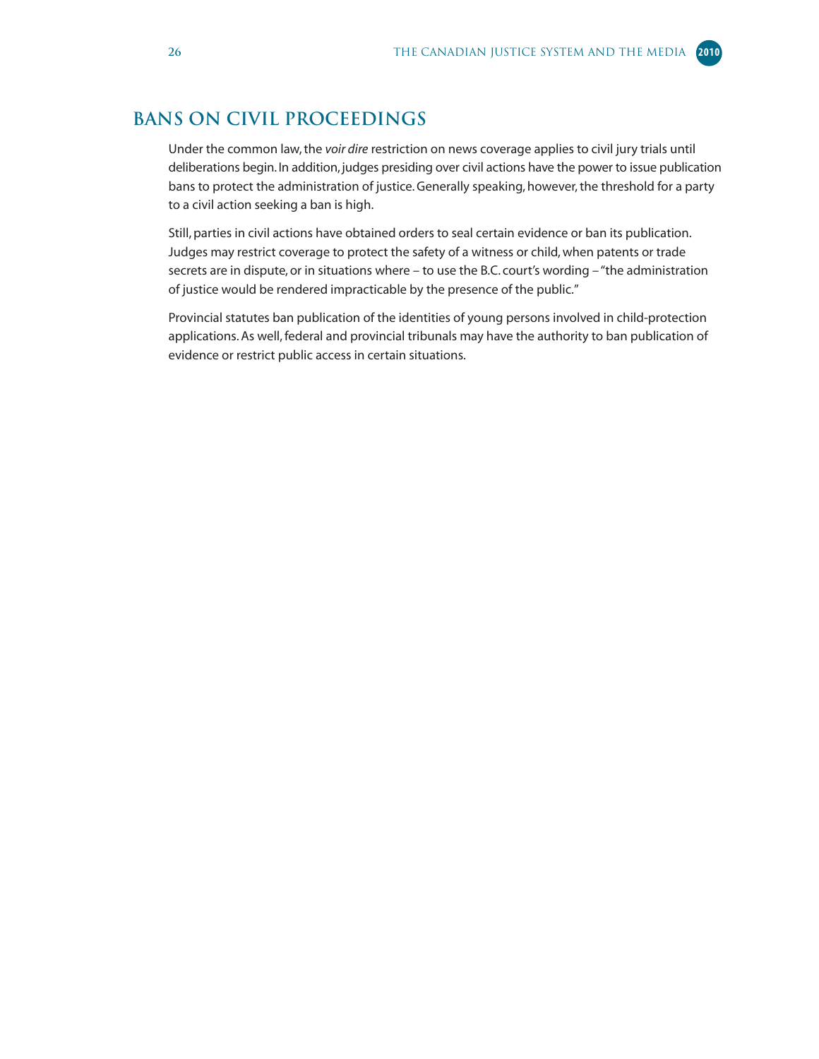## BANS ON CIVIL PROCEEDINGS

Under the common law, the *voir dire* restriction on news coverage applies to civil jury trials until deliberations begin. In addition, judges presiding over civil actions have the power to issue publication bans to protect the administration of justice. Generally speaking, however, the threshold for a party to a civil action seeking a ban is high.

Still, parties in civil actions have obtained orders to seal certain evidence or ban its publication. Judges may restrict coverage to protect the safety of a witness or child, when patents or trade secrets are in dispute, or in situations where – to use the B.C. court's wording – "the administration of justice would be rendered impracticable by the presence of the public."

Provincial statutes ban publication of the identities of young persons involved in child-protection applications. As well, federal and provincial tribunals may have the authority to ban publication of evidence or restrict public access in certain situations.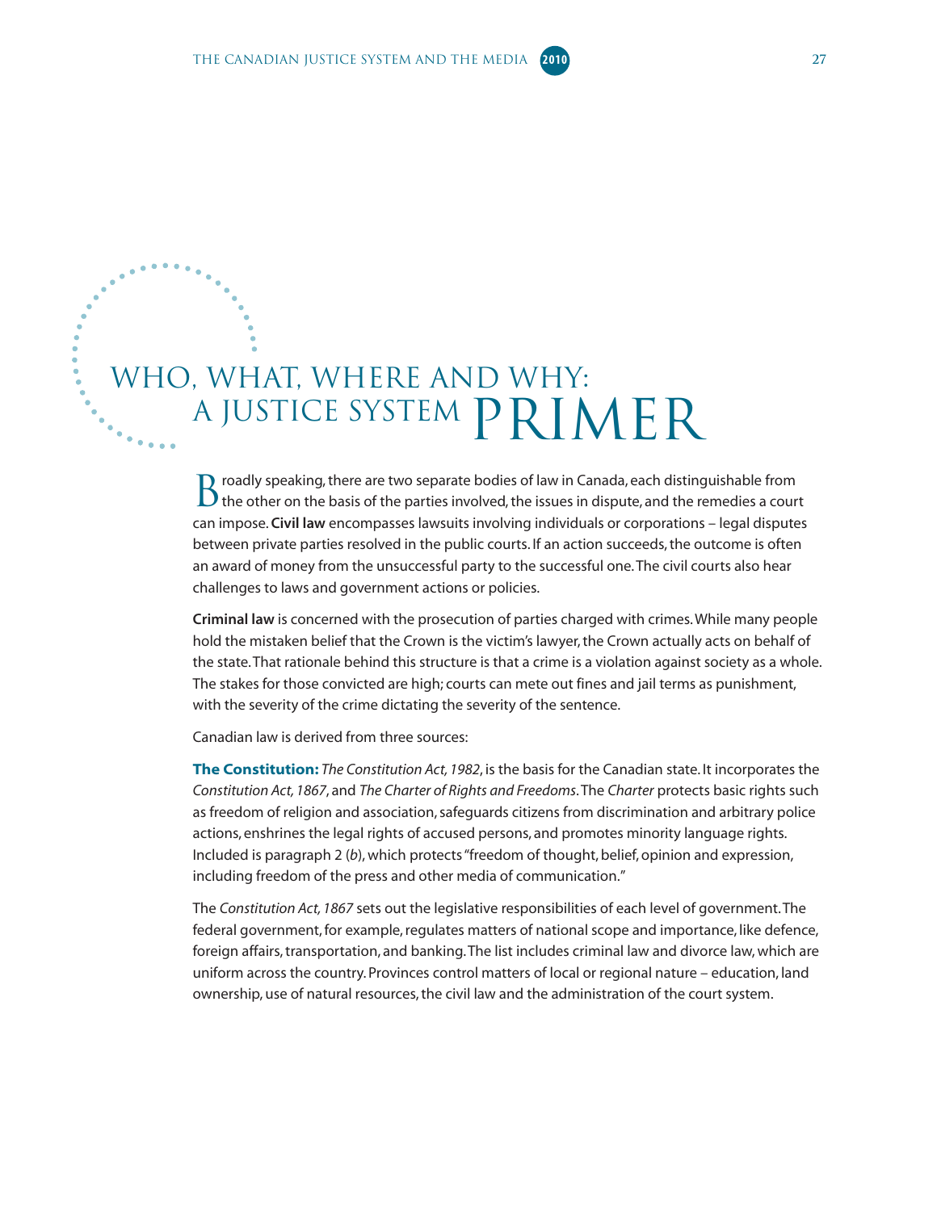# WHO, WHAT, WHERE AND WHY: A JUSTICE SYSTEM PRIMER

Broadly speaking, there are two separate bodies of law in Canada, each distinguishable from the other on the basis of the parties involved, the issues in dispute, and the remedies a court can impose. **Civil law** encompasses lawsuits involving individuals or corporations – legal disputes between private parties resolved in the public courts. If an action succeeds, the outcome is often an award of money from the unsuccessful party to the successful one. The civil courts also hear challenges to laws and government actions or policies.

**Criminal law** is concerned with the prosecution of parties charged with crimes. While many people hold the mistaken belief that the Crown is the victim's lawyer, the Crown actually acts on behalf of the state. That rationale behind this structure is that a crime is a violation against society as a whole. The stakes for those convicted are high; courts can mete out fines and jail terms as punishment, with the severity of the crime dictating the severity of the sentence.

Canadian law is derived from three sources:

**The Constitution:** *The Constitution Act, 1982*, is the basis for the Canadian state. It incorporates the *Constitution Act, 1867*, and *The Charter of Rights and Freedoms*. The *Charter* protects basic rights such as freedom of religion and association, safeguards citizens from discrimination and arbitrary police actions, enshrines the legal rights of accused persons, and promotes minority language rights. Included is paragraph 2 (*b*), which protects "freedom of thought, belief, opinion and expression, including freedom of the press and other media of communication."

The *Constitution Act, 1867* sets out the legislative responsibilities of each level of government. The federal government, for example, regulates matters of national scope and importance, like defence, foreign affairs, transportation, and banking. The list includes criminal law and divorce law, which are uniform across the country. Provinces control matters of local or regional nature – education, land ownership, use of natural resources, the civil law and the administration of the court system.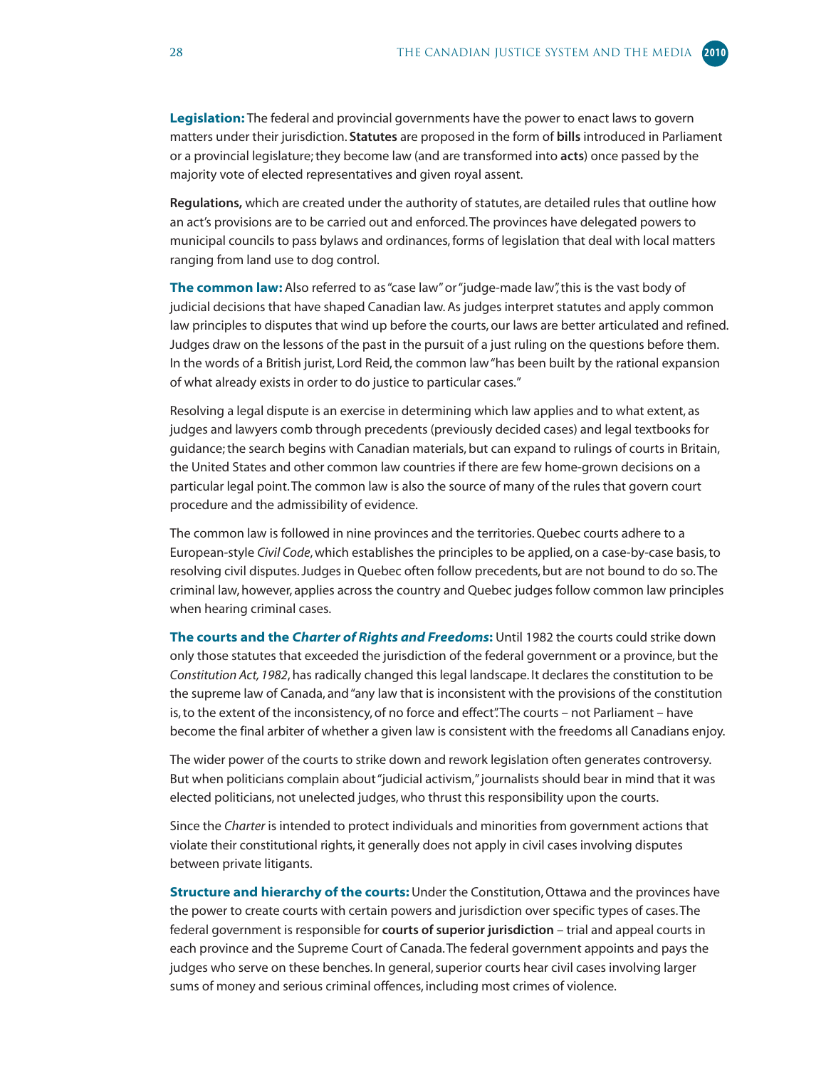**Legislation:** The federal and provincial governments have the power to enact laws to govern matters under their jurisdiction. **Statutes** are proposed in the form of **bills** introduced in Parliament or a provincial legislature; they become law (and are transformed into **acts**) once passed by the majority vote of elected representatives and given royal assent.

**Regulations,** which are created under the authority of statutes, are detailed rules that outline how an act's provisions are to be carried out and enforced. The provinces have delegated powers to municipal councils to pass bylaws and ordinances, forms of legislation that deal with local matters ranging from land use to dog control.

**The common law:** Also referred to as "case law" or "judge-made law", this is the vast body of judicial decisions that have shaped Canadian law. As judges interpret statutes and apply common law principles to disputes that wind up before the courts, our laws are better articulated and refined. Judges draw on the lessons of the past in the pursuit of a just ruling on the questions before them. In the words of a British jurist, Lord Reid, the common law "has been built by the rational expansion of what already exists in order to do justice to particular cases."

Resolving a legal dispute is an exercise in determining which law applies and to what extent, as judges and lawyers comb through precedents (previously decided cases) and legal textbooks for guidance; the search begins with Canadian materials, but can expand to rulings of courts in Britain, the United States and other common law countries if there are few home-grown decisions on a particular legal point. The common law is also the source of many of the rules that govern court procedure and the admissibility of evidence.

The common law is followed in nine provinces and the territories. Quebec courts adhere to a European-style *Civil Code*, which establishes the principles to be applied, on a case-by-case basis, to resolving civil disputes. Judges in Quebec often follow precedents, but are not bound to do so. The criminal law, however, applies across the country and Quebec judges follow common law principles when hearing criminal cases.

**The courts and the *Charter of Rights and Freedoms*:** Until 1982 the courts could strike down only those statutes that exceeded the jurisdiction of the federal government or a province, but the *Constitution Act, 1982*, has radically changed this legal landscape. It declares the constitution to be the supreme law of Canada, and "any law that is inconsistent with the provisions of the constitution is, to the extent of the inconsistency, of no force and effect". The courts – not Parliament – have become the final arbiter of whether a given law is consistent with the freedoms all Canadians enjoy.

The wider power of the courts to strike down and rework legislation often generates controversy. But when politicians complain about "judicial activism," journalists should bear in mind that it was elected politicians, not unelected judges, who thrust this responsibility upon the courts.

Since the *Charter* is intended to protect individuals and minorities from government actions that violate their constitutional rights, it generally does not apply in civil cases involving disputes between private litigants.

**Structure and hierarchy of the courts:** Under the Constitution, Ottawa and the provinces have the power to create courts with certain powers and jurisdiction over specific types of cases. The federal government is responsible for **courts of superior jurisdiction** – trial and appeal courts in each province and the Supreme Court of Canada. The federal government appoints and pays the judges who serve on these benches. In general, superior courts hear civil cases involving larger sums of money and serious criminal offences, including most crimes of violence.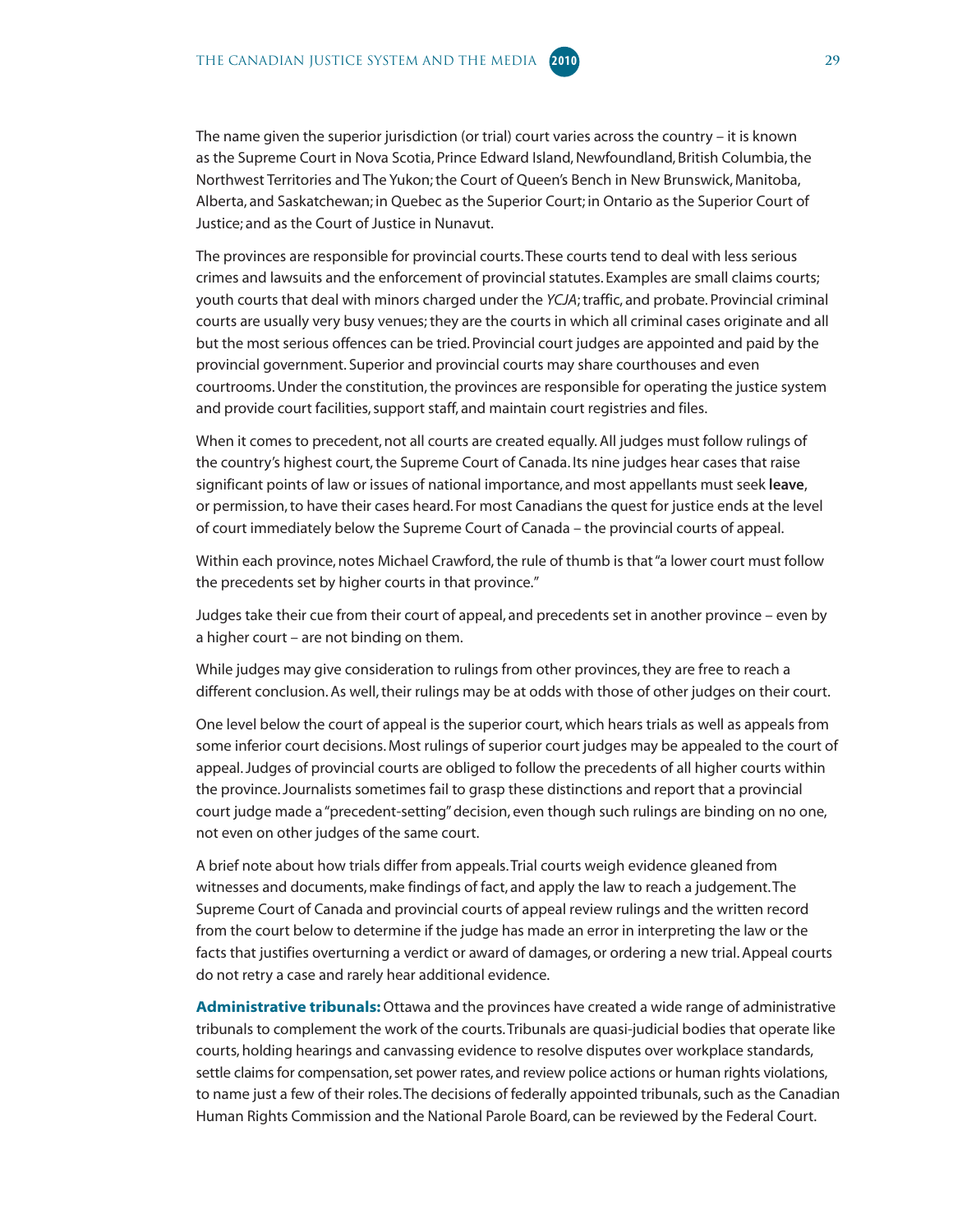The name given the superior jurisdiction (or trial) court varies across the country – it is known as the Supreme Court in Nova Scotia, Prince Edward Island, Newfoundland, British Columbia, the Northwest Territories and The Yukon; the Court of Queen's Bench in New Brunswick, Manitoba, Alberta, and Saskatchewan; in Quebec as the Superior Court; in Ontario as the Superior Court of Justice; and as the Court of Justice in Nunavut.

The provinces are responsible for provincial courts. These courts tend to deal with less serious crimes and lawsuits and the enforcement of provincial statutes. Examples are small claims courts; youth courts that deal with minors charged under the *YCJA*; traffic, and probate. Provincial criminal courts are usually very busy venues; they are the courts in which all criminal cases originate and all but the most serious offences can be tried. Provincial court judges are appointed and paid by the provincial government. Superior and provincial courts may share courthouses and even courtrooms. Under the constitution, the provinces are responsible for operating the justice system and provide court facilities, support staff, and maintain court registries and files.

When it comes to precedent, not all courts are created equally. All judges must follow rulings of the country's highest court, the Supreme Court of Canada. Its nine judges hear cases that raise significant points of law or issues of national importance, and most appellants must seek **leave**, or permission, to have their cases heard. For most Canadians the quest for justice ends at the level of court immediately below the Supreme Court of Canada – the provincial courts of appeal.

Within each province, notes Michael Crawford, the rule of thumb is that "a lower court must follow the precedents set by higher courts in that province."

Judges take their cue from their court of appeal, and precedents set in another province – even by a higher court – are not binding on them.

While judges may give consideration to rulings from other provinces, they are free to reach a different conclusion. As well, their rulings may be at odds with those of other judges on their court.

One level below the court of appeal is the superior court, which hears trials as well as appeals from some inferior court decisions. Most rulings of superior court judges may be appealed to the court of appeal. Judges of provincial courts are obliged to follow the precedents of all higher courts within the province. Journalists sometimes fail to grasp these distinctions and report that a provincial court judge made a "precedent-setting" decision, even though such rulings are binding on no one, not even on other judges of the same court.

A brief note about how trials differ from appeals. Trial courts weigh evidence gleaned from witnesses and documents, make findings of fact, and apply the law to reach a judgement. The Supreme Court of Canada and provincial courts of appeal review rulings and the written record from the court below to determine if the judge has made an error in interpreting the law or the facts that justifies overturning a verdict or award of damages, or ordering a new trial. Appeal courts do not retry a case and rarely hear additional evidence.

**Administrative tribunals:** Ottawa and the provinces have created a wide range of administrative tribunals to complement the work of the courts. Tribunals are quasi-judicial bodies that operate like courts, holding hearings and canvassing evidence to resolve disputes over workplace standards, settle claims for compensation, set power rates, and review police actions or human rights violations, to name just a few of their roles. The decisions of federally appointed tribunals, such as the Canadian Human Rights Commission and the National Parole Board, can be reviewed by the Federal Court.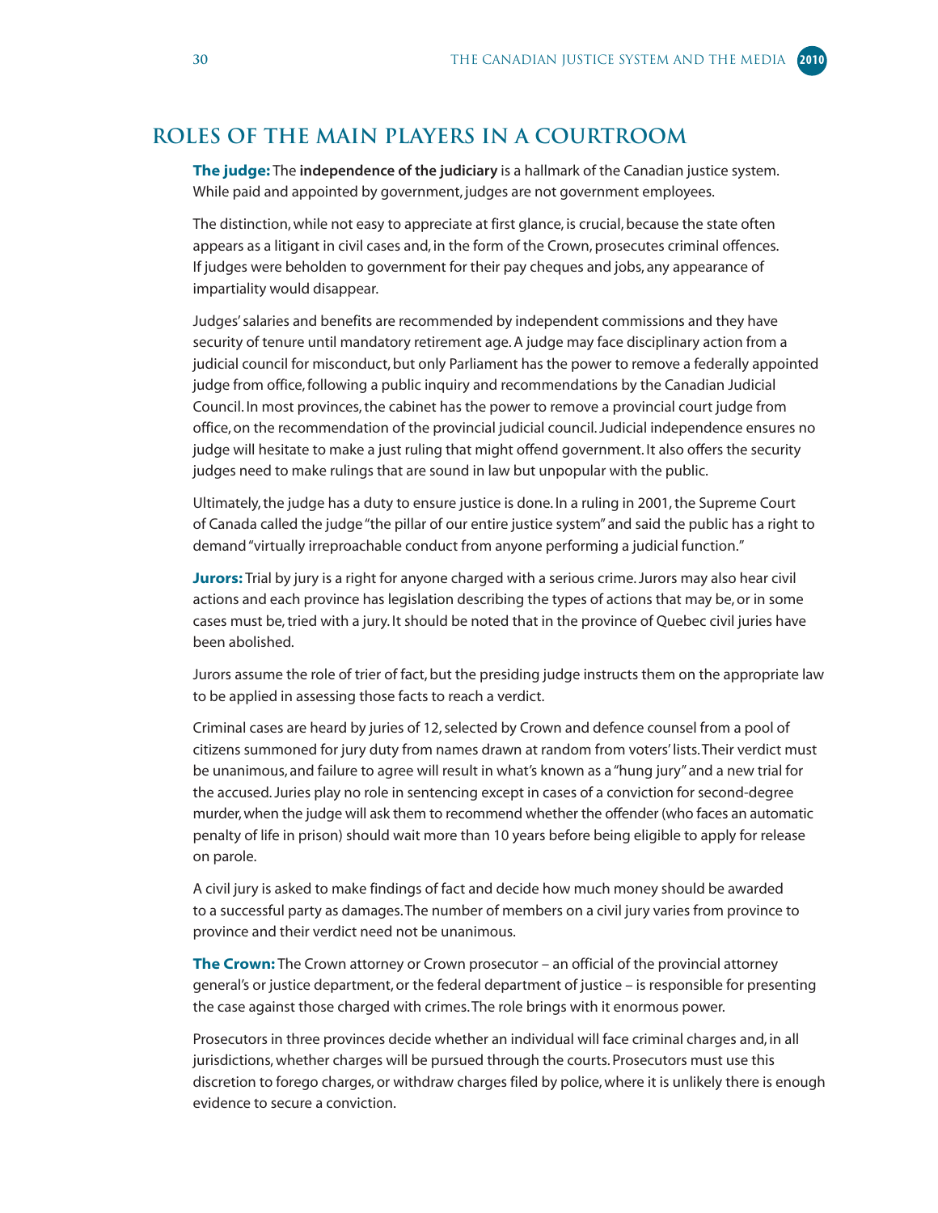## ROLES OF THE MAIN PLAYERS IN A COURTROOM

**The judge:** The **independence of the judiciary** is a hallmark of the Canadian justice system. While paid and appointed by government, judges are not government employees.

The distinction, while not easy to appreciate at first glance, is crucial, because the state often appears as a litigant in civil cases and, in the form of the Crown, prosecutes criminal offences. If judges were beholden to government for their pay cheques and jobs, any appearance of impartiality would disappear.

Judges' salaries and benefits are recommended by independent commissions and they have security of tenure until mandatory retirement age. A judge may face disciplinary action from a judicial council for misconduct, but only Parliament has the power to remove a federally appointed judge from office, following a public inquiry and recommendations by the Canadian Judicial Council. In most provinces, the cabinet has the power to remove a provincial court judge from office, on the recommendation of the provincial judicial council. Judicial independence ensures no judge will hesitate to make a just ruling that might offend government. It also offers the security judges need to make rulings that are sound in law but unpopular with the public.

Ultimately, the judge has a duty to ensure justice is done. In a ruling in 2001, the Supreme Court of Canada called the judge "the pillar of our entire justice system" and said the public has a right to demand "virtually irreproachable conduct from anyone performing a judicial function."

**Jurors:** Trial by jury is a right for anyone charged with a serious crime. Jurors may also hear civil actions and each province has legislation describing the types of actions that may be, or in some cases must be, tried with a jury. It should be noted that in the province of Quebec civil juries have been abolished.

Jurors assume the role of trier of fact, but the presiding judge instructs them on the appropriate law to be applied in assessing those facts to reach a verdict.

Criminal cases are heard by juries of 12, selected by Crown and defence counsel from a pool of citizens summoned for jury duty from names drawn at random from voters' lists. Their verdict must be unanimous, and failure to agree will result in what's known as a "hung jury" and a new trial for the accused. Juries play no role in sentencing except in cases of a conviction for second-degree murder, when the judge will ask them to recommend whether the offender (who faces an automatic penalty of life in prison) should wait more than 10 years before being eligible to apply for release on parole.

A civil jury is asked to make findings of fact and decide how much money should be awarded to a successful party as damages. The number of members on a civil jury varies from province to province and their verdict need not be unanimous.

**The Crown:** The Crown attorney or Crown prosecutor – an official of the provincial attorney general's or justice department, or the federal department of justice – is responsible for presenting the case against those charged with crimes. The role brings with it enormous power.

Prosecutors in three provinces decide whether an individual will face criminal charges and, in all jurisdictions, whether charges will be pursued through the courts. Prosecutors must use this discretion to forego charges, or withdraw charges filed by police, where it is unlikely there is enough evidence to secure a conviction.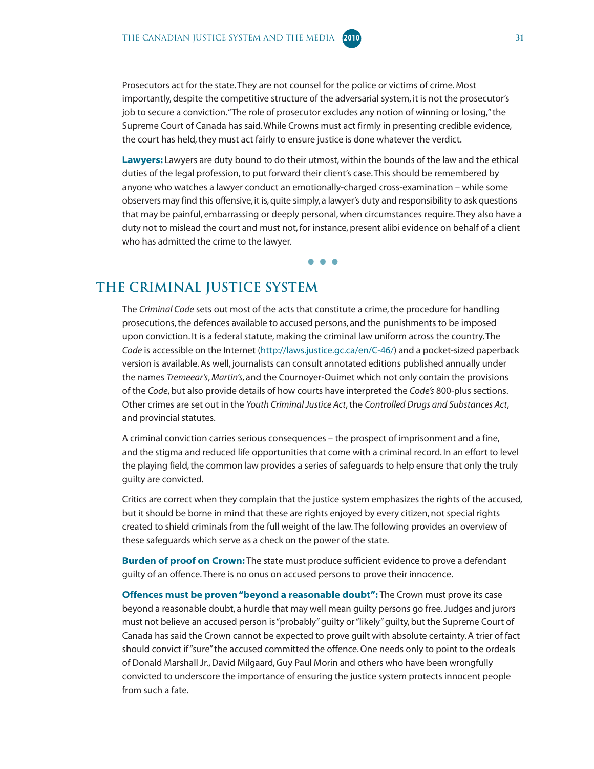Prosecutors act for the state. They are not counsel for the police or victims of crime. Most importantly, despite the competitive structure of the adversarial system, it is not the prosecutor's job to secure a conviction. "The role of prosecutor excludes any notion of winning or losing," the Supreme Court of Canada has said. While Crowns must act firmly in presenting credible evidence, the court has held, they must act fairly to ensure justice is done whatever the verdict.

**Lawyers:** Lawyers are duty bound to do their utmost, within the bounds of the law and the ethical duties of the legal profession, to put forward their client's case. This should be remembered by anyone who watches a lawyer conduct an emotionally-charged cross-examination – while some observers may find this offensive, it is, quite simply, a lawyer's duty and responsibility to ask questions that may be painful, embarrassing or deeply personal, when circumstances require. They also have a duty not to mislead the court and must not, for instance, present alibi evidence on behalf of a client who has admitted the crime to the lawyer.

• • •

## THE CRIMINAL JUSTICE SYSTEM

The *Criminal Code* sets out most of the acts that constitute a crime, the procedure for handling prosecutions, the defences available to accused persons, and the punishments to be imposed upon conviction. It is a federal statute, making the criminal law uniform across the country. The *Code* is accessible on the Internet (http://laws.justice.gc.ca/en/C-46/) and a pocket-sized paperback version is available. As well, journalists can consult annotated editions published annually under the names *Tremeear's*, *Martin's*, and the Cournoyer-Ouimet which not only contain the provisions of the *Code*, but also provide details of how courts have interpreted the *Code's* 800-plus sections. Other crimes are set out in the *Youth Criminal Justice Act*, the *Controlled Drugs and Substances Act*, and provincial statutes.

A criminal conviction carries serious consequences – the prospect of imprisonment and a fine, and the stigma and reduced life opportunities that come with a criminal record. In an effort to level the playing field, the common law provides a series of safeguards to help ensure that only the truly guilty are convicted.

Critics are correct when they complain that the justice system emphasizes the rights of the accused, but it should be borne in mind that these are rights enjoyed by every citizen, not special rights created to shield criminals from the full weight of the law. The following provides an overview of these safeguards which serve as a check on the power of the state.

**Burden of proof on Crown:** The state must produce sufficient evidence to prove a defendant guilty of an offence. There is no onus on accused persons to prove their innocence.

**Offences must be proven "beyond a reasonable doubt":** The Crown must prove its case beyond a reasonable doubt, a hurdle that may well mean guilty persons go free. Judges and jurors must not believe an accused person is "probably" guilty or "likely" guilty, but the Supreme Court of Canada has said the Crown cannot be expected to prove guilt with absolute certainty. A trier of fact should convict if "sure" the accused committed the offence. One needs only to point to the ordeals of Donald Marshall Jr., David Milgaard, Guy Paul Morin and others who have been wrongfully convicted to underscore the importance of ensuring the justice system protects innocent people from such a fate.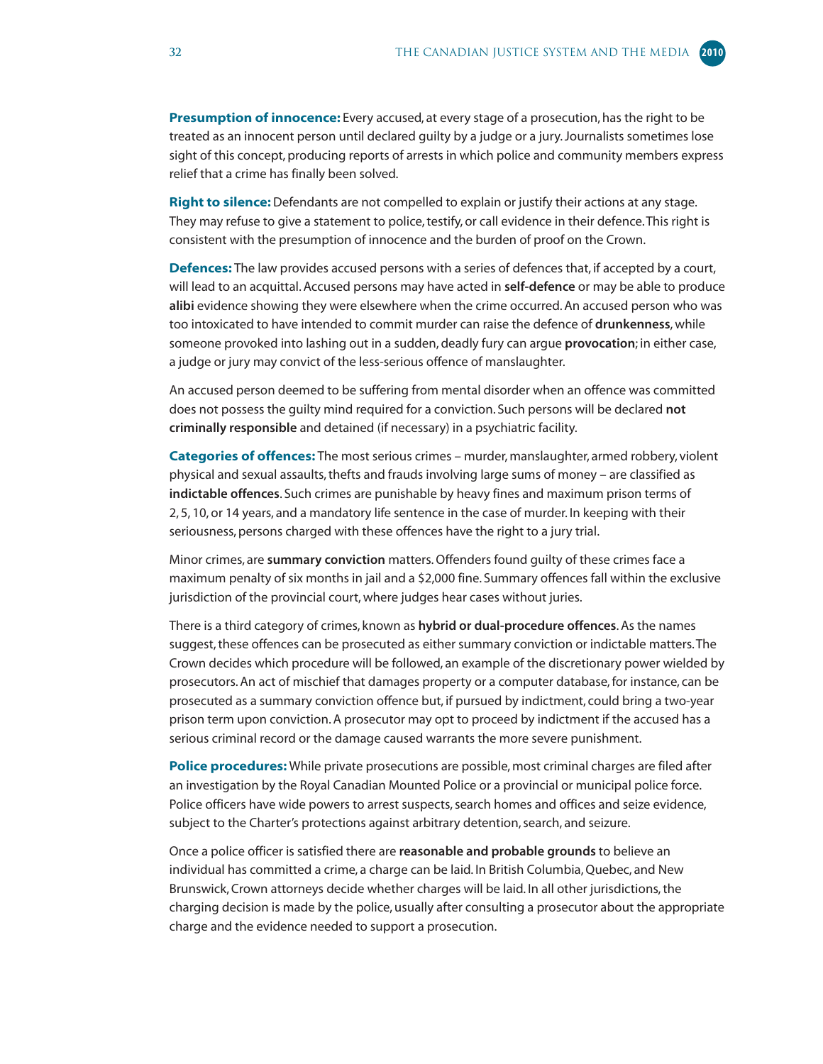**Presumption of innocence:** Every accused, at every stage of a prosecution, has the right to be treated as an innocent person until declared guilty by a judge or a jury. Journalists sometimes lose sight of this concept, producing reports of arrests in which police and community members express relief that a crime has finally been solved.

**Right to silence:** Defendants are not compelled to explain or justify their actions at any stage. They may refuse to give a statement to police, testify, or call evidence in their defence. This right is consistent with the presumption of innocence and the burden of proof on the Crown.

**Defences:** The law provides accused persons with a series of defences that, if accepted by a court, will lead to an acquittal. Accused persons may have acted in **self-defence** or may be able to produce **alibi** evidence showing they were elsewhere when the crime occurred. An accused person who was too intoxicated to have intended to commit murder can raise the defence of **drunkenness**, while someone provoked into lashing out in a sudden, deadly fury can argue **provocation**; in either case, a judge or jury may convict of the less-serious offence of manslaughter.

An accused person deemed to be suffering from mental disorder when an offence was committed does not possess the guilty mind required for a conviction. Such persons will be declared **not criminally responsible** and detained (if necessary) in a psychiatric facility.

**Categories of offences:** The most serious crimes – murder, manslaughter, armed robbery, violent physical and sexual assaults, thefts and frauds involving large sums of money – are classified as **indictable offences**. Such crimes are punishable by heavy fines and maximum prison terms of 2, 5, 10, or 14 years, and a mandatory life sentence in the case of murder. In keeping with their seriousness, persons charged with these offences have the right to a jury trial.

Minor crimes, are **summary conviction** matters. Offenders found guilty of these crimes face a maximum penalty of six months in jail and a $2,000 fine. Summary offences fall within the exclusive jurisdiction of the provincial court, where judges hear cases without juries.

There is a third category of crimes, known as **hybrid or dual-procedure offences**. As the names suggest, these offences can be prosecuted as either summary conviction or indictable matters. The Crown decides which procedure will be followed, an example of the discretionary power wielded by prosecutors. An act of mischief that damages property or a computer database, for instance, can be prosecuted as a summary conviction offence but, if pursued by indictment, could bring a two-year prison term upon conviction. A prosecutor may opt to proceed by indictment if the accused has a serious criminal record or the damage caused warrants the more severe punishment.

**Police procedures:** While private prosecutions are possible, most criminal charges are filed after an investigation by the Royal Canadian Mounted Police or a provincial or municipal police force. Police officers have wide powers to arrest suspects, search homes and offices and seize evidence, subject to the Charter's protections against arbitrary detention, search, and seizure.

Once a police officer is satisfied there are **reasonable and probable grounds** to believe an individual has committed a crime, a charge can be laid. In British Columbia, Quebec, and New Brunswick, Crown attorneys decide whether charges will be laid. In all other jurisdictions, the charging decision is made by the police, usually after consulting a prosecutor about the appropriate charge and the evidence needed to support a prosecution.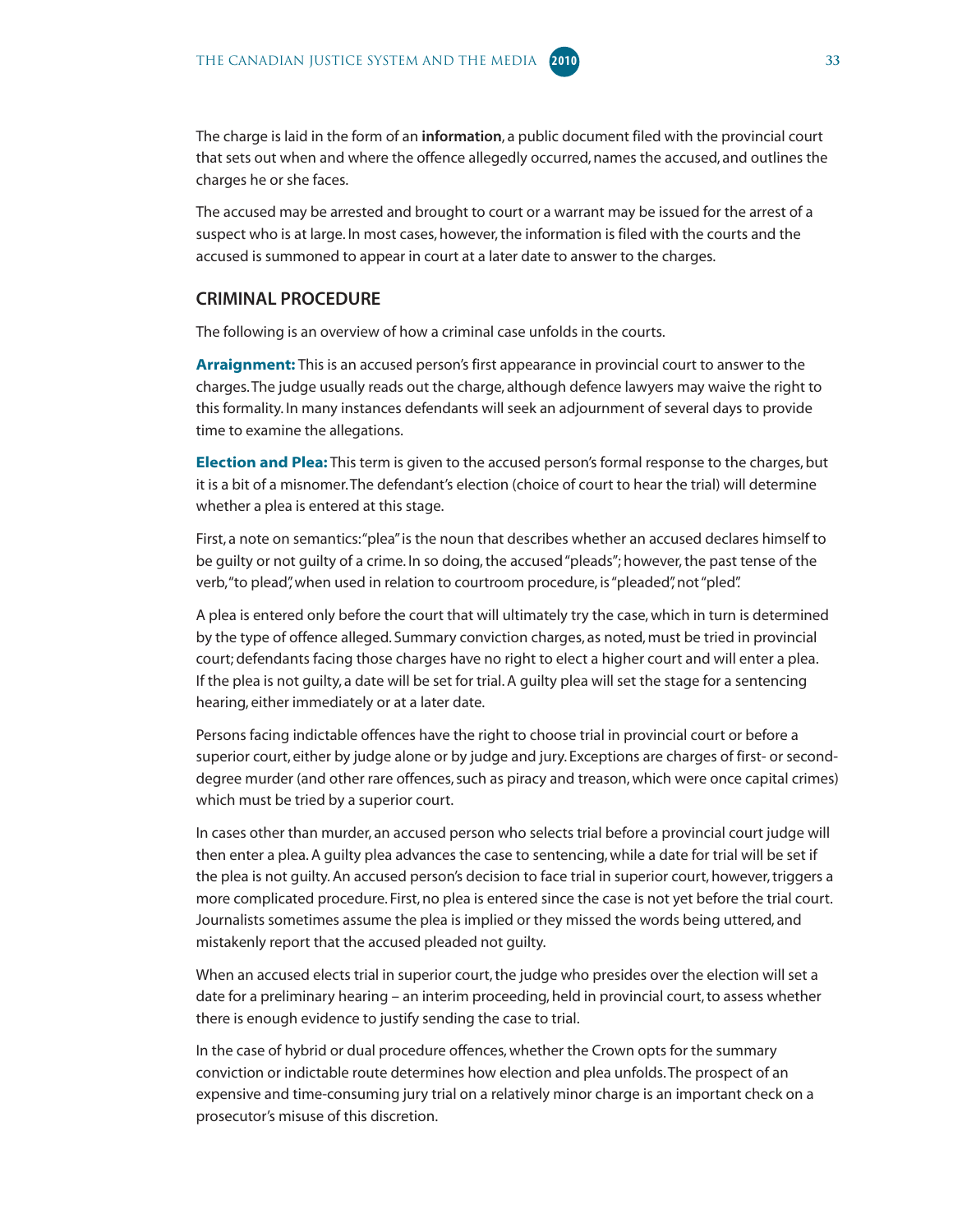The charge is laid in the form of an **information**, a public document filed with the provincial court that sets out when and where the offence allegedly occurred, names the accused, and outlines the charges he or she faces.

The accused may be arrested and brought to court or a warrant may be issued for the arrest of a suspect who is at large. In most cases, however, the information is filed with the courts and the accused is summoned to appear in court at a later date to answer to the charges.

## CRIMINAL PROCEDURE

The following is an overview of how a criminal case unfolds in the courts.

**Arraignment:** This is an accused person's first appearance in provincial court to answer to the charges. The judge usually reads out the charge, although defence lawyers may waive the right to this formality. In many instances defendants will seek an adjournment of several days to provide time to examine the allegations.

**Election and Plea:** This term is given to the accused person's formal response to the charges, but it is a bit of a misnomer. The defendant's election (choice of court to hear the trial) will determine whether a plea is entered at this stage.

First, a note on semantics: "plea" is the noun that describes whether an accused declares himself to be guilty or not guilty of a crime. In so doing, the accused "pleads"; however, the past tense of the verb, "to plead", when used in relation to courtroom procedure, is "pleaded", not "pled".

A plea is entered only before the court that will ultimately try the case, which in turn is determined by the type of offence alleged. Summary conviction charges, as noted, must be tried in provincial court; defendants facing those charges have no right to elect a higher court and will enter a plea. If the plea is not guilty, a date will be set for trial. A guilty plea will set the stage for a sentencing hearing, either immediately or at a later date.

Persons facing indictable offences have the right to choose trial in provincial court or before a superior court, either by judge alone or by judge and jury. Exceptions are charges of first- or second-degree murder (and other rare offences, such as piracy and treason, which were once capital crimes) which must be tried by a superior court.

In cases other than murder, an accused person who selects trial before a provincial court judge will then enter a plea. A guilty plea advances the case to sentencing, while a date for trial will be set if the plea is not guilty. An accused person's decision to face trial in superior court, however, triggers a more complicated procedure. First, no plea is entered since the case is not yet before the trial court. Journalists sometimes assume the plea is implied or they missed the words being uttered, and mistakenly report that the accused pleaded not guilty.

When an accused elects trial in superior court, the judge who presides over the election will set a date for a preliminary hearing – an interim proceeding, held in provincial court, to assess whether there is enough evidence to justify sending the case to trial.

In the case of hybrid or dual procedure offences, whether the Crown opts for the summary conviction or indictable route determines how election and plea unfolds. The prospect of an expensive and time-consuming jury trial on a relatively minor charge is an important check on a prosecutor's misuse of this discretion.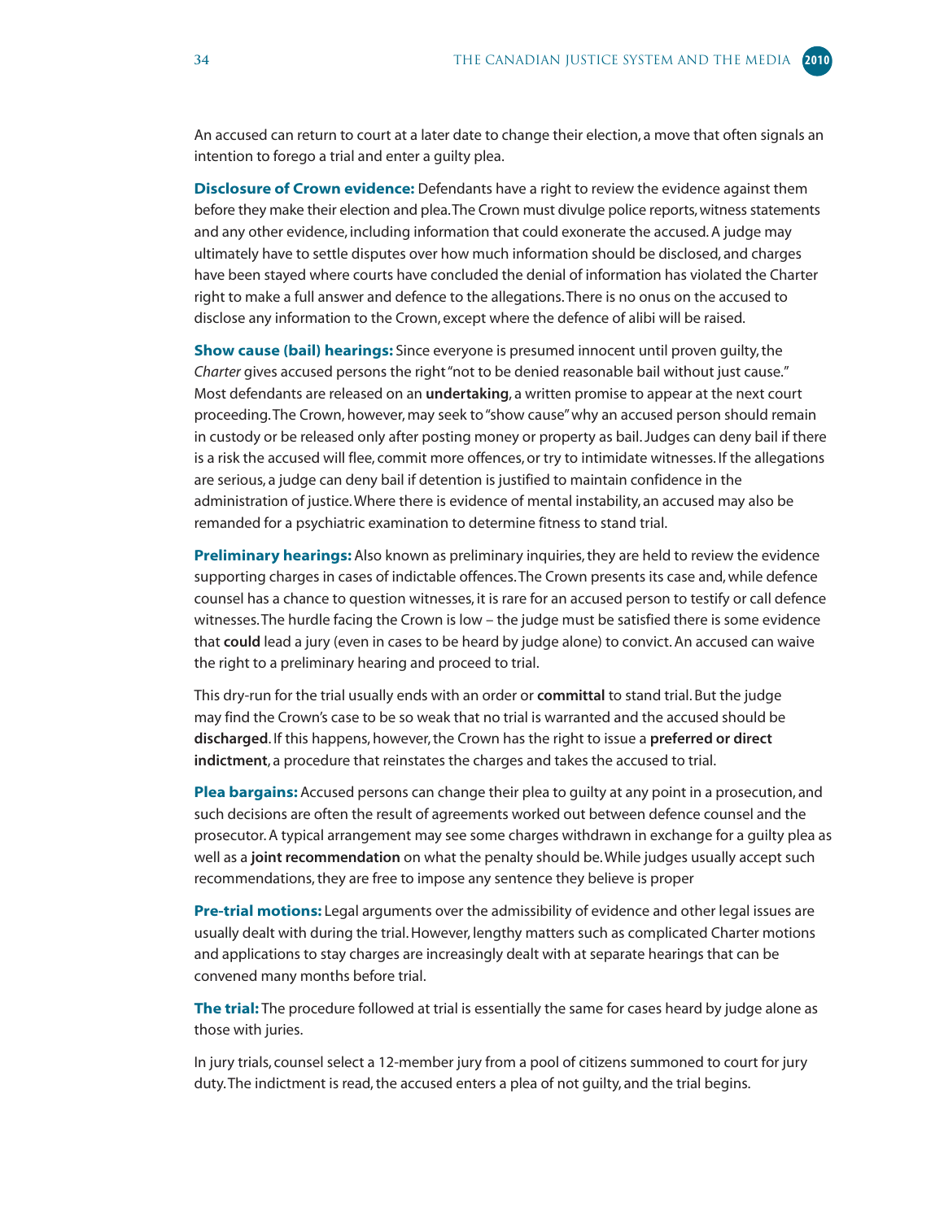An accused can return to court at a later date to change their election, a move that often signals an intention to forego a trial and enter a guilty plea.

**Disclosure of Crown evidence:** Defendants have a right to review the evidence against them before they make their election and plea. The Crown must divulge police reports, witness statements and any other evidence, including information that could exonerate the accused. A judge may ultimately have to settle disputes over how much information should be disclosed, and charges have been stayed where courts have concluded the denial of information has violated the Charter right to make a full answer and defence to the allegations. There is no onus on the accused to disclose any information to the Crown, except where the defence of alibi will be raised.

**Show cause (bail) hearings:** Since everyone is presumed innocent until proven guilty, the *Charter* gives accused persons the right "not to be denied reasonable bail without just cause." Most defendants are released on an **undertaking**, a written promise to appear at the next court proceeding. The Crown, however, may seek to "show cause" why an accused person should remain in custody or be released only after posting money or property as bail. Judges can deny bail if there is a risk the accused will flee, commit more offences, or try to intimidate witnesses. If the allegations are serious, a judge can deny bail if detention is justified to maintain confidence in the administration of justice. Where there is evidence of mental instability, an accused may also be remanded for a psychiatric examination to determine fitness to stand trial.

**Preliminary hearings:** Also known as preliminary inquiries, they are held to review the evidence supporting charges in cases of indictable offences. The Crown presents its case and, while defence counsel has a chance to question witnesses, it is rare for an accused person to testify or call defence witnesses. The hurdle facing the Crown is low – the judge must be satisfied there is some evidence that **could** lead a jury (even in cases to be heard by judge alone) to convict. An accused can waive the right to a preliminary hearing and proceed to trial.

This dry-run for the trial usually ends with an order or **committal** to stand trial. But the judge may find the Crown's case to be so weak that no trial is warranted and the accused should be **discharged**. If this happens, however, the Crown has the right to issue a **preferred or direct indictment**, a procedure that reinstates the charges and takes the accused to trial.

**Plea bargains:** Accused persons can change their plea to guilty at any point in a prosecution, and such decisions are often the result of agreements worked out between defence counsel and the prosecutor. A typical arrangement may see some charges withdrawn in exchange for a guilty plea as well as a **joint recommendation** on what the penalty should be. While judges usually accept such recommendations, they are free to impose any sentence they believe is proper

**Pre-trial motions:** Legal arguments over the admissibility of evidence and other legal issues are usually dealt with during the trial. However, lengthy matters such as complicated Charter motions and applications to stay charges are increasingly dealt with at separate hearings that can be convened many months before trial.

**The trial:** The procedure followed at trial is essentially the same for cases heard by judge alone as those with juries.

In jury trials, counsel select a 12-member jury from a pool of citizens summoned to court for jury duty. The indictment is read, the accused enters a plea of not guilty, and the trial begins.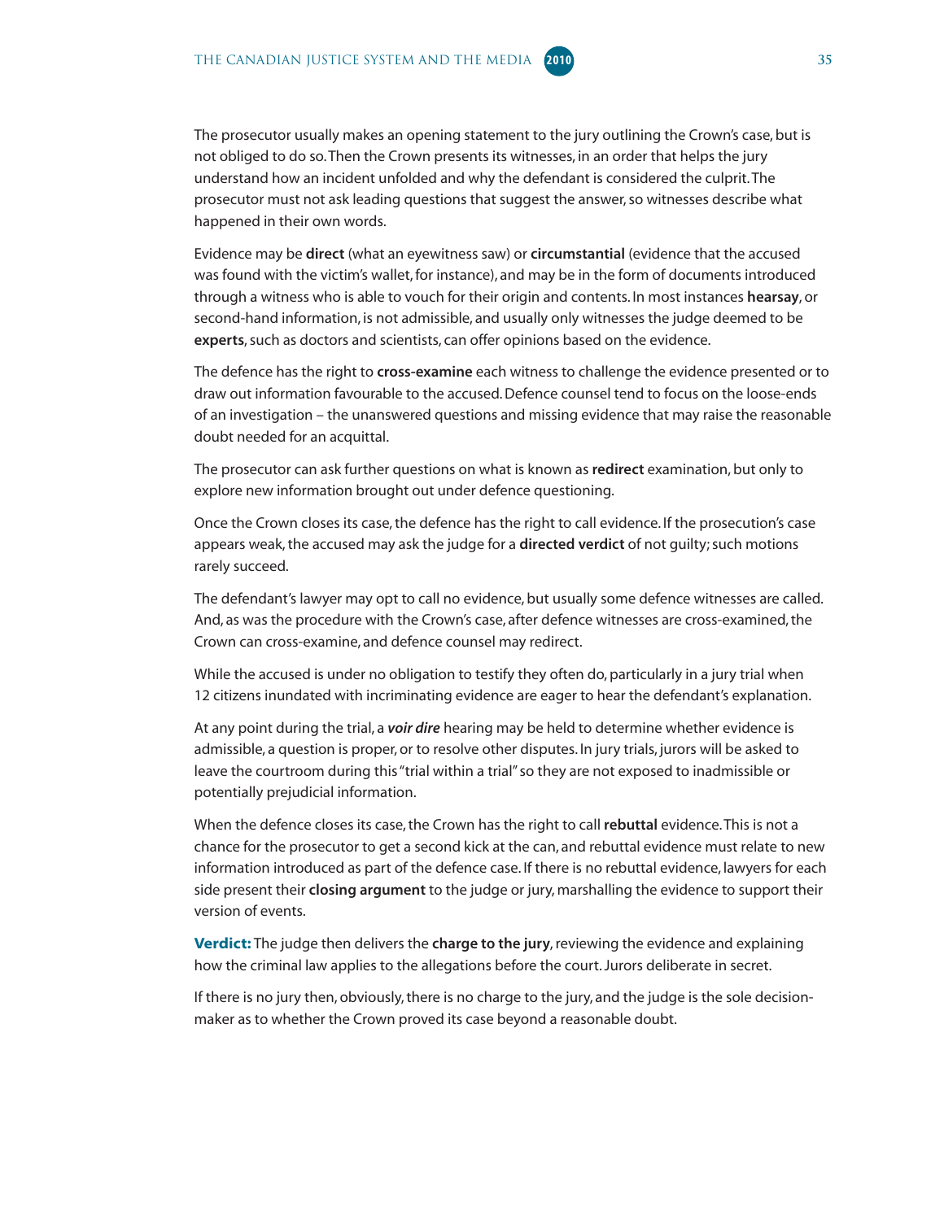The prosecutor usually makes an opening statement to the jury outlining the Crown's case, but is not obliged to do so. Then the Crown presents its witnesses, in an order that helps the jury understand how an incident unfolded and why the defendant is considered the culprit. The prosecutor must not ask leading questions that suggest the answer, so witnesses describe what happened in their own words.

Evidence may be **direct** (what an eyewitness saw) or **circumstantial** (evidence that the accused was found with the victim's wallet, for instance), and may be in the form of documents introduced through a witness who is able to vouch for their origin and contents. In most instances **hearsay**, or second-hand information, is not admissible, and usually only witnesses the judge deemed to be **experts**, such as doctors and scientists, can offer opinions based on the evidence.

The defence has the right to **cross-examine** each witness to challenge the evidence presented or to draw out information favourable to the accused. Defence counsel tend to focus on the loose-ends of an investigation – the unanswered questions and missing evidence that may raise the reasonable doubt needed for an acquittal.

The prosecutor can ask further questions on what is known as **redirect** examination, but only to explore new information brought out under defence questioning.

Once the Crown closes its case, the defence has the right to call evidence. If the prosecution's case appears weak, the accused may ask the judge for a **directed verdict** of not guilty; such motions rarely succeed.

The defendant's lawyer may opt to call no evidence, but usually some defence witnesses are called. And, as was the procedure with the Crown's case, after defence witnesses are cross-examined, the Crown can cross-examine, and defence counsel may redirect.

While the accused is under no obligation to testify they often do, particularly in a jury trial when 12 citizens inundated with incriminating evidence are eager to hear the defendant's explanation.

At any point during the trial, a ***voir dire*** hearing may be held to determine whether evidence is admissible, a question is proper, or to resolve other disputes. In jury trials, jurors will be asked to leave the courtroom during this "trial within a trial" so they are not exposed to inadmissible or potentially prejudicial information.

When the defence closes its case, the Crown has the right to call **rebuttal** evidence. This is not a chance for the prosecutor to get a second kick at the can, and rebuttal evidence must relate to new information introduced as part of the defence case. If there is no rebuttal evidence, lawyers for each side present their **closing argument** to the judge or jury, marshalling the evidence to support their version of events.

**Verdict:** The judge then delivers the **charge to the jury**, reviewing the evidence and explaining how the criminal law applies to the allegations before the court. Jurors deliberate in secret.

If there is no jury then, obviously, there is no charge to the jury, and the judge is the sole decision-maker as to whether the Crown proved its case beyond a reasonable doubt.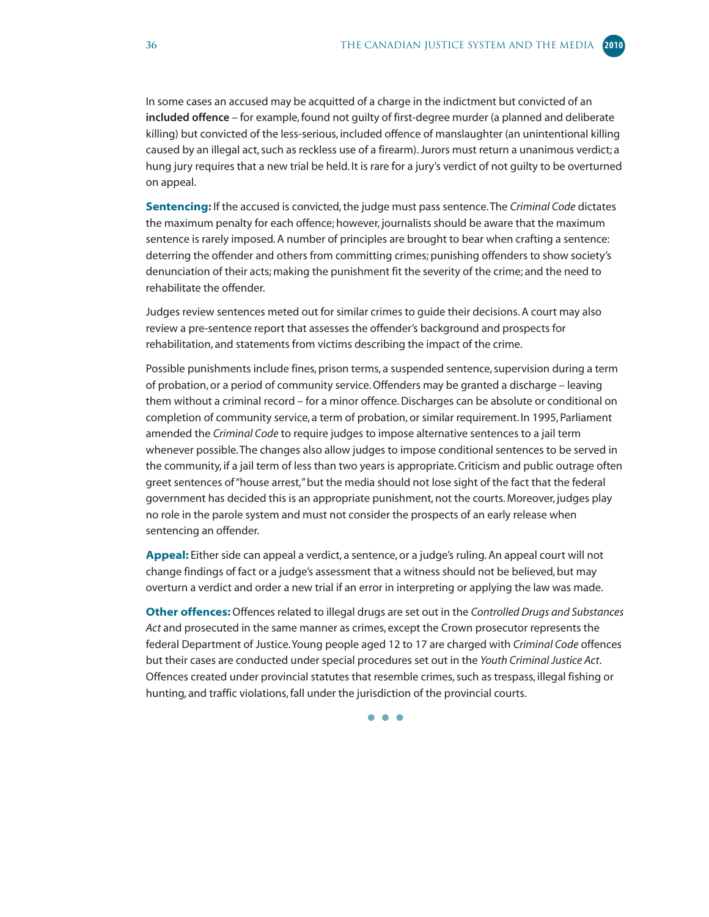In some cases an accused may be acquitted of a charge in the indictment but convicted of an **included offence** – for example, found not guilty of first-degree murder (a planned and deliberate killing) but convicted of the less-serious, included offence of manslaughter (an unintentional killing caused by an illegal act, such as reckless use of a firearm). Jurors must return a unanimous verdict; a hung jury requires that a new trial be held. It is rare for a jury's verdict of not guilty to be overturned on appeal.

**Sentencing:** If the accused is convicted, the judge must pass sentence. The *Criminal Code* dictates the maximum penalty for each offence; however, journalists should be aware that the maximum sentence is rarely imposed. A number of principles are brought to bear when crafting a sentence: deterring the offender and others from committing crimes; punishing offenders to show society's denunciation of their acts; making the punishment fit the severity of the crime; and the need to rehabilitate the offender.

Judges review sentences meted out for similar crimes to guide their decisions. A court may also review a pre-sentence report that assesses the offender's background and prospects for rehabilitation, and statements from victims describing the impact of the crime.

Possible punishments include fines, prison terms, a suspended sentence, supervision during a term of probation, or a period of community service. Offenders may be granted a discharge – leaving them without a criminal record – for a minor offence. Discharges can be absolute or conditional on completion of community service, a term of probation, or similar requirement. In 1995, Parliament amended the *Criminal Code* to require judges to impose alternative sentences to a jail term whenever possible. The changes also allow judges to impose conditional sentences to be served in the community, if a jail term of less than two years is appropriate. Criticism and public outrage often greet sentences of "house arrest," but the media should not lose sight of the fact that the federal government has decided this is an appropriate punishment, not the courts. Moreover, judges play no role in the parole system and must not consider the prospects of an early release when sentencing an offender.

**Appeal:** Either side can appeal a verdict, a sentence, or a judge's ruling. An appeal court will not change findings of fact or a judge's assessment that a witness should not be believed, but may overturn a verdict and order a new trial if an error in interpreting or applying the law was made.

**Other offences:** Offences related to illegal drugs are set out in the *Controlled Drugs and Substances Act* and prosecuted in the same manner as crimes, except the Crown prosecutor represents the federal Department of Justice. Young people aged 12 to 17 are charged with *Criminal Code* offences but their cases are conducted under special procedures set out in the *Youth Criminal Justice Act*. Offences created under provincial statutes that resemble crimes, such as trespass, illegal fishing or hunting, and traffic violations, fall under the jurisdiction of the provincial courts.

• • •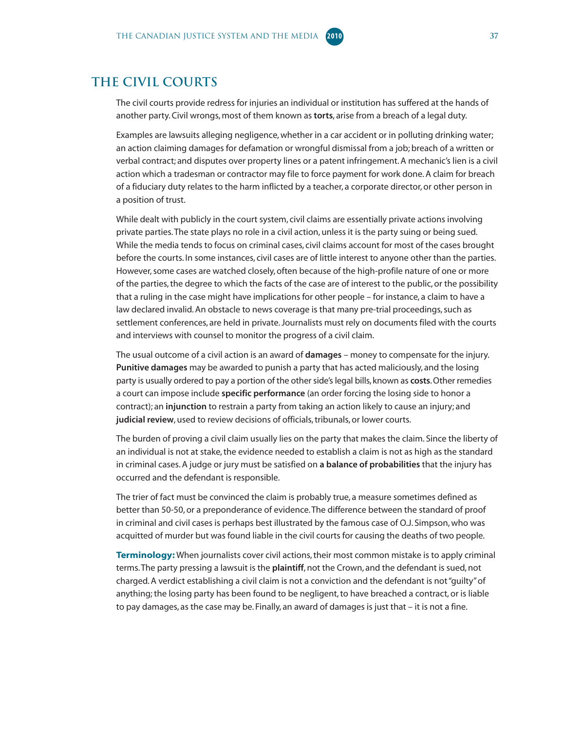## THE CIVIL COURTS

The civil courts provide redress for injuries an individual or institution has suffered at the hands of another party. Civil wrongs, most of them known as **torts**, arise from a breach of a legal duty.

Examples are lawsuits alleging negligence, whether in a car accident or in polluting drinking water; an action claiming damages for defamation or wrongful dismissal from a job; breach of a written or verbal contract; and disputes over property lines or a patent infringement. A mechanic's lien is a civil action which a tradesman or contractor may file to force payment for work done. A claim for breach of a fiduciary duty relates to the harm inflicted by a teacher, a corporate director, or other person in a position of trust.

While dealt with publicly in the court system, civil claims are essentially private actions involving private parties. The state plays no role in a civil action, unless it is the party suing or being sued. While the media tends to focus on criminal cases, civil claims account for most of the cases brought before the courts. In some instances, civil cases are of little interest to anyone other than the parties. However, some cases are watched closely, often because of the high-profile nature of one or more of the parties, the degree to which the facts of the case are of interest to the public, or the possibility that a ruling in the case might have implications for other people – for instance, a claim to have a law declared invalid. An obstacle to news coverage is that many pre-trial proceedings, such as settlement conferences, are held in private. Journalists must rely on documents filed with the courts and interviews with counsel to monitor the progress of a civil claim.

The usual outcome of a civil action is an award of **damages** – money to compensate for the injury. **Punitive damages** may be awarded to punish a party that has acted maliciously, and the losing party is usually ordered to pay a portion of the other side's legal bills, known as **costs**. Other remedies a court can impose include **specific performance** (an order forcing the losing side to honor a contract); an **injunction** to restrain a party from taking an action likely to cause an injury; and **judicial review**, used to review decisions of officials, tribunals, or lower courts.

The burden of proving a civil claim usually lies on the party that makes the claim. Since the liberty of an individual is not at stake, the evidence needed to establish a claim is not as high as the standard in criminal cases. A judge or jury must be satisfied on **a balance of probabilities** that the injury has occurred and the defendant is responsible.

The trier of fact must be convinced the claim is probably true, a measure sometimes defined as better than 50-50, or a preponderance of evidence. The difference between the standard of proof in criminal and civil cases is perhaps best illustrated by the famous case of O.J. Simpson, who was acquitted of murder but was found liable in the civil courts for causing the deaths of two people.

**Terminology:** When journalists cover civil actions, their most common mistake is to apply criminal terms. The party pressing a lawsuit is the **plaintiff**, not the Crown, and the defendant is sued, not charged. A verdict establishing a civil claim is not a conviction and the defendant is not "guilty" of anything; the losing party has been found to be negligent, to have breached a contract, or is liable to pay damages, as the case may be. Finally, an award of damages is just that – it is not a fine.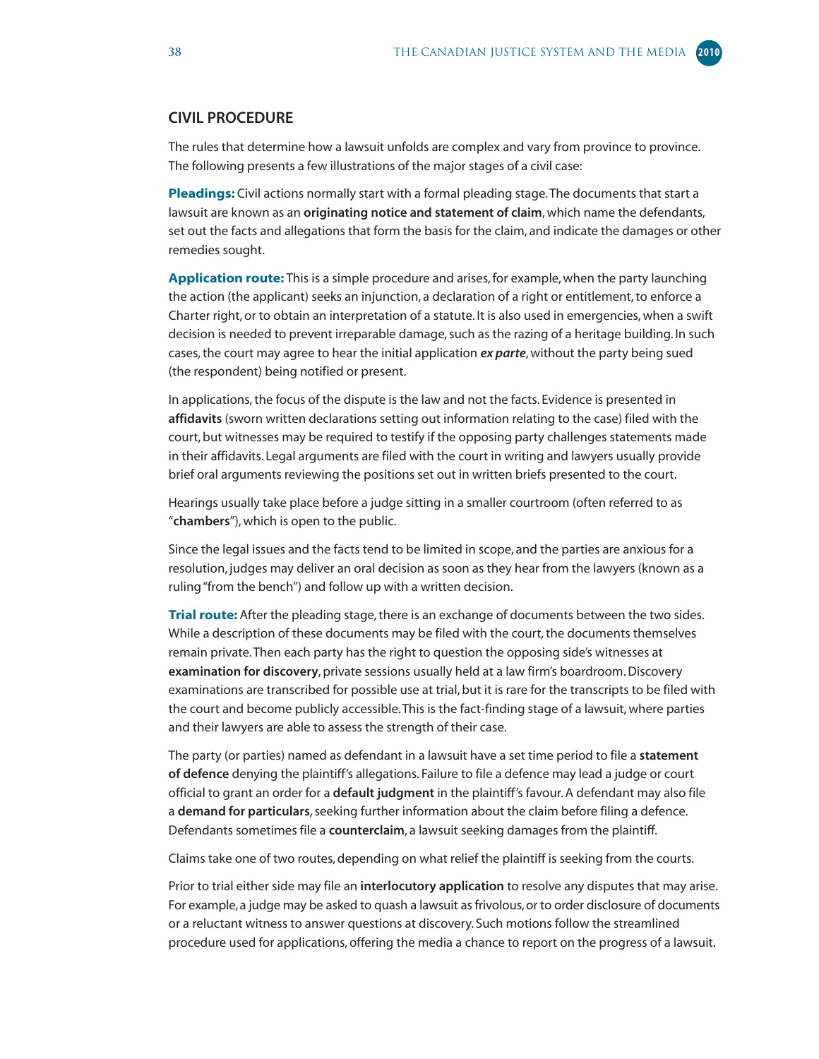## CIVIL PROCEDURE

The rules that determine how a lawsuit unfolds are complex and vary from province to province. The following presents a few illustrations of the major stages of a civil case:

**Pleadings:** Civil actions normally start with a formal pleading stage. The documents that start a lawsuit are known as an **originating notice and statement of claim**, which name the defendants, set out the facts and allegations that form the basis for the claim, and indicate the damages or other remedies sought.

**Application route:** This is a simple procedure and arises, for example, when the party launching the action (the applicant) seeks an injunction, a declaration of a right or entitlement, to enforce a Charter right, or to obtain an interpretation of a statute. It is also used in emergencies, when a swift decision is needed to prevent irreparable damage, such as the razing of a heritage building. In such cases, the court may agree to hear the initial application ***ex parte***, without the party being sued (the respondent) being notified or present.

In applications, the focus of the dispute is the law and not the facts. Evidence is presented in **affidavits** (sworn written declarations setting out information relating to the case) filed with the court, but witnesses may be required to testify if the opposing party challenges statements made in their affidavits. Legal arguments are filed with the court in writing and lawyers usually provide brief oral arguments reviewing the positions set out in written briefs presented to the court.

Hearings usually take place before a judge sitting in a smaller courtroom (often referred to as "**chambers**"), which is open to the public.

Since the legal issues and the facts tend to be limited in scope, and the parties are anxious for a resolution, judges may deliver an oral decision as soon as they hear from the lawyers (known as a ruling "from the bench") and follow up with a written decision.

**Trial route:** After the pleading stage, there is an exchange of documents between the two sides. While a description of these documents may be filed with the court, the documents themselves remain private. Then each party has the right to question the opposing side's witnesses at **examination for discovery**, private sessions usually held at a law firm's boardroom. Discovery examinations are transcribed for possible use at trial, but it is rare for the transcripts to be filed with the court and become publicly accessible. This is the fact-finding stage of a lawsuit, where parties and their lawyers are able to assess the strength of their case.

The party (or parties) named as defendant in a lawsuit have a set time period to file a **statement of defence** denying the plaintiff's allegations. Failure to file a defence may lead a judge or court official to grant an order for a **default judgment** in the plaintiff's favour. A defendant may also file a **demand for particulars**, seeking further information about the claim before filing a defence. Defendants sometimes file a **counterclaim**, a lawsuit seeking damages from the plaintiff.

Claims take one of two routes, depending on what relief the plaintiff is seeking from the courts.

Prior to trial either side may file an **interlocutory application** to resolve any disputes that may arise. For example, a judge may be asked to quash a lawsuit as frivolous, or to order disclosure of documents or a reluctant witness to answer questions at discovery. Such motions follow the streamlined procedure used for applications, offering the media a chance to report on the progress of a lawsuit.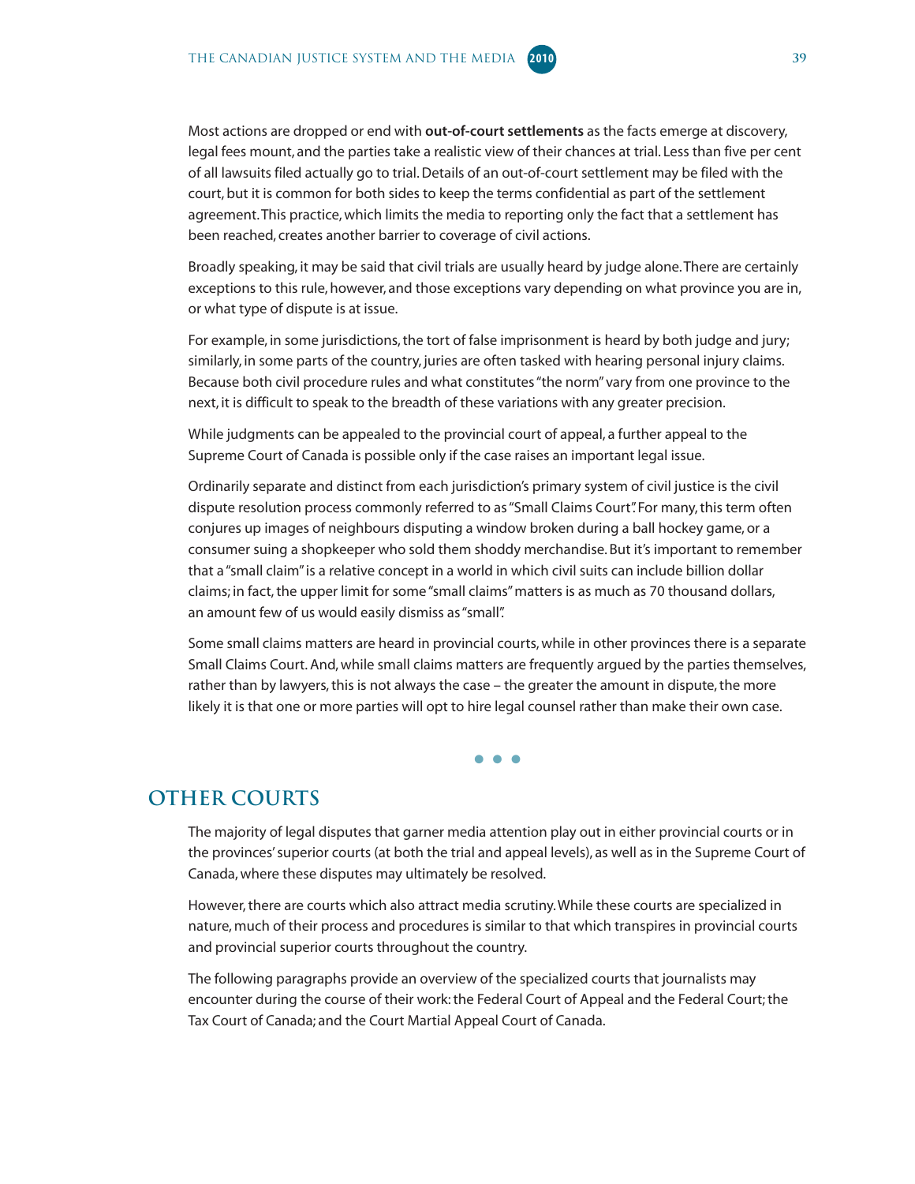Most actions are dropped or end with **out-of-court settlements** as the facts emerge at discovery, legal fees mount, and the parties take a realistic view of their chances at trial. Less than five per cent of all lawsuits filed actually go to trial. Details of an out-of-court settlement may be filed with the court, but it is common for both sides to keep the terms confidential as part of the settlement agreement. This practice, which limits the media to reporting only the fact that a settlement has been reached, creates another barrier to coverage of civil actions.

Broadly speaking, it may be said that civil trials are usually heard by judge alone. There are certainly exceptions to this rule, however, and those exceptions vary depending on what province you are in, or what type of dispute is at issue.

For example, in some jurisdictions, the tort of false imprisonment is heard by both judge and jury; similarly, in some parts of the country, juries are often tasked with hearing personal injury claims. Because both civil procedure rules and what constitutes "the norm" vary from one province to the next, it is difficult to speak to the breadth of these variations with any greater precision.

While judgments can be appealed to the provincial court of appeal, a further appeal to the Supreme Court of Canada is possible only if the case raises an important legal issue.

Ordinarily separate and distinct from each jurisdiction's primary system of civil justice is the civil dispute resolution process commonly referred to as "Small Claims Court". For many, this term often conjures up images of neighbours disputing a window broken during a ball hockey game, or a consumer suing a shopkeeper who sold them shoddy merchandise. But it's important to remember that a "small claim" is a relative concept in a world in which civil suits can include billion dollar claims; in fact, the upper limit for some "small claims" matters is as much as 70 thousand dollars, an amount few of us would easily dismiss as "small".

Some small claims matters are heard in provincial courts, while in other provinces there is a separate Small Claims Court. And, while small claims matters are frequently argued by the parties themselves, rather than by lawyers, this is not always the case – the greater the amount in dispute, the more likely it is that one or more parties will opt to hire legal counsel rather than make their own case.

• • •

## OTHER COURTS

The majority of legal disputes that garner media attention play out in either provincial courts or in the provinces' superior courts (at both the trial and appeal levels), as well as in the Supreme Court of Canada, where these disputes may ultimately be resolved.

However, there are courts which also attract media scrutiny. While these courts are specialized in nature, much of their process and procedures is similar to that which transpires in provincial courts and provincial superior courts throughout the country.

The following paragraphs provide an overview of the specialized courts that journalists may encounter during the course of their work: the Federal Court of Appeal and the Federal Court; the Tax Court of Canada; and the Court Martial Appeal Court of Canada.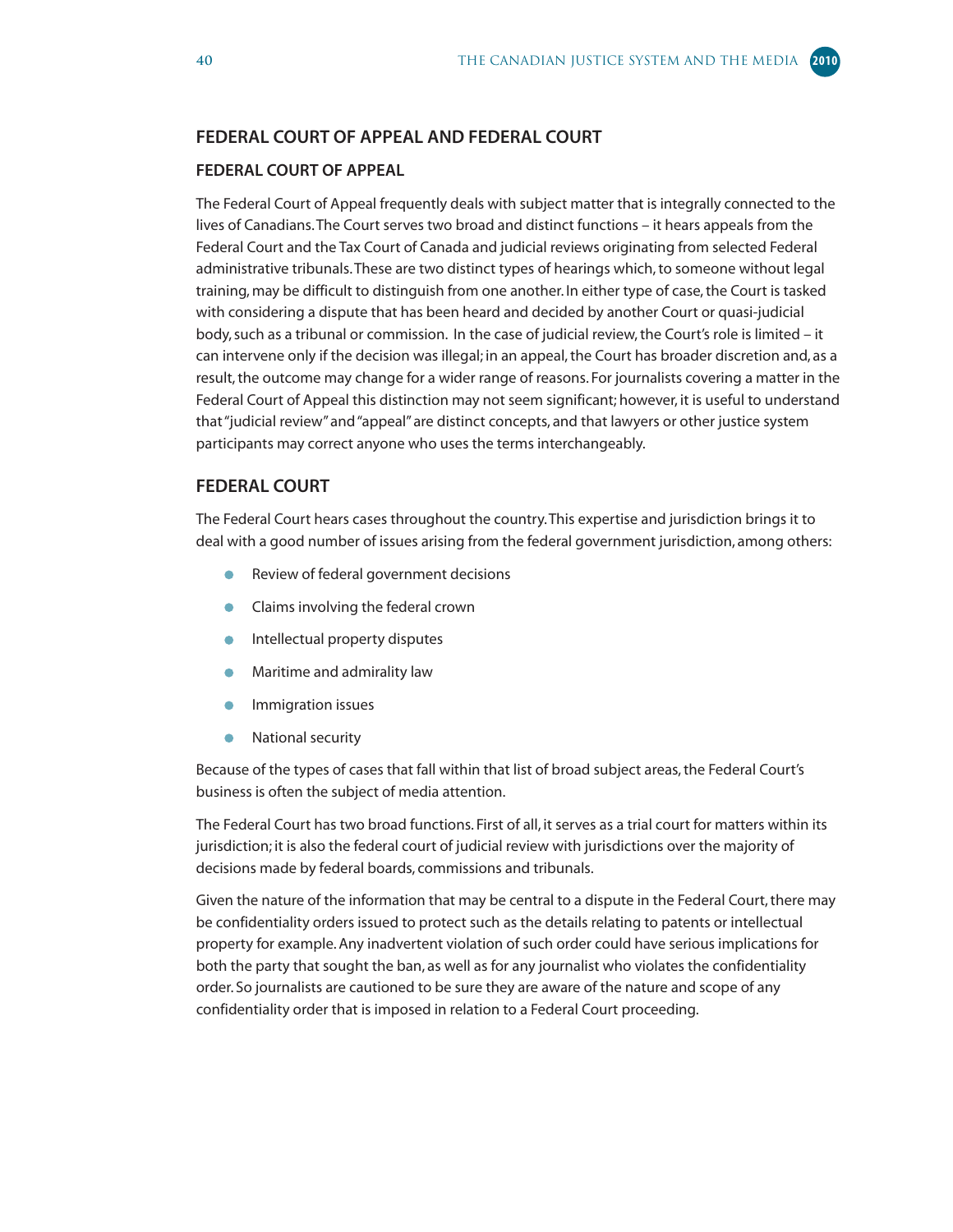## FEDERAL COURT OF APPEAL AND FEDERAL COURT

### FEDERAL COURT OF APPEAL

The Federal Court of Appeal frequently deals with subject matter that is integrally connected to the lives of Canadians. The Court serves two broad and distinct functions – it hears appeals from the Federal Court and the Tax Court of Canada and judicial reviews originating from selected Federal administrative tribunals. These are two distinct types of hearings which, to someone without legal training, may be difficult to distinguish from one another. In either type of case, the Court is tasked with considering a dispute that has been heard and decided by another Court or quasi-judicial body, such as a tribunal or commission. In the case of judicial review, the Court's role is limited – it can intervene only if the decision was illegal; in an appeal, the Court has broader discretion and, as a result, the outcome may change for a wider range of reasons. For journalists covering a matter in the Federal Court of Appeal this distinction may not seem significant; however, it is useful to understand that "judicial review" and "appeal" are distinct concepts, and that lawyers or other justice system participants may correct anyone who uses the terms interchangeably.

## FEDERAL COURT

The Federal Court hears cases throughout the country. This expertise and jurisdiction brings it to deal with a good number of issues arising from the federal government jurisdiction, among others:

- Review of federal government decisions
- Claims involving the federal crown
- Intellectual property disputes
- Maritime and admirality law
- Immigration issues
- National security

Because of the types of cases that fall within that list of broad subject areas, the Federal Court's business is often the subject of media attention.

The Federal Court has two broad functions. First of all, it serves as a trial court for matters within its jurisdiction; it is also the federal court of judicial review with jurisdictions over the majority of decisions made by federal boards, commissions and tribunals.

Given the nature of the information that may be central to a dispute in the Federal Court, there may be confidentiality orders issued to protect such as the details relating to patents or intellectual property for example. Any inadvertent violation of such order could have serious implications for both the party that sought the ban, as well as for any journalist who violates the confidentiality order. So journalists are cautioned to be sure they are aware of the nature and scope of any confidentiality order that is imposed in relation to a Federal Court proceeding.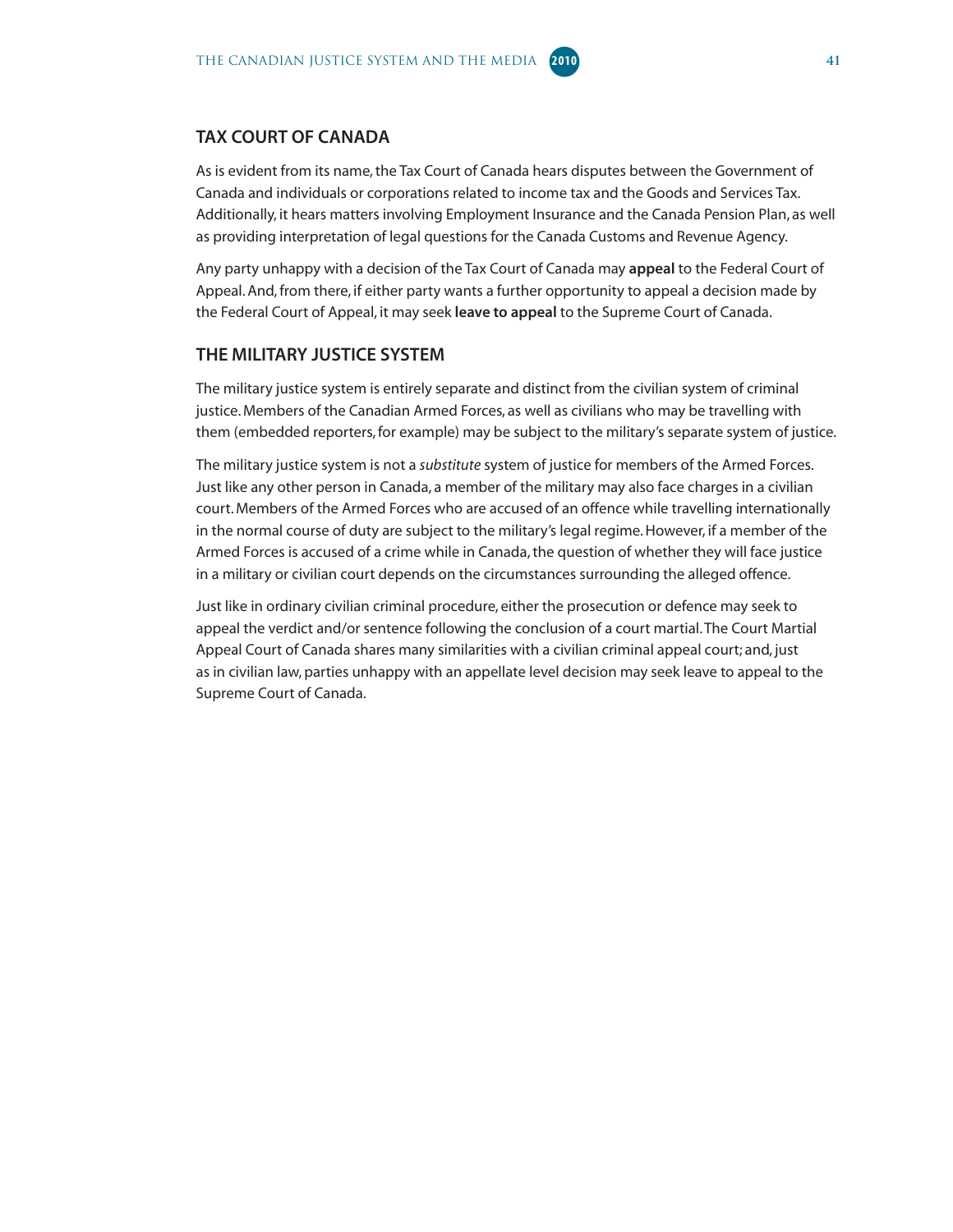## TAX COURT OF CANADA

As is evident from its name, the Tax Court of Canada hears disputes between the Government of Canada and individuals or corporations related to income tax and the Goods and Services Tax. Additionally, it hears matters involving Employment Insurance and the Canada Pension Plan, as well as providing interpretation of legal questions for the Canada Customs and Revenue Agency.

Any party unhappy with a decision of the Tax Court of Canada may **appeal** to the Federal Court of Appeal. And, from there, if either party wants a further opportunity to appeal a decision made by the Federal Court of Appeal, it may seek **leave to appeal** to the Supreme Court of Canada.

## THE MILITARY JUSTICE SYSTEM

The military justice system is entirely separate and distinct from the civilian system of criminal justice. Members of the Canadian Armed Forces, as well as civilians who may be travelling with them (embedded reporters, for example) may be subject to the military's separate system of justice.

The military justice system is not a *substitute* system of justice for members of the Armed Forces. Just like any other person in Canada, a member of the military may also face charges in a civilian court. Members of the Armed Forces who are accused of an offence while travelling internationally in the normal course of duty are subject to the military's legal regime. However, if a member of the Armed Forces is accused of a crime while in Canada, the question of whether they will face justice in a military or civilian court depends on the circumstances surrounding the alleged offence.

Just like in ordinary civilian criminal procedure, either the prosecution or defence may seek to appeal the verdict and/or sentence following the conclusion of a court martial. The Court Martial Appeal Court of Canada shares many similarities with a civilian criminal appeal court; and, just as in civilian law, parties unhappy with an appellate level decision may seek leave to appeal to the Supreme Court of Canada.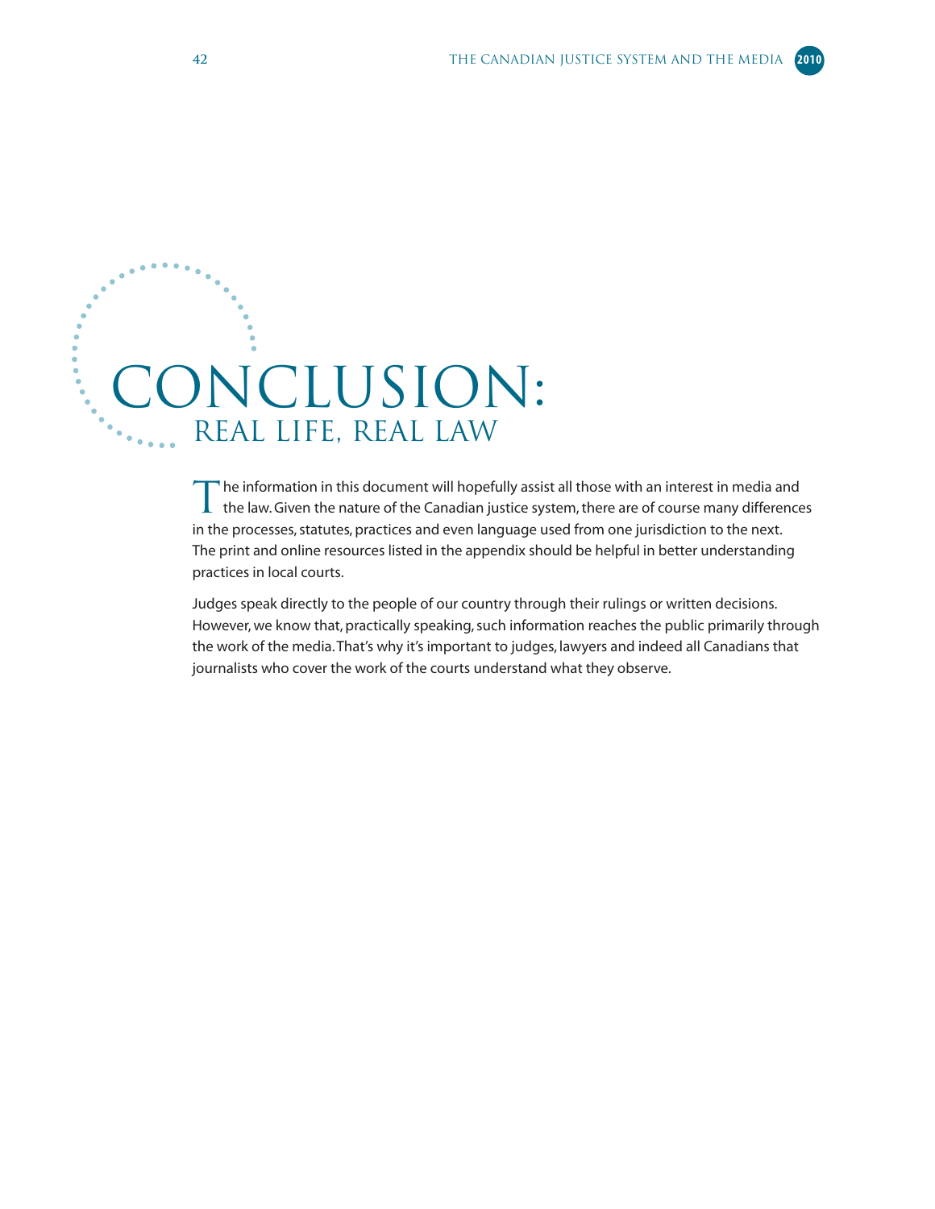# CONCLUSION: REAL LIFE, REAL LAW

The information in this document will hopefully assist all those with an interest in media and the law. Given the nature of the Canadian justice system, there are of course many differences in the processes, statutes, practices and even language used from one jurisdiction to the next. The print and online resources listed in the appendix should be helpful in better understanding practices in local courts.

Judges speak directly to the people of our country through their rulings or written decisions. However, we know that, practically speaking, such information reaches the public primarily through the work of the media. That's why it's important to judges, lawyers and indeed all Canadians that journalists who cover the work of the courts understand what they observe.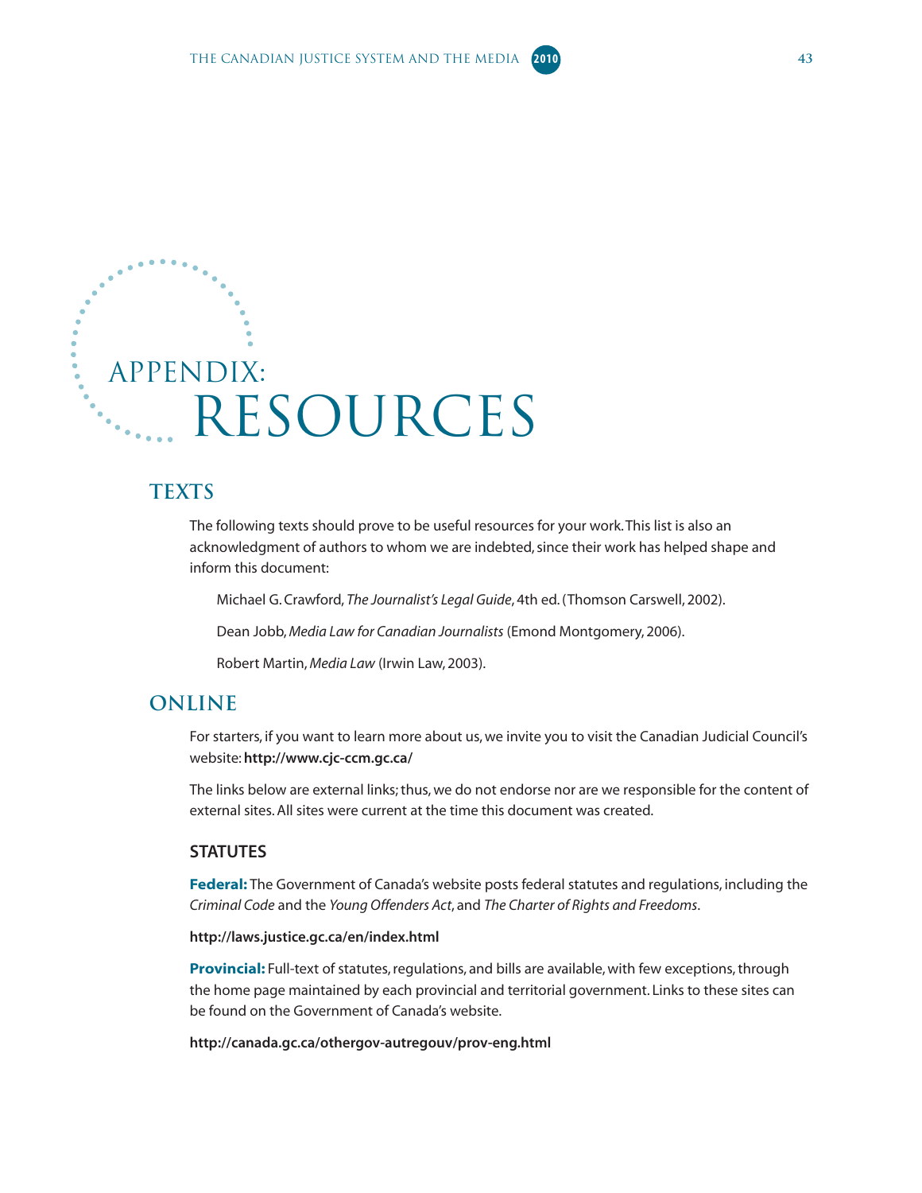# APPENDIX: RESOURCES

## TEXTS

The following texts should prove to be useful resources for your work. This list is also an acknowledgment of authors to whom we are indebted, since their work has helped shape and inform this document:

Michael G. Crawford, *The Journalist's Legal Guide*, 4th ed. (Thomson Carswell, 2002).

Dean Jobb, *Media Law for Canadian Journalists* (Emond Montgomery, 2006).

Robert Martin, *Media Law* (Irwin Law, 2003).

## ONLINE

For starters, if you want to learn more about us, we invite you to visit the Canadian Judicial Council's website: **http://www.cjc-ccm.gc.ca/**

The links below are external links; thus, we do not endorse nor are we responsible for the content of external sites. All sites were current at the time this document was created.

### STATUTES

**Federal:** The Government of Canada's website posts federal statutes and regulations, including the *Criminal Code* and the *Young Offenders Act*, and *The Charter of Rights and Freedoms*.

**http://laws.justice.gc.ca/en/index.html**

**Provincial:** Full-text of statutes, regulations, and bills are available, with few exceptions, through the home page maintained by each provincial and territorial government. Links to these sites can be found on the Government of Canada's website.

**http://canada.gc.ca/othergov-autregouv/prov-eng.html**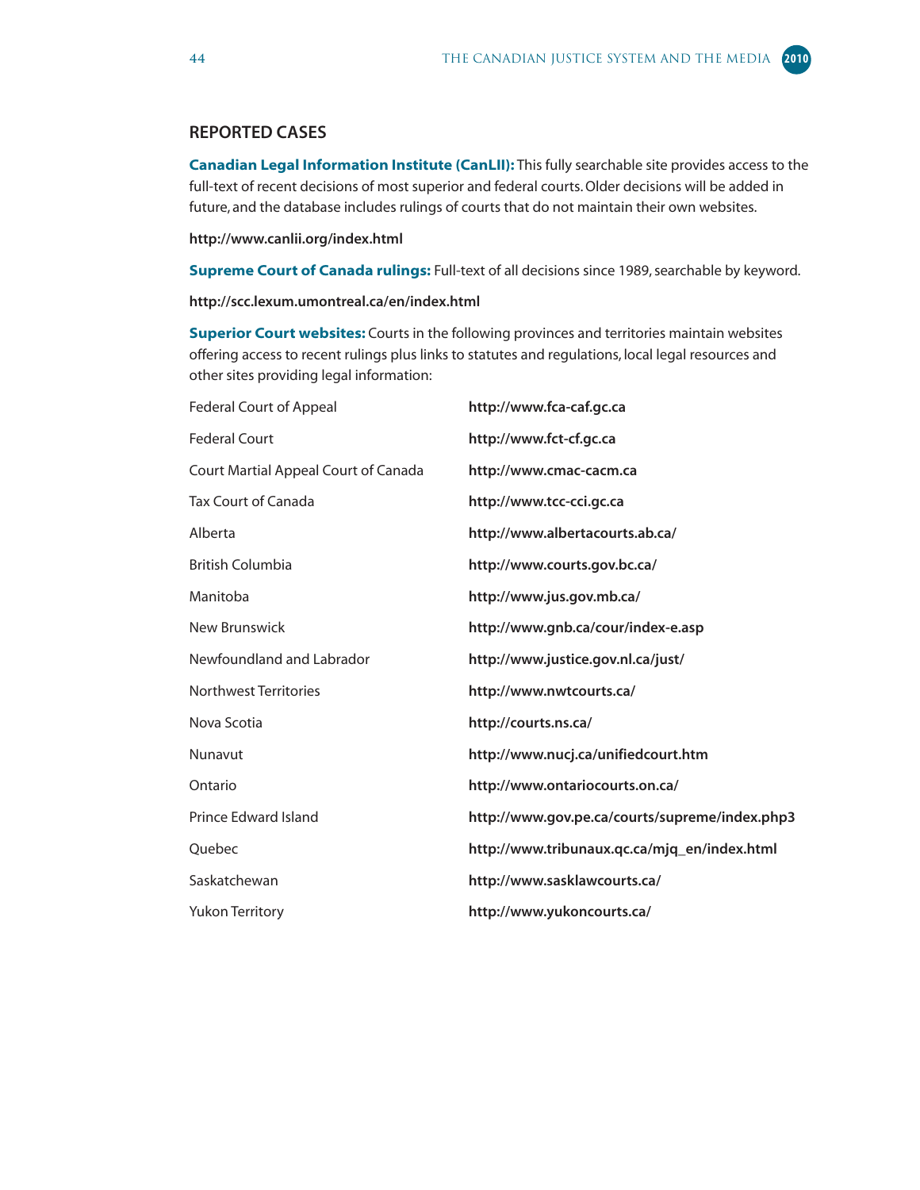## REPORTED CASES

**Canadian Legal Information Institute (CanLII):** This fully searchable site provides access to the full-text of recent decisions of most superior and federal courts. Older decisions will be added in future, and the database includes rulings of courts that do not maintain their own websites.

**http://www.canlii.org/index.html**

**Supreme Court of Canada rulings:** Full-text of all decisions since 1989, searchable by keyword.

**http://scc.lexum.umontreal.ca/en/index.html**

**Superior Court websites:** Courts in the following provinces and territories maintain websites offering access to recent rulings plus links to statutes and regulations, local legal resources and other sites providing legal information:

| | |
|---|---|
| Federal Court of Appeal | **http://www.fca-caf.gc.ca** |
| Federal Court | **http://www.fct-cf.gc.ca** |
| Court Martial Appeal Court of Canada | **http://www.cmac-cacm.ca** |
| Tax Court of Canada | **http://www.tcc-cci.gc.ca** |
| Alberta | **http://www.albertacourts.ab.ca/** |
| British Columbia | **http://www.courts.gov.bc.ca/** |
| Manitoba | **http://www.jus.gov.mb.ca/** |
| New Brunswick | **http://www.gnb.ca/cour/index-e.asp** |
| Newfoundland and Labrador | **http://www.justice.gov.nl.ca/just/** |
| Northwest Territories | **http://www.nwtcourts.ca/** |
| Nova Scotia | **http://courts.ns.ca/** |
| Nunavut | **http://www.nucj.ca/unifiedcourt.htm** |
| Ontario | **http://www.ontariocourts.on.ca/** |
| Prince Edward Island | **http://www.gov.pe.ca/courts/supreme/index.php3** |
| Quebec | **http://www.tribunaux.qc.ca/mjq_en/index.html** |
| Saskatchewan | **http://www.sasklawcourts.ca/** |
| Yukon Territory | **http://www.yukoncourts.ca/** |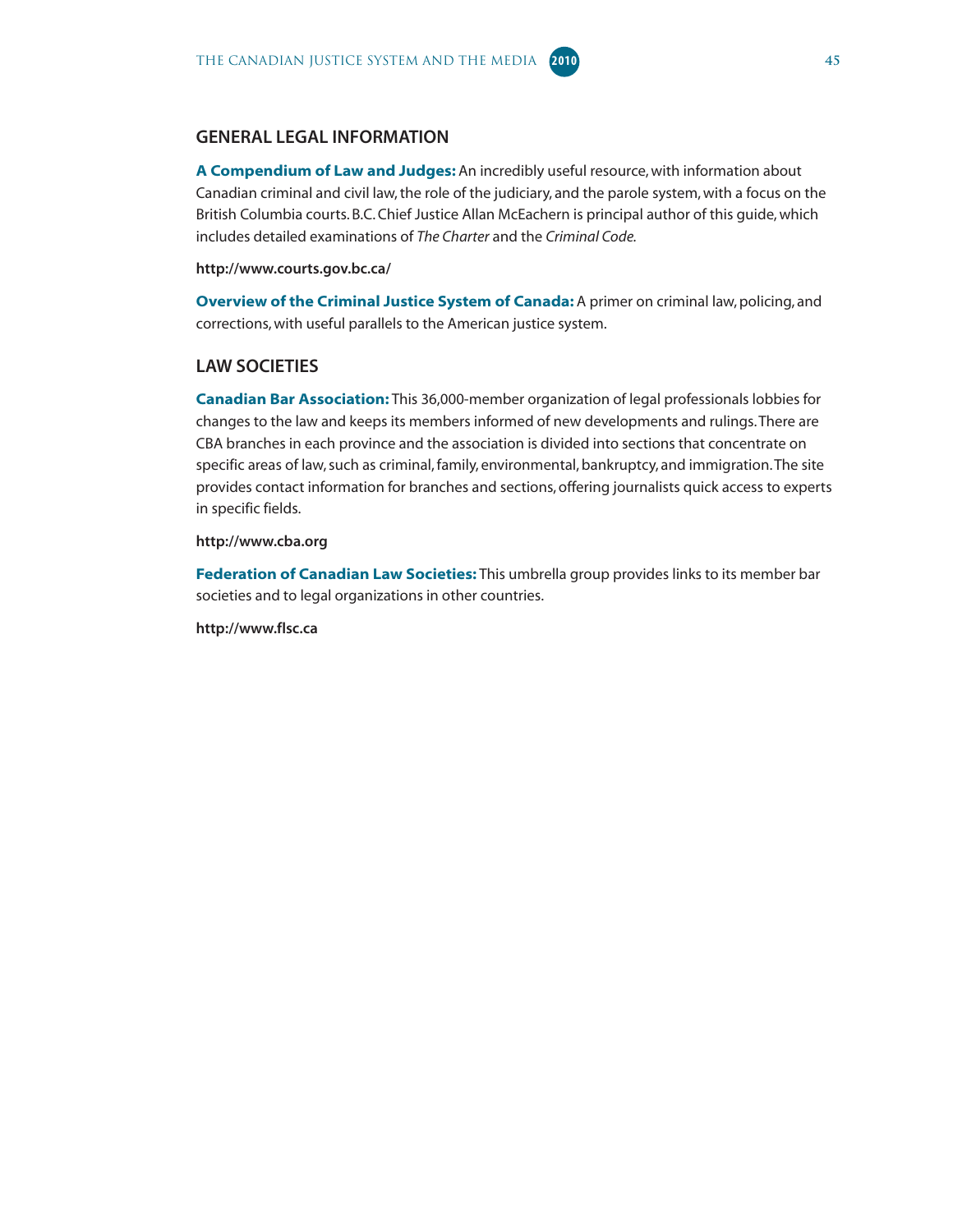## GENERAL LEGAL INFORMATION

**A Compendium of Law and Judges:** An incredibly useful resource, with information about Canadian criminal and civil law, the role of the judiciary, and the parole system, with a focus on the British Columbia courts. B.C. Chief Justice Allan McEachern is principal author of this guide, which includes detailed examinations of *The Charter* and the *Criminal Code.*

**http://www.courts.gov.bc.ca/**

**Overview of the Criminal Justice System of Canada:** A primer on criminal law, policing, and corrections, with useful parallels to the American justice system.

## LAW SOCIETIES

**Canadian Bar Association:** This 36,000-member organization of legal professionals lobbies for changes to the law and keeps its members informed of new developments and rulings. There are CBA branches in each province and the association is divided into sections that concentrate on specific areas of law, such as criminal, family, environmental, bankruptcy, and immigration. The site provides contact information for branches and sections, offering journalists quick access to experts in specific fields.

**http://www.cba.org**

**Federation of Canadian Law Societies:** This umbrella group provides links to its member bar societies and to legal organizations in other countries.

**http://www.flsc.ca**